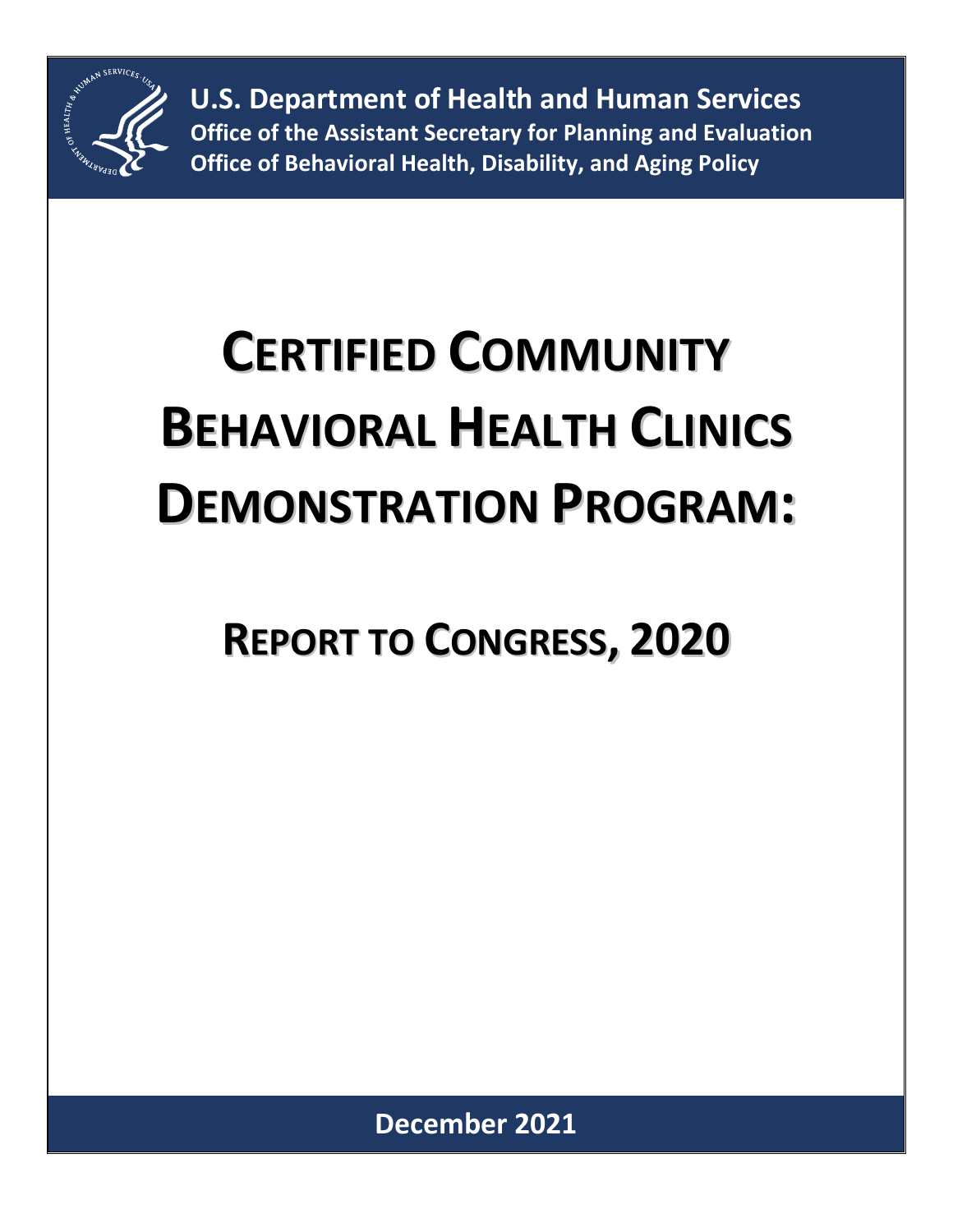**U.S. Department of Health and Human Services**
**Office of the Assistant Secretary for Planning and Evaluation**
**Office of Behavioral Health, Disability, and Aging Policy**

# CERTIFIED COMMUNITY BEHAVIORAL HEALTH CLINICS DEMONSTRATION PROGRAM:

## REPORT TO CONGRESS, 2020

**December 2021**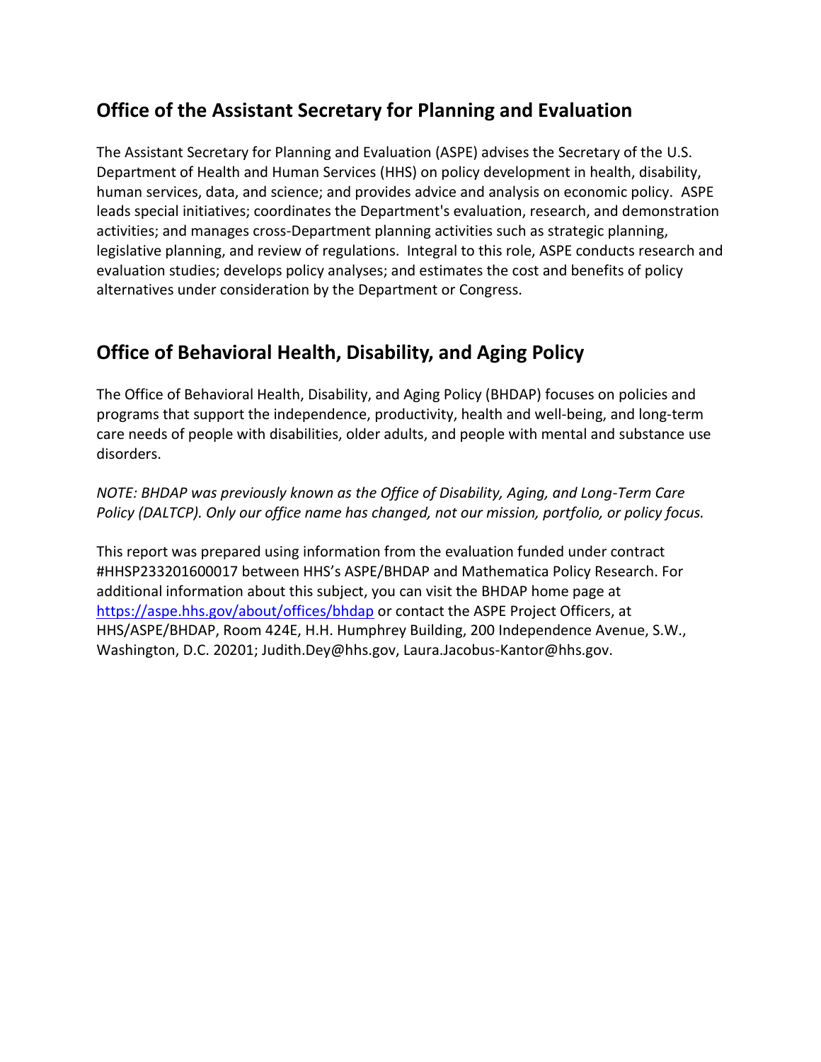## Office of the Assistant Secretary for Planning and Evaluation

The Assistant Secretary for Planning and Evaluation (ASPE) advises the Secretary of the U.S. Department of Health and Human Services (HHS) on policy development in health, disability, human services, data, and science; and provides advice and analysis on economic policy. ASPE leads special initiatives; coordinates the Department's evaluation, research, and demonstration activities; and manages cross-Department planning activities such as strategic planning, legislative planning, and review of regulations. Integral to this role, ASPE conducts research and evaluation studies; develops policy analyses; and estimates the cost and benefits of policy alternatives under consideration by the Department or Congress.

## Office of Behavioral Health, Disability, and Aging Policy

The Office of Behavioral Health, Disability, and Aging Policy (BHDAP) focuses on policies and programs that support the independence, productivity, health and well-being, and long-term care needs of people with disabilities, older adults, and people with mental and substance use disorders.

*NOTE: BHDAP was previously known as the Office of Disability, Aging, and Long-Term Care Policy (DALTCP). Only our office name has changed, not our mission, portfolio, or policy focus.*

This report was prepared using information from the evaluation funded under contract #HHSP233201600017 between HHS's ASPE/BHDAP and Mathematica Policy Research. For additional information about this subject, you can visit the BHDAP home page at https://aspe.hhs.gov/about/offices/bhdap or contact the ASPE Project Officers, at HHS/ASPE/BHDAP, Room 424E, H.H. Humphrey Building, 200 Independence Avenue, S.W., Washington, D.C. 20201; Judith.Dey@hhs.gov, Laura.Jacobus-Kantor@hhs.gov.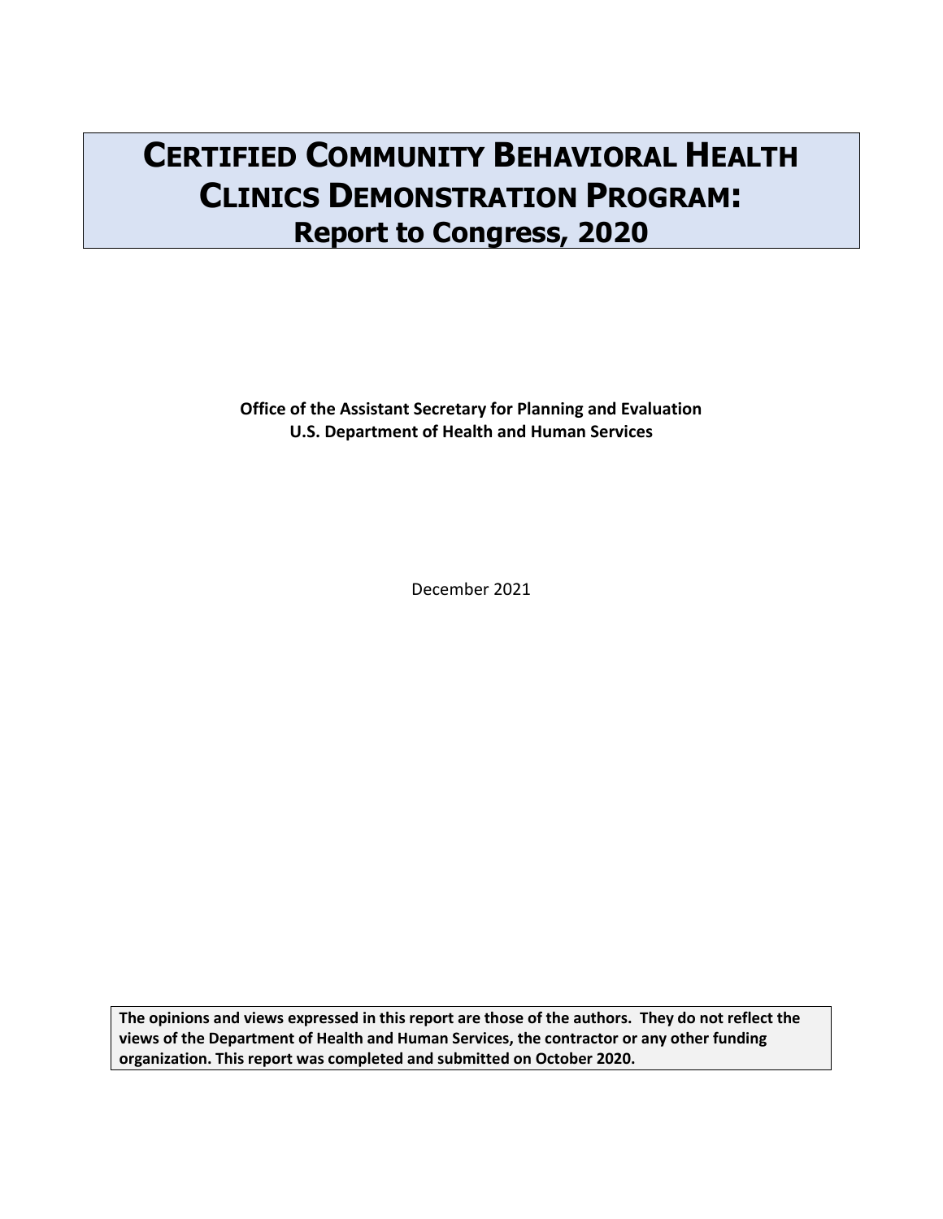# Certified Community Behavioral Health Clinics Demonstration Program: Report to Congress, 2020

**Office of the Assistant Secretary for Planning and Evaluation**
**U.S. Department of Health and Human Services**

December 2021

**The opinions and views expressed in this report are those of the authors. They do not reflect the views of the Department of Health and Human Services, the contractor or any other funding organization. This report was completed and submitted on October 2020.**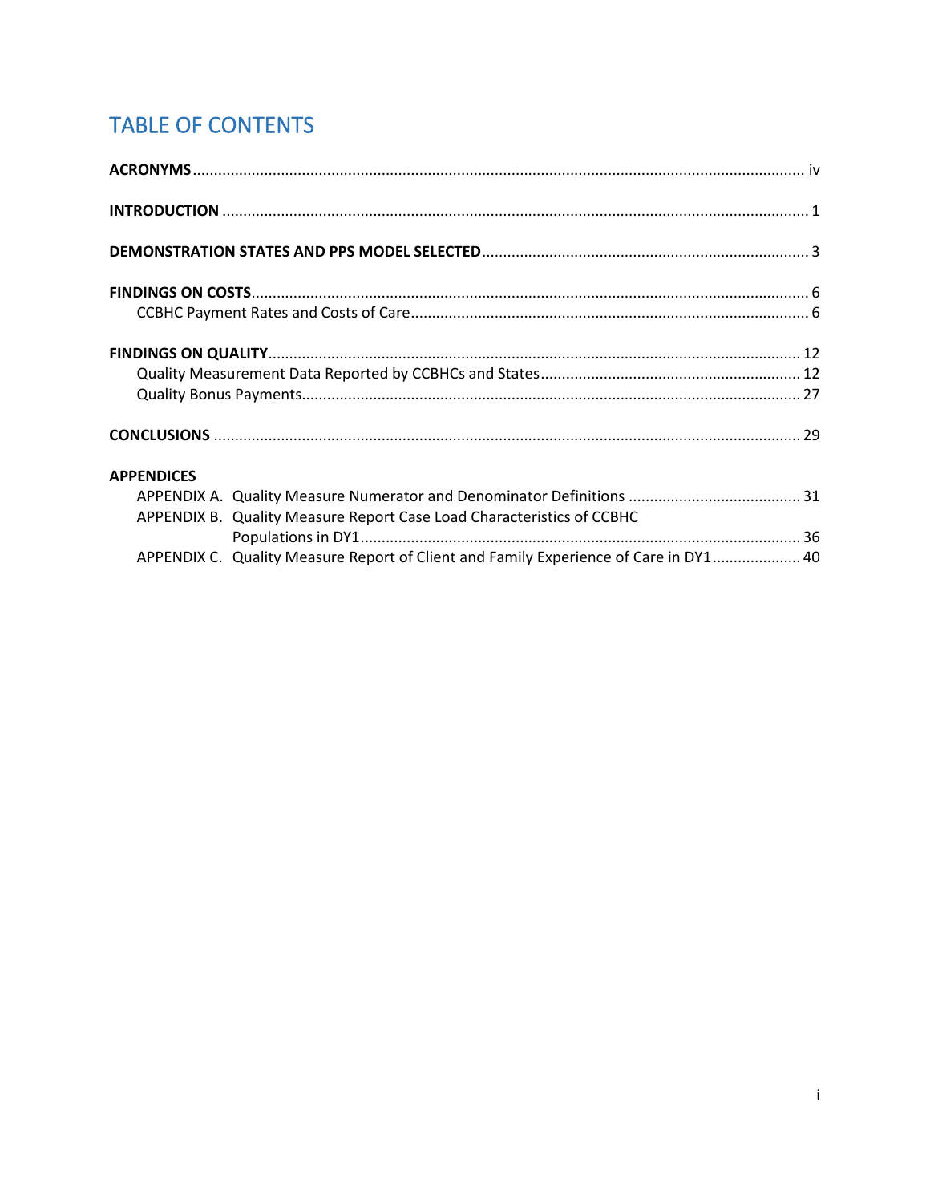# TABLE OF CONTENTS

**ACRONYMS** ... iv

**INTRODUCTION** ... 1

**DEMONSTRATION STATES AND PPS MODEL SELECTED** ... 3

**FINDINGS ON COSTS** ... 6
- CCBHC Payment Rates and Costs of Care ... 6

**FINDINGS ON QUALITY** ... 12
- Quality Measurement Data Reported by CCBHCs and States ... 12
- Quality Bonus Payments ... 27

**CONCLUSIONS** ... 29

**APPENDICES**
- APPENDIX A. Quality Measure Numerator and Denominator Definitions ... 31
- APPENDIX B. Quality Measure Report Case Load Characteristics of CCBHC Populations in DY1 ... 36
- APPENDIX C. Quality Measure Report of Client and Family Experience of Care in DY1 ... 40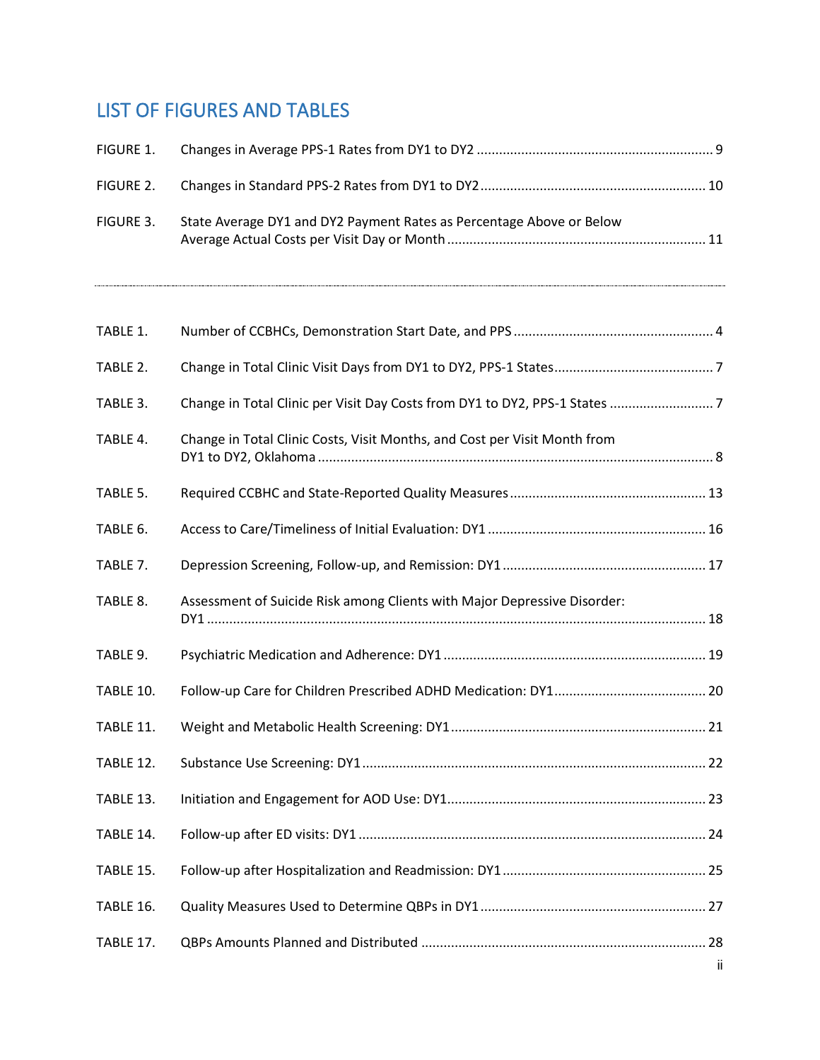## LIST OF FIGURES AND TABLES

| | | |
|---|---|---|
| FIGURE 1. | Changes in Average PPS-1 Rates from DY1 to DY2 | 9 |
| FIGURE 2. | Changes in Standard PPS-2 Rates from DY1 to DY2 | 10 |
| FIGURE 3. | State Average DY1 and DY2 Payment Rates as Percentage Above or Below Average Actual Costs per Visit Day or Month | 11 |

---

| | | |
|---|---|---|
| TABLE 1. | Number of CCBHCs, Demonstration Start Date, and PPS | 4 |
| TABLE 2. | Change in Total Clinic Visit Days from DY1 to DY2, PPS-1 States | 7 |
| TABLE 3. | Change in Total Clinic per Visit Day Costs from DY1 to DY2, PPS-1 States | 7 |
| TABLE 4. | Change in Total Clinic Costs, Visit Months, and Cost per Visit Month from DY1 to DY2, Oklahoma | 8 |
| TABLE 5. | Required CCBHC and State-Reported Quality Measures | 13 |
| TABLE 6. | Access to Care/Timeliness of Initial Evaluation: DY1 | 16 |
| TABLE 7. | Depression Screening, Follow-up, and Remission: DY1 | 17 |
| TABLE 8. | Assessment of Suicide Risk among Clients with Major Depressive Disorder: DY1 | 18 |
| TABLE 9. | Psychiatric Medication and Adherence: DY1 | 19 |
| TABLE 10. | Follow-up Care for Children Prescribed ADHD Medication: DY1 | 20 |
| TABLE 11. | Weight and Metabolic Health Screening: DY1 | 21 |
| TABLE 12. | Substance Use Screening: DY1 | 22 |
| TABLE 13. | Initiation and Engagement for AOD Use: DY1 | 23 |
| TABLE 14. | Follow-up after ED visits: DY1 | 24 |
| TABLE 15. | Follow-up after Hospitalization and Readmission: DY1 | 25 |
| TABLE 16. | Quality Measures Used to Determine QBPs in DY1 | 27 |
| TABLE 17. | QBPs Amounts Planned and Distributed | 28 |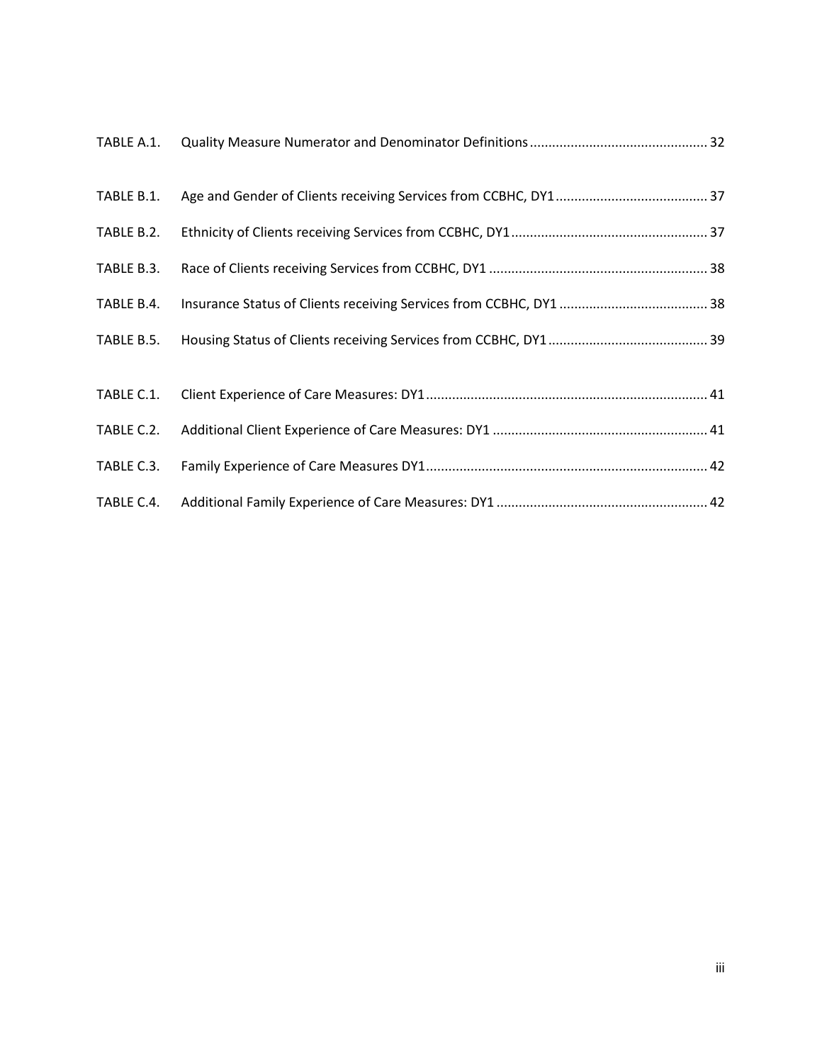TABLE A.1. Quality Measure Numerator and Denominator Definitions ............................................... 32

TABLE B.1. Age and Gender of Clients receiving Services from CCBHC, DY1 ........................................ 37

TABLE B.2. Ethnicity of Clients receiving Services from CCBHC, DY1 .................................................... 37

TABLE B.3. Race of Clients receiving Services from CCBHC, DY1 .......................................................... 38

TABLE B.4. Insurance Status of Clients receiving Services from CCBHC, DY1 ........................................ 38

TABLE B.5. Housing Status of Clients receiving Services from CCBHC, DY1 ........................................... 39

TABLE C.1. Client Experience of Care Measures: DY1 ........................................................................... 41

TABLE C.2. Additional Client Experience of Care Measures: DY1 .......................................................... 41

TABLE C.3. Family Experience of Care Measures DY1 ........................................................................... 42

TABLE C.4. Additional Family Experience of Care Measures: DY1 ......................................................... 42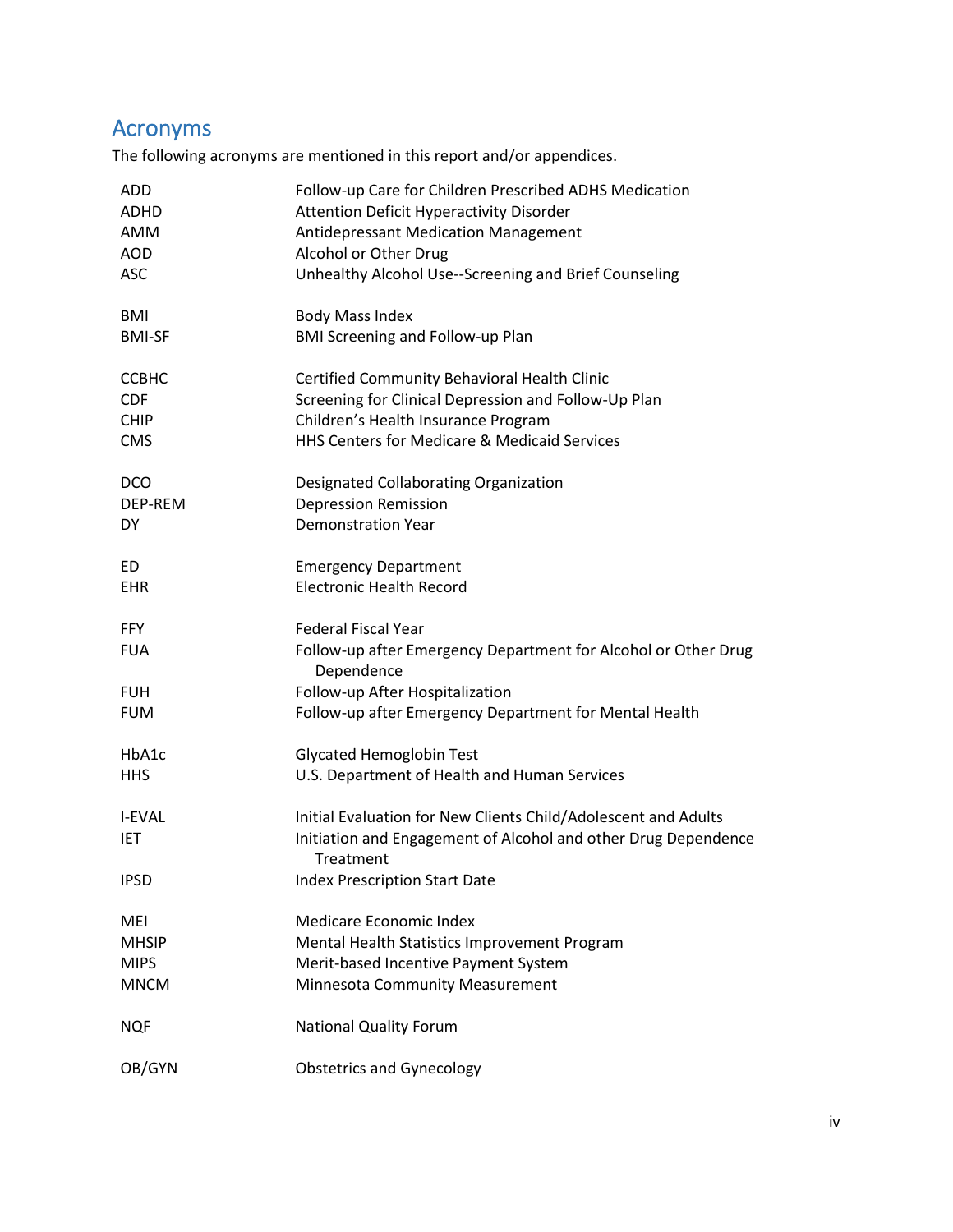## Acronyms

The following acronyms are mentioned in this report and/or appendices.

| | |
|---|---|
| ADD | Follow-up Care for Children Prescribed ADHS Medication |
| ADHD | Attention Deficit Hyperactivity Disorder |
| AMM | Antidepressant Medication Management |
| AOD | Alcohol or Other Drug |
| ASC | Unhealthy Alcohol Use--Screening and Brief Counseling |
| BMI | Body Mass Index |
| BMI-SF | BMI Screening and Follow-up Plan |
| CCBHC | Certified Community Behavioral Health Clinic |
| CDF | Screening for Clinical Depression and Follow-Up Plan |
| CHIP | Children's Health Insurance Program |
| CMS | HHS Centers for Medicare & Medicaid Services |
| DCO | Designated Collaborating Organization |
| DEP-REM | Depression Remission |
| DY | Demonstration Year |
| ED | Emergency Department |
| EHR | Electronic Health Record |
| FFY | Federal Fiscal Year |
| FUA | Follow-up after Emergency Department for Alcohol or Other Drug Dependence |
| FUH | Follow-up After Hospitalization |
| FUM | Follow-up after Emergency Department for Mental Health |
| HbA1c | Glycated Hemoglobin Test |
| HHS | U.S. Department of Health and Human Services |
| I-EVAL | Initial Evaluation for New Clients Child/Adolescent and Adults |
| IET | Initiation and Engagement of Alcohol and other Drug Dependence Treatment |
| IPSD | Index Prescription Start Date |
| MEI | Medicare Economic Index |
| MHSIP | Mental Health Statistics Improvement Program |
| MIPS | Merit-based Incentive Payment System |
| MNCM | Minnesota Community Measurement |
| NQF | National Quality Forum |
| OB/GYN | Obstetrics and Gynecology |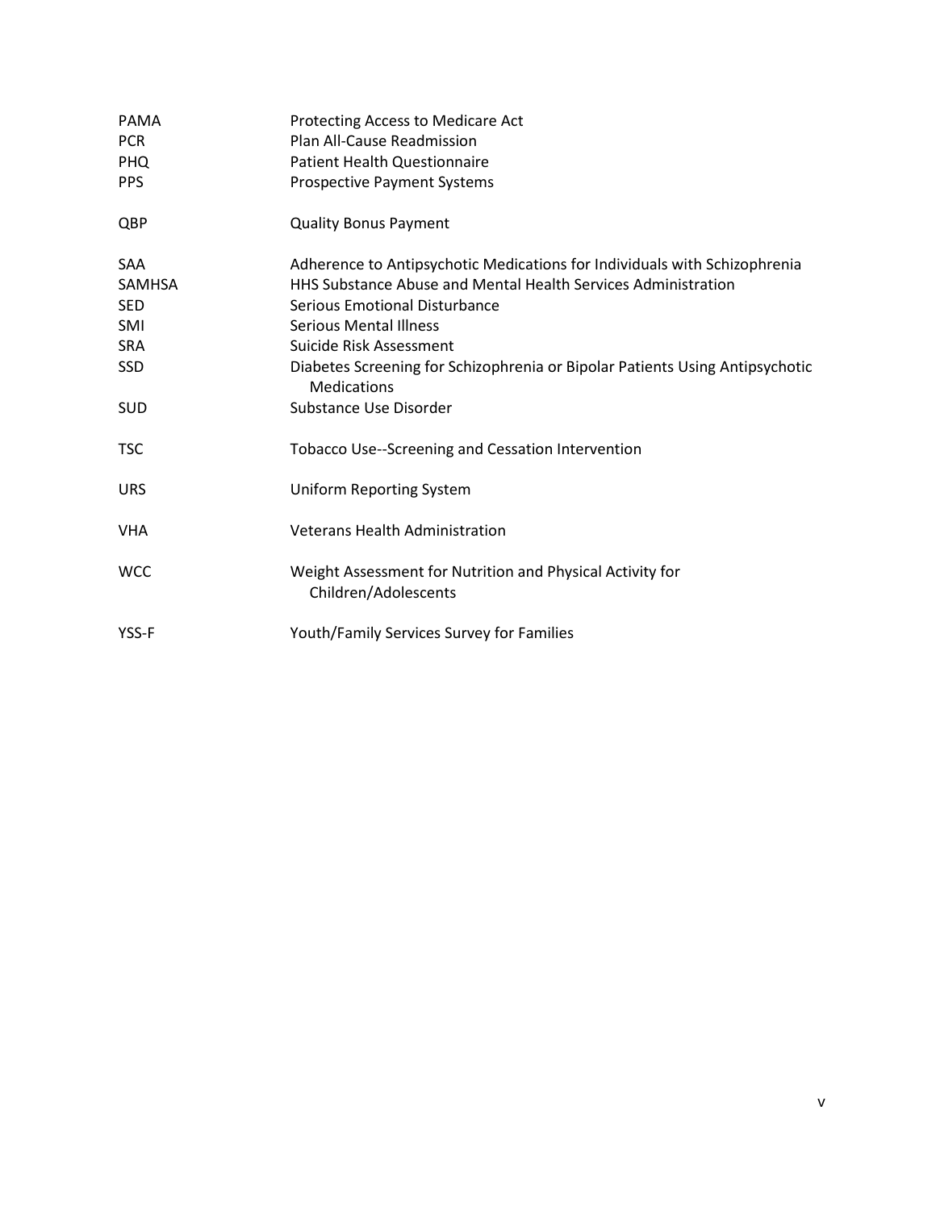| | |
|---|---|
| PAMA | Protecting Access to Medicare Act |
| PCR | Plan All-Cause Readmission |
| PHQ | Patient Health Questionnaire |
| PPS | Prospective Payment Systems |
| QBP | Quality Bonus Payment |
| SAA | Adherence to Antipsychotic Medications for Individuals with Schizophrenia |
| SAMHSA | HHS Substance Abuse and Mental Health Services Administration |
| SED | Serious Emotional Disturbance |
| SMI | Serious Mental Illness |
| SRA | Suicide Risk Assessment |
| SSD | Diabetes Screening for Schizophrenia or Bipolar Patients Using Antipsychotic Medications |
| SUD | Substance Use Disorder |
| TSC | Tobacco Use--Screening and Cessation Intervention |
| URS | Uniform Reporting System |
| VHA | Veterans Health Administration |
| WCC | Weight Assessment for Nutrition and Physical Activity for Children/Adolescents |
| YSS-F | Youth/Family Services Survey for Families |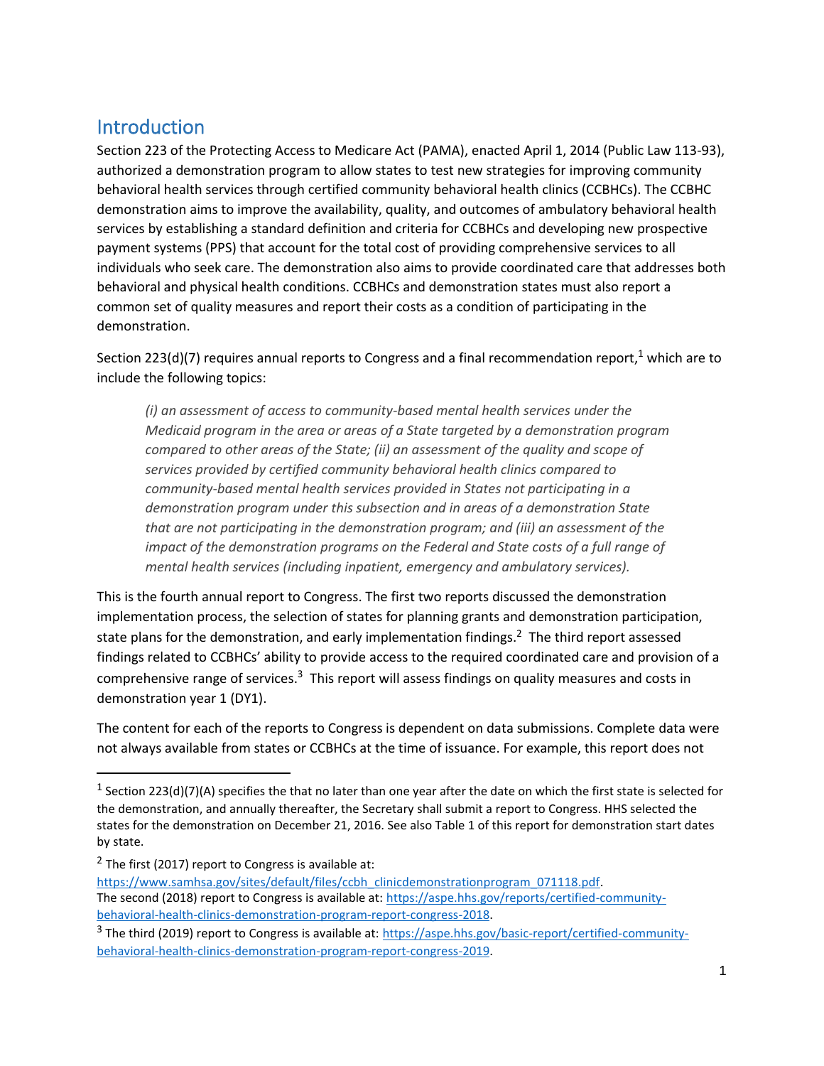## Introduction

Section 223 of the Protecting Access to Medicare Act (PAMA), enacted April 1, 2014 (Public Law 113-93), authorized a demonstration program to allow states to test new strategies for improving community behavioral health services through certified community behavioral health clinics (CCBHCs). The CCBHC demonstration aims to improve the availability, quality, and outcomes of ambulatory behavioral health services by establishing a standard definition and criteria for CCBHCs and developing new prospective payment systems (PPS) that account for the total cost of providing comprehensive services to all individuals who seek care. The demonstration also aims to provide coordinated care that addresses both behavioral and physical health conditions. CCBHCs and demonstration states must also report a common set of quality measures and report their costs as a condition of participating in the demonstration.

Section 223(d)(7) requires annual reports to Congress and a final recommendation report,[1] which are to include the following topics:

> *(i) an assessment of access to community-based mental health services under the Medicaid program in the area or areas of a State targeted by a demonstration program compared to other areas of the State; (ii) an assessment of the quality and scope of services provided by certified community behavioral health clinics compared to community-based mental health services provided in States not participating in a demonstration program under this subsection and in areas of a demonstration State that are not participating in the demonstration program; and (iii) an assessment of the impact of the demonstration programs on the Federal and State costs of a full range of mental health services (including inpatient, emergency and ambulatory services).*

This is the fourth annual report to Congress. The first two reports discussed the demonstration implementation process, the selection of states for planning grants and demonstration participation, state plans for the demonstration, and early implementation findings.[2] The third report assessed findings related to CCBHCs' ability to provide access to the required coordinated care and provision of a comprehensive range of services.[3] This report will assess findings on quality measures and costs in demonstration year 1 (DY1).

The content for each of the reports to Congress is dependent on data submissions. Complete data were not always available from states or CCBHCs at the time of issuance. For example, this report does not

---

[1] Section 223(d)(7)(A) specifies the that no later than one year after the date on which the first state is selected for the demonstration, and annually thereafter, the Secretary shall submit a report to Congress. HHS selected the states for the demonstration on December 21, 2016. See also Table 1 of this report for demonstration start dates by state.

[2] The first (2017) report to Congress is available at: https://www.samhsa.gov/sites/default/files/ccbh_clinicdemonstrationprogram_071118.pdf. The second (2018) report to Congress is available at: https://aspe.hhs.gov/reports/certified-community-behavioral-health-clinics-demonstration-program-report-congress-2018.

[3] The third (2019) report to Congress is available at: https://aspe.hhs.gov/basic-report/certified-community-behavioral-health-clinics-demonstration-program-report-congress-2019.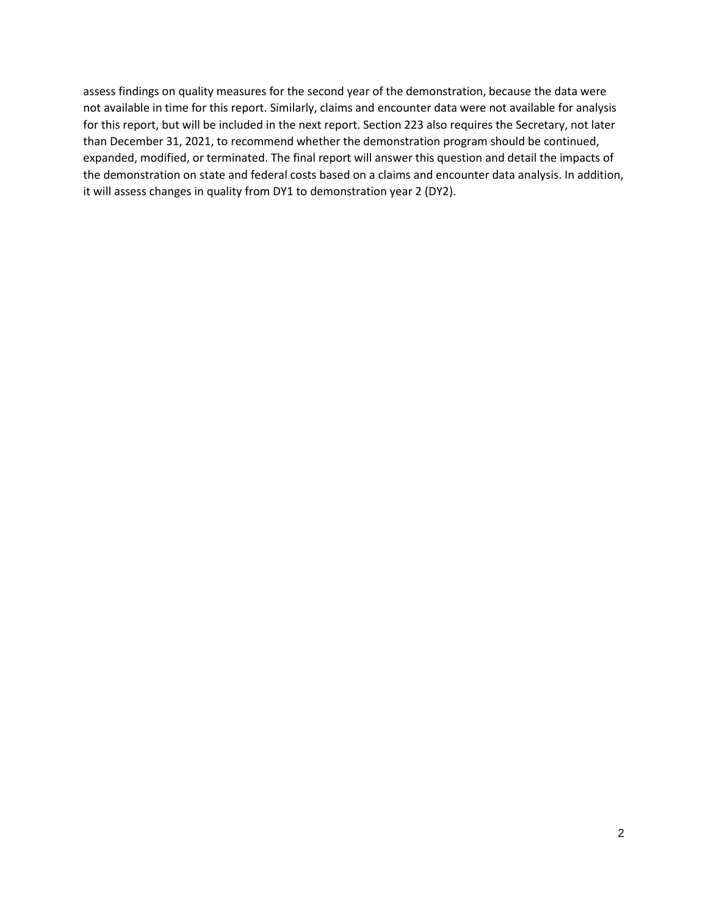assess findings on quality measures for the second year of the demonstration, because the data were not available in time for this report. Similarly, claims and encounter data were not available for analysis for this report, but will be included in the next report. Section 223 also requires the Secretary, not later than December 31, 2021, to recommend whether the demonstration program should be continued, expanded, modified, or terminated. The final report will answer this question and detail the impacts of the demonstration on state and federal costs based on a claims and encounter data analysis. In addition, it will assess changes in quality from DY1 to demonstration year 2 (DY2).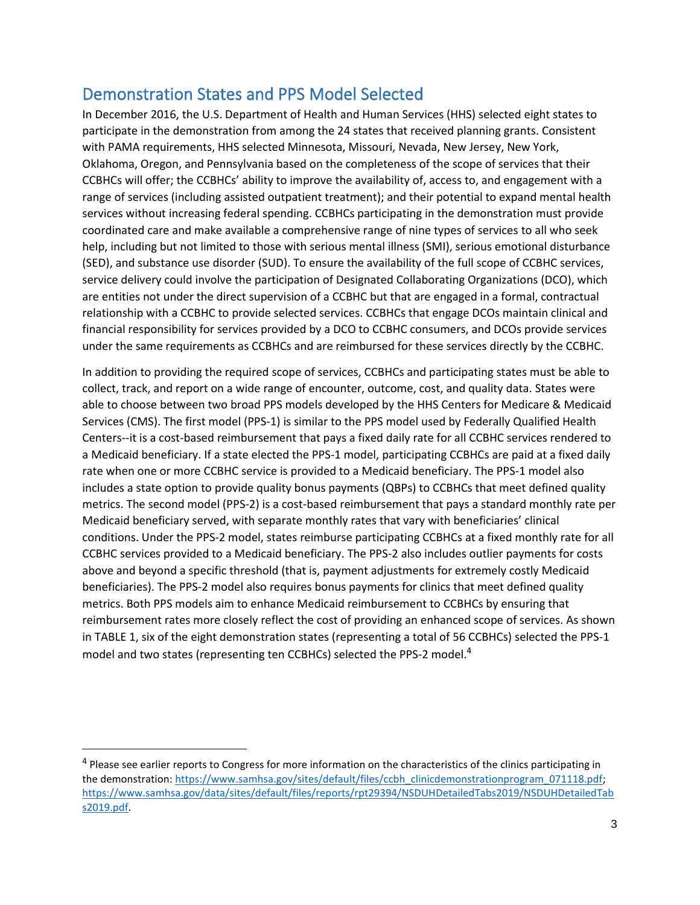## Demonstration States and PPS Model Selected

In December 2016, the U.S. Department of Health and Human Services (HHS) selected eight states to participate in the demonstration from among the 24 states that received planning grants. Consistent with PAMA requirements, HHS selected Minnesota, Missouri, Nevada, New Jersey, New York, Oklahoma, Oregon, and Pennsylvania based on the completeness of the scope of services that their CCBHCs will offer; the CCBHCs' ability to improve the availability of, access to, and engagement with a range of services (including assisted outpatient treatment); and their potential to expand mental health services without increasing federal spending. CCBHCs participating in the demonstration must provide coordinated care and make available a comprehensive range of nine types of services to all who seek help, including but not limited to those with serious mental illness (SMI), serious emotional disturbance (SED), and substance use disorder (SUD). To ensure the availability of the full scope of CCBHC services, service delivery could involve the participation of Designated Collaborating Organizations (DCO), which are entities not under the direct supervision of a CCBHC but that are engaged in a formal, contractual relationship with a CCBHC to provide selected services. CCBHCs that engage DCOs maintain clinical and financial responsibility for services provided by a DCO to CCBHC consumers, and DCOs provide services under the same requirements as CCBHCs and are reimbursed for these services directly by the CCBHC.

In addition to providing the required scope of services, CCBHCs and participating states must be able to collect, track, and report on a wide range of encounter, outcome, cost, and quality data. States were able to choose between two broad PPS models developed by the HHS Centers for Medicare & Medicaid Services (CMS). The first model (PPS-1) is similar to the PPS model used by Federally Qualified Health Centers--it is a cost-based reimbursement that pays a fixed daily rate for all CCBHC services rendered to a Medicaid beneficiary. If a state elected the PPS-1 model, participating CCBHCs are paid at a fixed daily rate when one or more CCBHC service is provided to a Medicaid beneficiary. The PPS-1 model also includes a state option to provide quality bonus payments (QBPs) to CCBHCs that meet defined quality metrics. The second model (PPS-2) is a cost-based reimbursement that pays a standard monthly rate per Medicaid beneficiary served, with separate monthly rates that vary with beneficiaries' clinical conditions. Under the PPS-2 model, states reimburse participating CCBHCs at a fixed monthly rate for all CCBHC services provided to a Medicaid beneficiary. The PPS-2 also includes outlier payments for costs above and beyond a specific threshold (that is, payment adjustments for extremely costly Medicaid beneficiaries). The PPS-2 model also requires bonus payments for clinics that meet defined quality metrics. Both PPS models aim to enhance Medicaid reimbursement to CCBHCs by ensuring that reimbursement rates more closely reflect the cost of providing an enhanced scope of services. As shown in TABLE 1, six of the eight demonstration states (representing a total of 56 CCBHCs) selected the PPS-1 model and two states (representing ten CCBHCs) selected the PPS-2 model.[4]

---

[4] Please see earlier reports to Congress for more information on the characteristics of the clinics participating in the demonstration: https://www.samhsa.gov/sites/default/files/ccbh_clinicdemonstrationprogram_071118.pdf; https://www.samhsa.gov/data/sites/default/files/reports/rpt29394/NSDUHDetailedTabs2019/NSDUHDetailedTabs2019.pdf.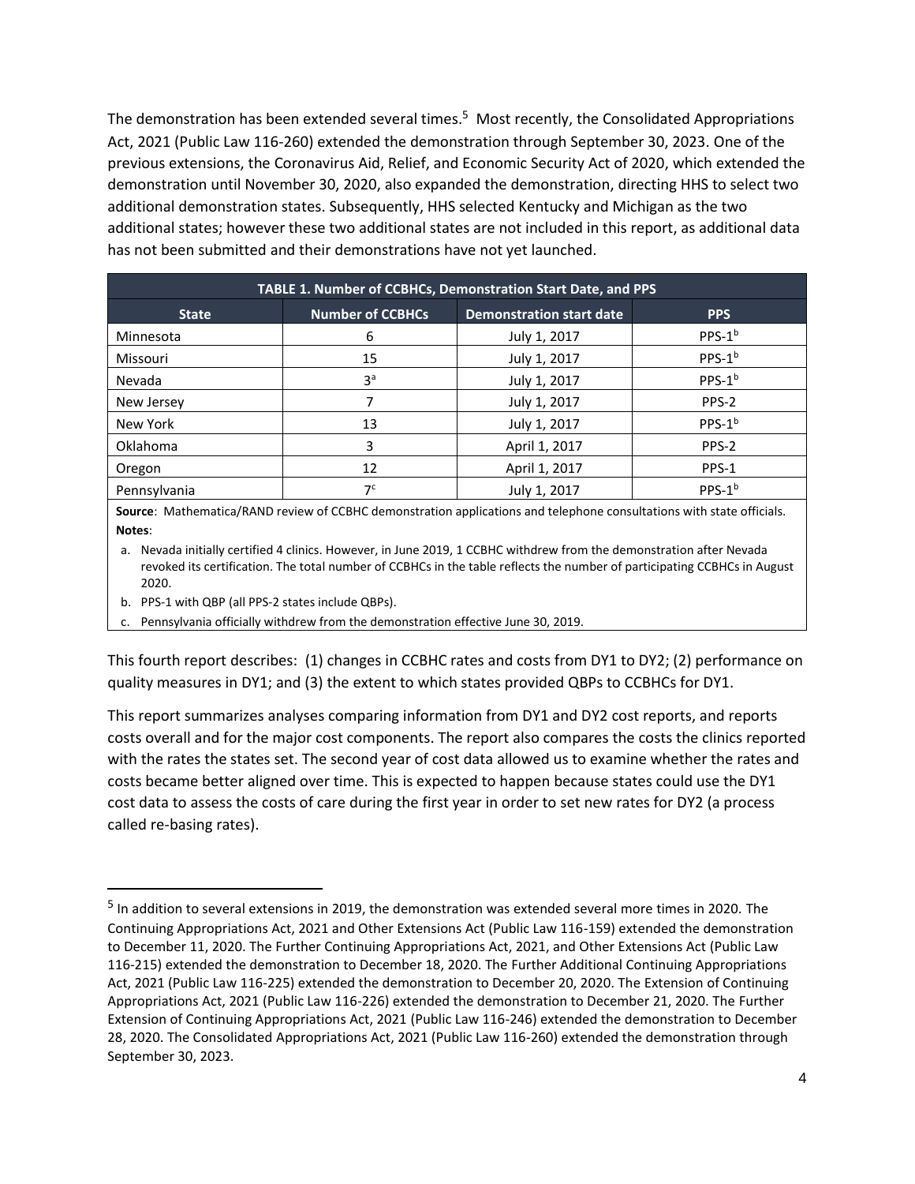The demonstration has been extended several times.[5] Most recently, the Consolidated Appropriations Act, 2021 (Public Law 116-260) extended the demonstration through September 30, 2023. One of the previous extensions, the Coronavirus Aid, Relief, and Economic Security Act of 2020, which extended the demonstration until November 30, 2020, also expanded the demonstration, directing HHS to select two additional demonstration states. Subsequently, HHS selected Kentucky and Michigan as the two additional states; however these two additional states are not included in this report, as additional data has not been submitted and their demonstrations have not yet launched.

**TABLE 1. Number of CCBHCs, Demonstration Start Date, and PPS**

| State | Number of CCBHCs | Demonstration start date | PPS |
|---|---|---|---|
| Minnesota | 6 | July 1, 2017 | PPS-1[b] |
| Missouri | 15 | July 1, 2017 | PPS-1[b] |
| Nevada | 3[a] | July 1, 2017 | PPS-1[b] |
| New Jersey | 7 | July 1, 2017 | PPS-2 |
| New York | 13 | July 1, 2017 | PPS-1[b] |
| Oklahoma | 3 | April 1, 2017 | PPS-2 |
| Oregon | 12 | April 1, 2017 | PPS-1 |
| Pennsylvania | 7[c] | July 1, 2017 | PPS-1[b] |

**Source**: Mathematica/RAND review of CCBHC demonstration applications and telephone consultations with state officials.
**Notes**:

a. Nevada initially certified 4 clinics. However, in June 2019, 1 CCBHC withdrew from the demonstration after Nevada revoked its certification. The total number of CCBHCs in the table reflects the number of participating CCBHCs in August 2020.

b. PPS-1 with QBP (all PPS-2 states include QBPs).

c. Pennsylvania officially withdrew from the demonstration effective June 30, 2019.

This fourth report describes: (1) changes in CCBHC rates and costs from DY1 to DY2; (2) performance on quality measures in DY1; and (3) the extent to which states provided QBPs to CCBHCs for DY1.

This report summarizes analyses comparing information from DY1 and DY2 cost reports, and reports costs overall and for the major cost components. The report also compares the costs the clinics reported with the rates the states set. The second year of cost data allowed us to examine whether the rates and costs became better aligned over time. This is expected to happen because states could use the DY1 cost data to assess the costs of care during the first year in order to set new rates for DY2 (a process called re-basing rates).

[5] In addition to several extensions in 2019, the demonstration was extended several more times in 2020. The Continuing Appropriations Act, 2021 and Other Extensions Act (Public Law 116-159) extended the demonstration to December 11, 2020. The Further Continuing Appropriations Act, 2021, and Other Extensions Act (Public Law 116-215) extended the demonstration to December 18, 2020. The Further Additional Continuing Appropriations Act, 2021 (Public Law 116-225) extended the demonstration to December 20, 2020. The Extension of Continuing Appropriations Act, 2021 (Public Law 116-226) extended the demonstration to December 21, 2020. The Further Extension of Continuing Appropriations Act, 2021 (Public Law 116-246) extended the demonstration to December 28, 2020. The Consolidated Appropriations Act, 2021 (Public Law 116-260) extended the demonstration through September 30, 2023.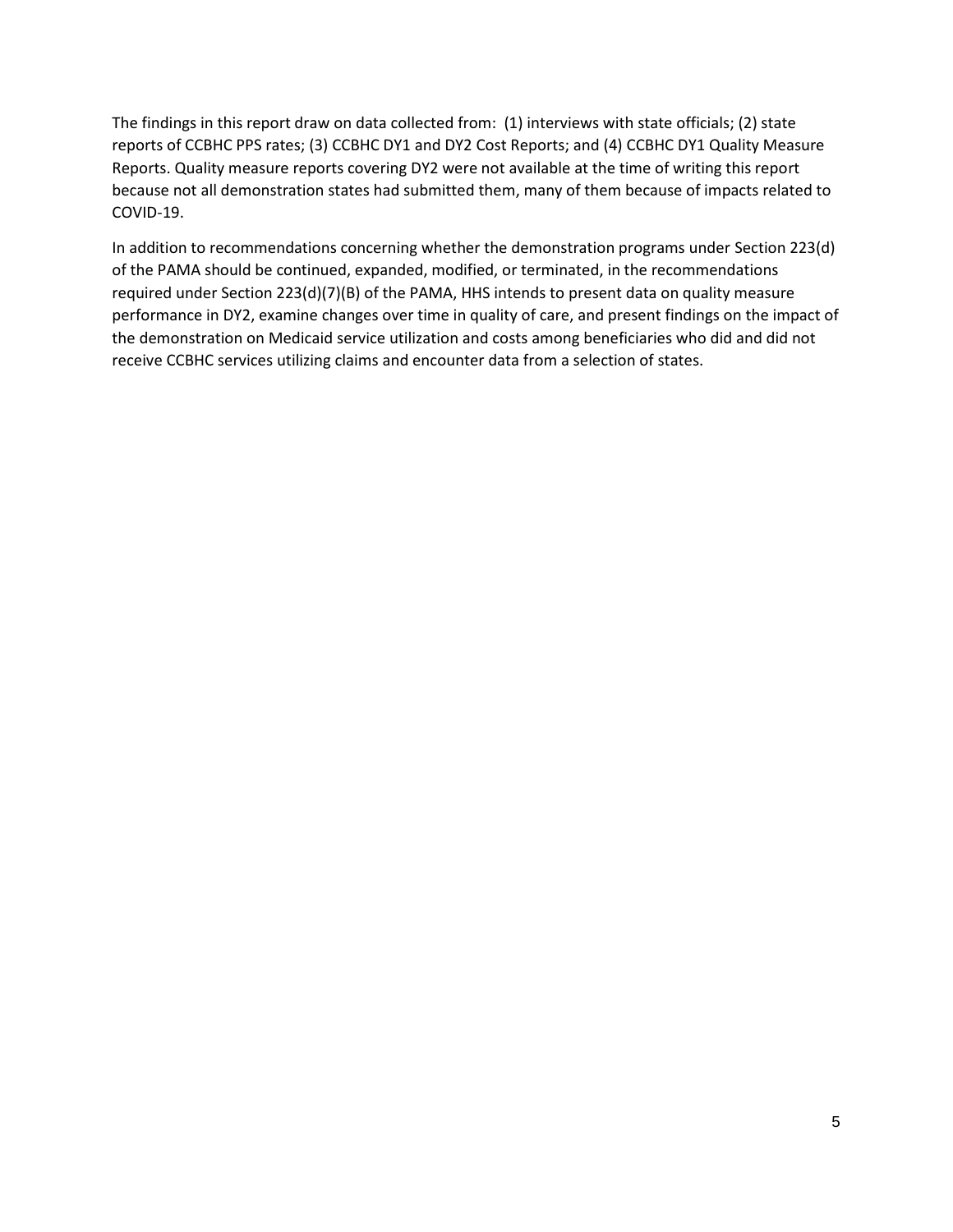The findings in this report draw on data collected from: (1) interviews with state officials; (2) state reports of CCBHC PPS rates; (3) CCBHC DY1 and DY2 Cost Reports; and (4) CCBHC DY1 Quality Measure Reports. Quality measure reports covering DY2 were not available at the time of writing this report because not all demonstration states had submitted them, many of them because of impacts related to COVID-19.

In addition to recommendations concerning whether the demonstration programs under Section 223(d) of the PAMA should be continued, expanded, modified, or terminated, in the recommendations required under Section 223(d)(7)(B) of the PAMA, HHS intends to present data on quality measure performance in DY2, examine changes over time in quality of care, and present findings on the impact of the demonstration on Medicaid service utilization and costs among beneficiaries who did and did not receive CCBHC services utilizing claims and encounter data from a selection of states.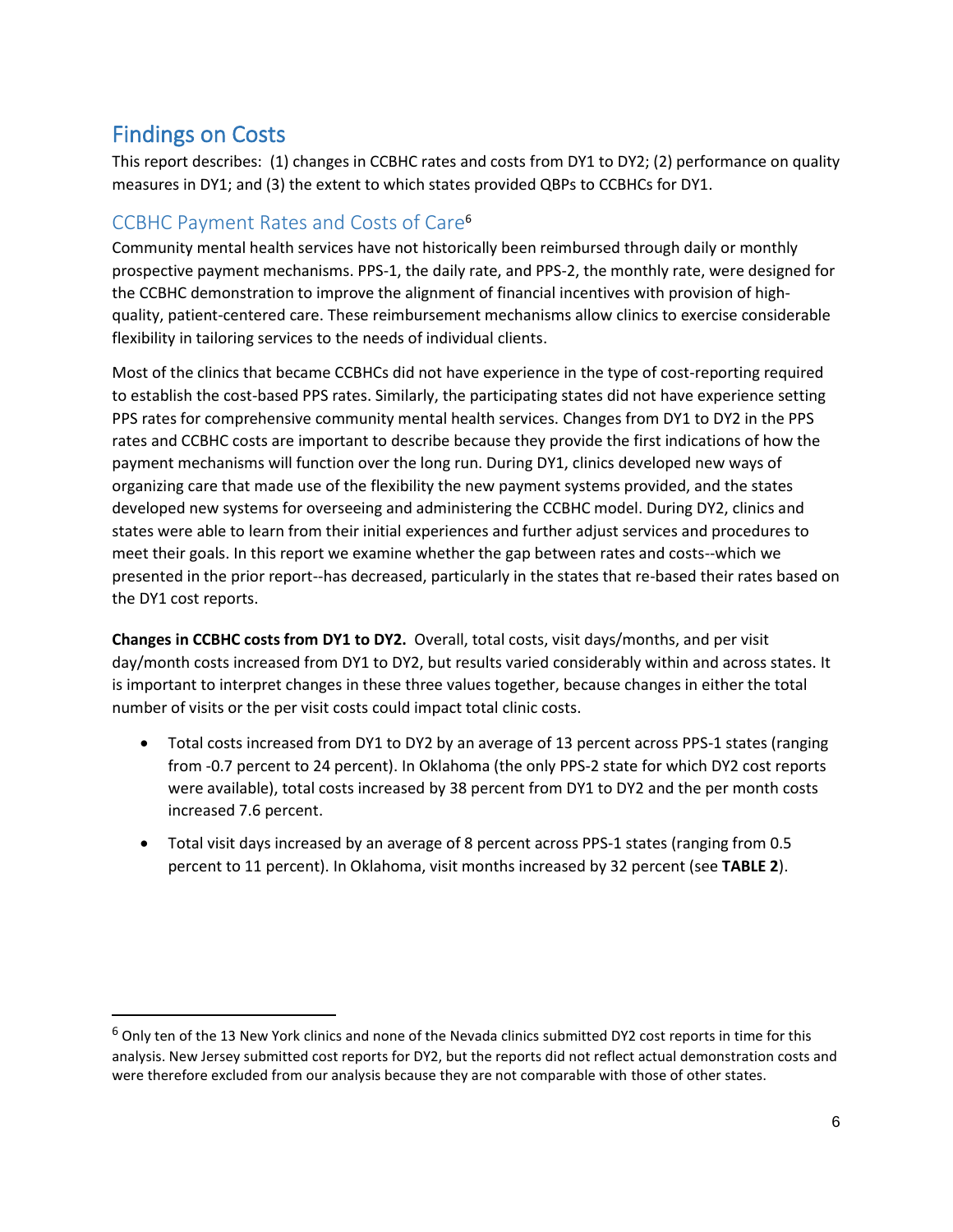## Findings on Costs

This report describes: (1) changes in CCBHC rates and costs from DY1 to DY2; (2) performance on quality measures in DY1; and (3) the extent to which states provided QBPs to CCBHCs for DY1.

### CCBHC Payment Rates and Costs of Care[6]

Community mental health services have not historically been reimbursed through daily or monthly prospective payment mechanisms. PPS-1, the daily rate, and PPS-2, the monthly rate, were designed for the CCBHC demonstration to improve the alignment of financial incentives with provision of high-quality, patient-centered care. These reimbursement mechanisms allow clinics to exercise considerable flexibility in tailoring services to the needs of individual clients.

Most of the clinics that became CCBHCs did not have experience in the type of cost-reporting required to establish the cost-based PPS rates. Similarly, the participating states did not have experience setting PPS rates for comprehensive community mental health services. Changes from DY1 to DY2 in the PPS rates and CCBHC costs are important to describe because they provide the first indications of how the payment mechanisms will function over the long run. During DY1, clinics developed new ways of organizing care that made use of the flexibility the new payment systems provided, and the states developed new systems for overseeing and administering the CCBHC model. During DY2, clinics and states were able to learn from their initial experiences and further adjust services and procedures to meet their goals. In this report we examine whether the gap between rates and costs--which we presented in the prior report--has decreased, particularly in the states that re-based their rates based on the DY1 cost reports.

**Changes in CCBHC costs from DY1 to DY2.** Overall, total costs, visit days/months, and per visit day/month costs increased from DY1 to DY2, but results varied considerably within and across states. It is important to interpret changes in these three values together, because changes in either the total number of visits or the per visit costs could impact total clinic costs.

- Total costs increased from DY1 to DY2 by an average of 13 percent across PPS-1 states (ranging from -0.7 percent to 24 percent). In Oklahoma (the only PPS-2 state for which DY2 cost reports were available), total costs increased by 38 percent from DY1 to DY2 and the per month costs increased 7.6 percent.
- Total visit days increased by an average of 8 percent across PPS-1 states (ranging from 0.5 percent to 11 percent). In Oklahoma, visit months increased by 32 percent (see **TABLE 2**).

---

[6] Only ten of the 13 New York clinics and none of the Nevada clinics submitted DY2 cost reports in time for this analysis. New Jersey submitted cost reports for DY2, but the reports did not reflect actual demonstration costs and were therefore excluded from our analysis because they are not comparable with those of other states.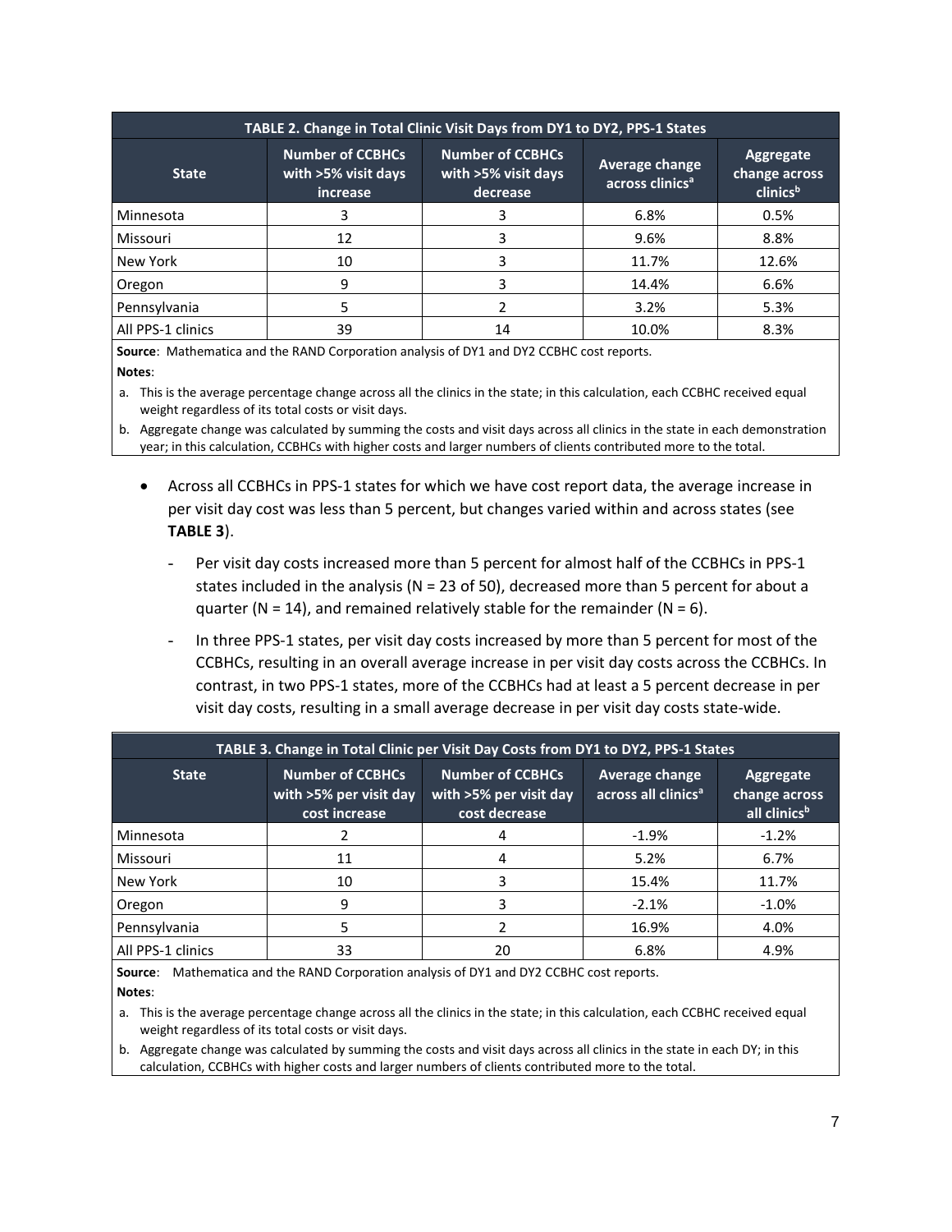| TABLE 2. Change in Total Clinic Visit Days from DY1 to DY2, PPS-1 States | | | | |
|---|---|---|---|---|
| **State** | **Number of CCBHCs with >5% visit days increase** | **Number of CCBHCs with >5% visit days decrease** | **Average change across clinics[a]** | **Aggregate change across clinics[b]** |
| Minnesota | 3 | 3 | 6.8% | 0.5% |
| Missouri | 12 | 3 | 9.6% | 8.8% |
| New York | 10 | 3 | 11.7% | 12.6% |
| Oregon | 9 | 3 | 14.4% | 6.6% |
| Pennsylvania | 5 | 2 | 3.2% | 5.3% |
| All PPS-1 clinics | 39 | 14 | 10.0% | 8.3% |

**Source**: Mathematica and the RAND Corporation analysis of DY1 and DY2 CCBHC cost reports.

**Notes**:

a. This is the average percentage change across all the clinics in the state; in this calculation, each CCBHC received equal weight regardless of its total costs or visit days.

b. Aggregate change was calculated by summing the costs and visit days across all clinics in the state in each demonstration year; in this calculation, CCBHCs with higher costs and larger numbers of clients contributed more to the total.

- Across all CCBHCs in PPS-1 states for which we have cost report data, the average increase in per visit day cost was less than 5 percent, but changes varied within and across states (see **TABLE 3**).
  - Per visit day costs increased more than 5 percent for almost half of the CCBHCs in PPS-1 states included in the analysis (N = 23 of 50), decreased more than 5 percent for about a quarter (N = 14), and remained relatively stable for the remainder (N = 6).
  - In three PPS-1 states, per visit day costs increased by more than 5 percent for most of the CCBHCs, resulting in an overall average increase in per visit day costs across the CCBHCs. In contrast, in two PPS-1 states, more of the CCBHCs had at least a 5 percent decrease in per visit day costs, resulting in a small average decrease in per visit day costs state-wide.

| TABLE 3. Change in Total Clinic per Visit Day Costs from DY1 to DY2, PPS-1 States | | | | |
|---|---|---|---|---|
| **State** | **Number of CCBHCs with >5% per visit day cost increase** | **Number of CCBHCs with >5% per visit day cost decrease** | **Average change across all clinics[a]** | **Aggregate change across all clinics[b]** |
| Minnesota | 2 | 4 | -1.9% | -1.2% |
| Missouri | 11 | 4 | 5.2% | 6.7% |
| New York | 10 | 3 | 15.4% | 11.7% |
| Oregon | 9 | 3 | -2.1% | -1.0% |
| Pennsylvania | 5 | 2 | 16.9% | 4.0% |
| All PPS-1 clinics | 33 | 20 | 6.8% | 4.9% |

**Source**: Mathematica and the RAND Corporation analysis of DY1 and DY2 CCBHC cost reports.

**Notes**:

a. This is the average percentage change across all the clinics in the state; in this calculation, each CCBHC received equal weight regardless of its total costs or visit days.

b. Aggregate change was calculated by summing the costs and visit days across all clinics in the state in each DY; in this calculation, CCBHCs with higher costs and larger numbers of clients contributed more to the total.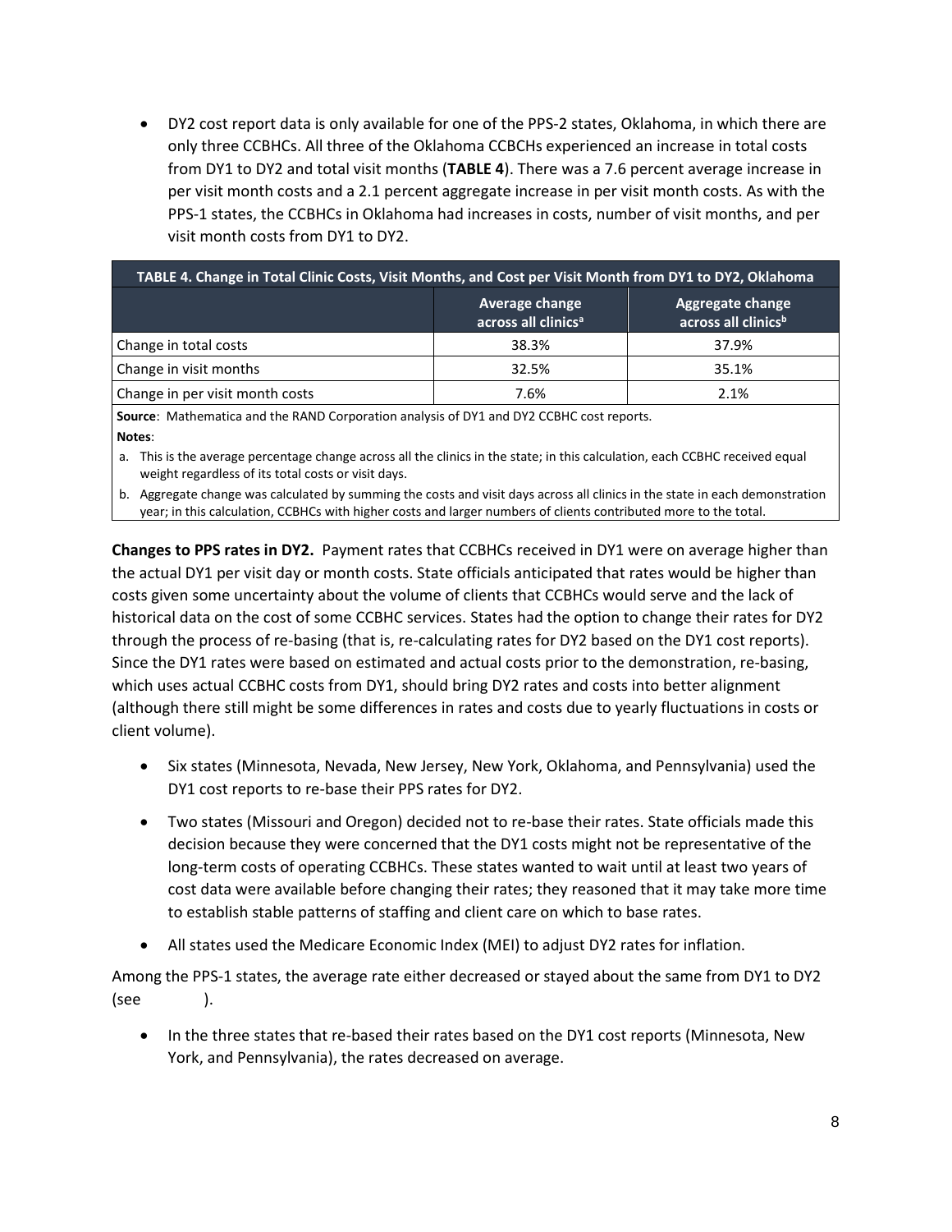- DY2 cost report data is only available for one of the PPS-2 states, Oklahoma, in which there are only three CCBHCs. All three of the Oklahoma CCBCHs experienced an increase in total costs from DY1 to DY2 and total visit months (**TABLE 4**). There was a 7.6 percent average increase in per visit month costs and a 2.1 percent aggregate increase in per visit month costs. As with the PPS-1 states, the CCBHCs in Oklahoma had increases in costs, number of visit months, and per visit month costs from DY1 to DY2.

**TABLE 4. Change in Total Clinic Costs, Visit Months, and Cost per Visit Month from DY1 to DY2, Oklahoma**

| | Average change across all clinics[a] | Aggregate change across all clinics[b] |
|---|---|---|
| Change in total costs | 38.3% | 37.9% |
| Change in visit months | 32.5% | 35.1% |
| Change in per visit month costs | 7.6% | 2.1% |

**Source**: Mathematica and the RAND Corporation analysis of DY1 and DY2 CCBHC cost reports.

**Notes**:

a. This is the average percentage change across all the clinics in the state; in this calculation, each CCBHC received equal weight regardless of its total costs or visit days.

b. Aggregate change was calculated by summing the costs and visit days across all clinics in the state in each demonstration year; in this calculation, CCBHCs with higher costs and larger numbers of clients contributed more to the total.

**Changes to PPS rates in DY2.** Payment rates that CCBHCs received in DY1 were on average higher than the actual DY1 per visit day or month costs. State officials anticipated that rates would be higher than costs given some uncertainty about the volume of clients that CCBHCs would serve and the lack of historical data on the cost of some CCBHC services. States had the option to change their rates for DY2 through the process of re-basing (that is, re-calculating rates for DY2 based on the DY1 cost reports). Since the DY1 rates were based on estimated and actual costs prior to the demonstration, re-basing, which uses actual CCBHC costs from DY1, should bring DY2 rates and costs into better alignment (although there still might be some differences in rates and costs due to yearly fluctuations in costs or client volume).

- Six states (Minnesota, Nevada, New Jersey, New York, Oklahoma, and Pennsylvania) used the DY1 cost reports to re-base their PPS rates for DY2.
- Two states (Missouri and Oregon) decided not to re-base their rates. State officials made this decision because they were concerned that the DY1 costs might not be representative of the long-term costs of operating CCBHCs. These states wanted to wait until at least two years of cost data were available before changing their rates; they reasoned that it may take more time to establish stable patterns of staffing and client care on which to base rates.
- All states used the Medicare Economic Index (MEI) to adjust DY2 rates for inflation.

Among the PPS-1 states, the average rate either decreased or stayed about the same from DY1 to DY2 (see ).

- In the three states that re-based their rates based on the DY1 cost reports (Minnesota, New York, and Pennsylvania), the rates decreased on average.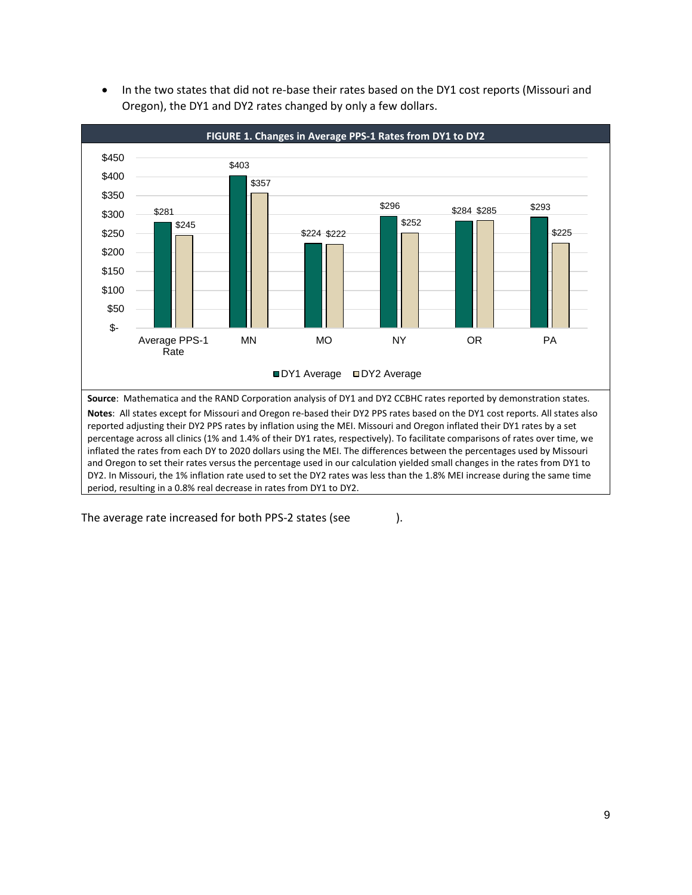- In the two states that did not re-base their rates based on the DY1 cost reports (Missouri and Oregon), the DY1 and DY2 rates changed by only a few dollars.

**FIGURE 1. Changes in Average PPS-1 Rates from DY1 to DY2**

| | DY1 Average | DY2 Average |
|---|---|---|
| Average PPS-1 Rate | $281 | $245 |
| MN | $403 | $357 |
| MO | $224 | $222 |
| NY | $296 | $252 |
| OR | $284 | $285 |
| PA | $293 | $225 |

**Source**: Mathematica and the RAND Corporation analysis of DY1 and DY2 CCBHC rates reported by demonstration states.

**Notes**: All states except for Missouri and Oregon re-based their DY2 PPS rates based on the DY1 cost reports. All states also reported adjusting their DY2 PPS rates by inflation using the MEI. Missouri and Oregon inflated their DY1 rates by a set percentage across all clinics (1% and 1.4% of their DY1 rates, respectively). To facilitate comparisons of rates over time, we inflated the rates from each DY to 2020 dollars using the MEI. The differences between the percentages used by Missouri and Oregon to set their rates versus the percentage used in our calculation yielded small changes in the rates from DY1 to DY2. In Missouri, the 1% inflation rate used to set the DY2 rates was less than the 1.8% MEI increase during the same time period, resulting in a 0.8% real decrease in rates from DY1 to DY2.

The average rate increased for both PPS-2 states (see ).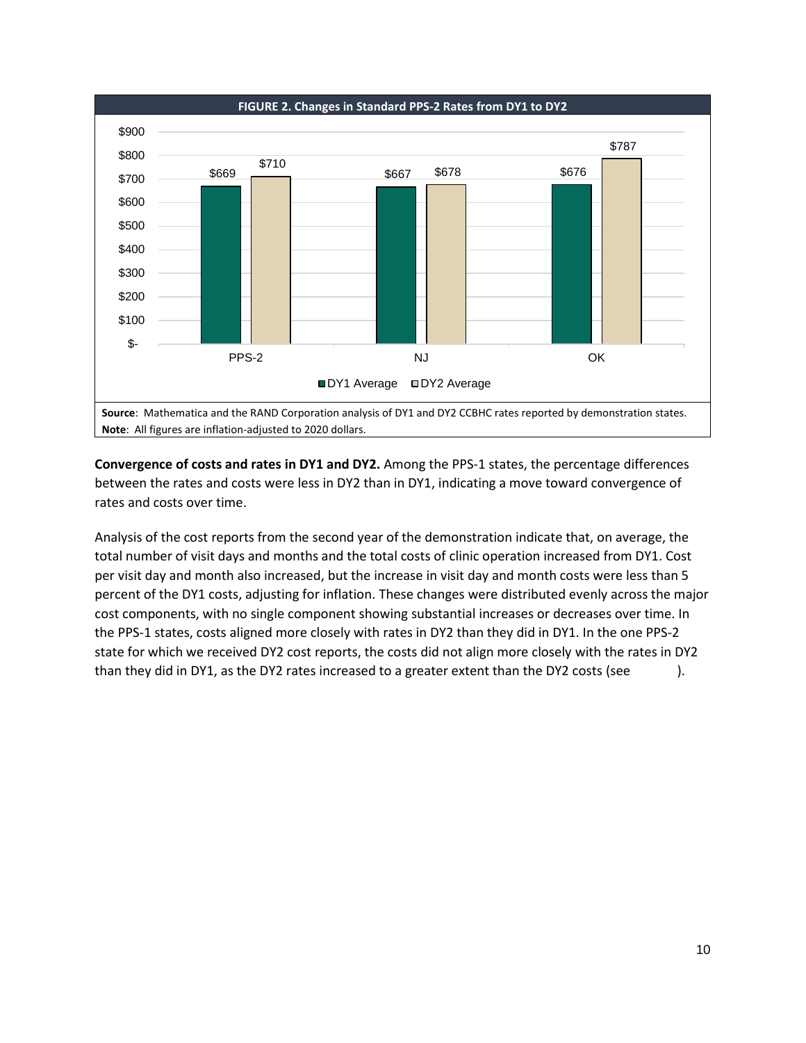**FIGURE 2. Changes in Standard PPS-2 Rates from DY1 to DY2**

| | DY1 Average | DY2 Average |
|---|---|---|
| PPS-2 | $669 | $710 |
| NJ | $667 | $678 |
| OK | $676 | $787 |

**Source**: Mathematica and the RAND Corporation analysis of DY1 and DY2 CCBHC rates reported by demonstration states.
**Note**: All figures are inflation-adjusted to 2020 dollars.

**Convergence of costs and rates in DY1 and DY2.** Among the PPS-1 states, the percentage differences between the rates and costs were less in DY2 than in DY1, indicating a move toward convergence of rates and costs over time.

Analysis of the cost reports from the second year of the demonstration indicate that, on average, the total number of visit days and months and the total costs of clinic operation increased from DY1. Cost per visit day and month also increased, but the increase in visit day and month costs were less than 5 percent of the DY1 costs, adjusting for inflation. These changes were distributed evenly across the major cost components, with no single component showing substantial increases or decreases over time. In the PPS-1 states, costs aligned more closely with rates in DY2 than they did in DY1. In the one PPS-2 state for which we received DY2 cost reports, the costs did not align more closely with the rates in DY2 than they did in DY1, as the DY2 rates increased to a greater extent than the DY2 costs (see ).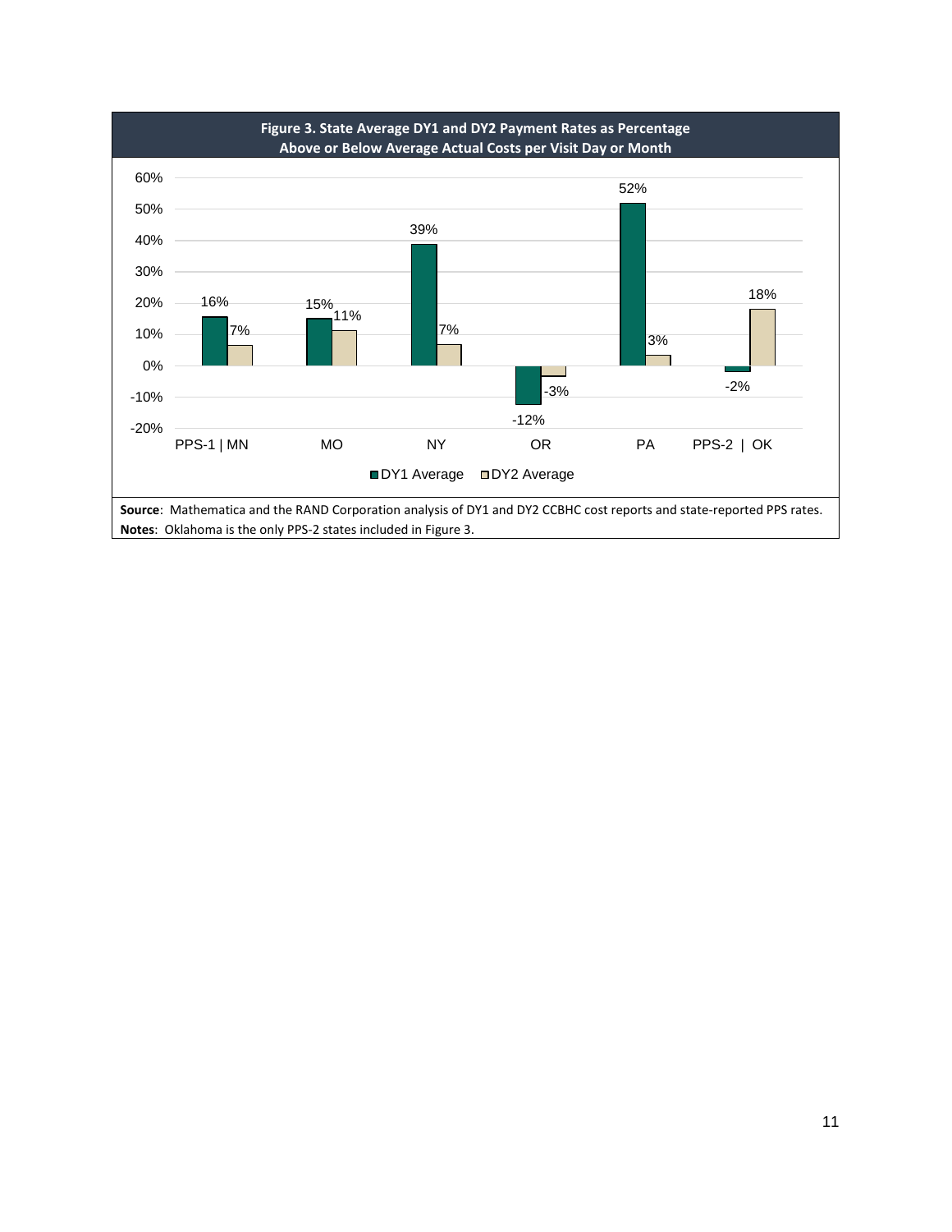**Figure 3. State Average DY1 and DY2 Payment Rates as Percentage Above or Below Average Actual Costs per Visit Day or Month**

| | DY1 Average | DY2 Average |
|---|---|---|
| PPS-1 \| MN | 16% | 7% |
| MO | 15% | 11% |
| NY | 39% | 7% |
| OR | -12% | -3% |
| PA | 52% | 3% |
| PPS-2 \| OK | -2% | 18% |

**Source**: Mathematica and the RAND Corporation analysis of DY1 and DY2 CCBHC cost reports and state-reported PPS rates.

**Notes**: Oklahoma is the only PPS-2 states included in Figure 3.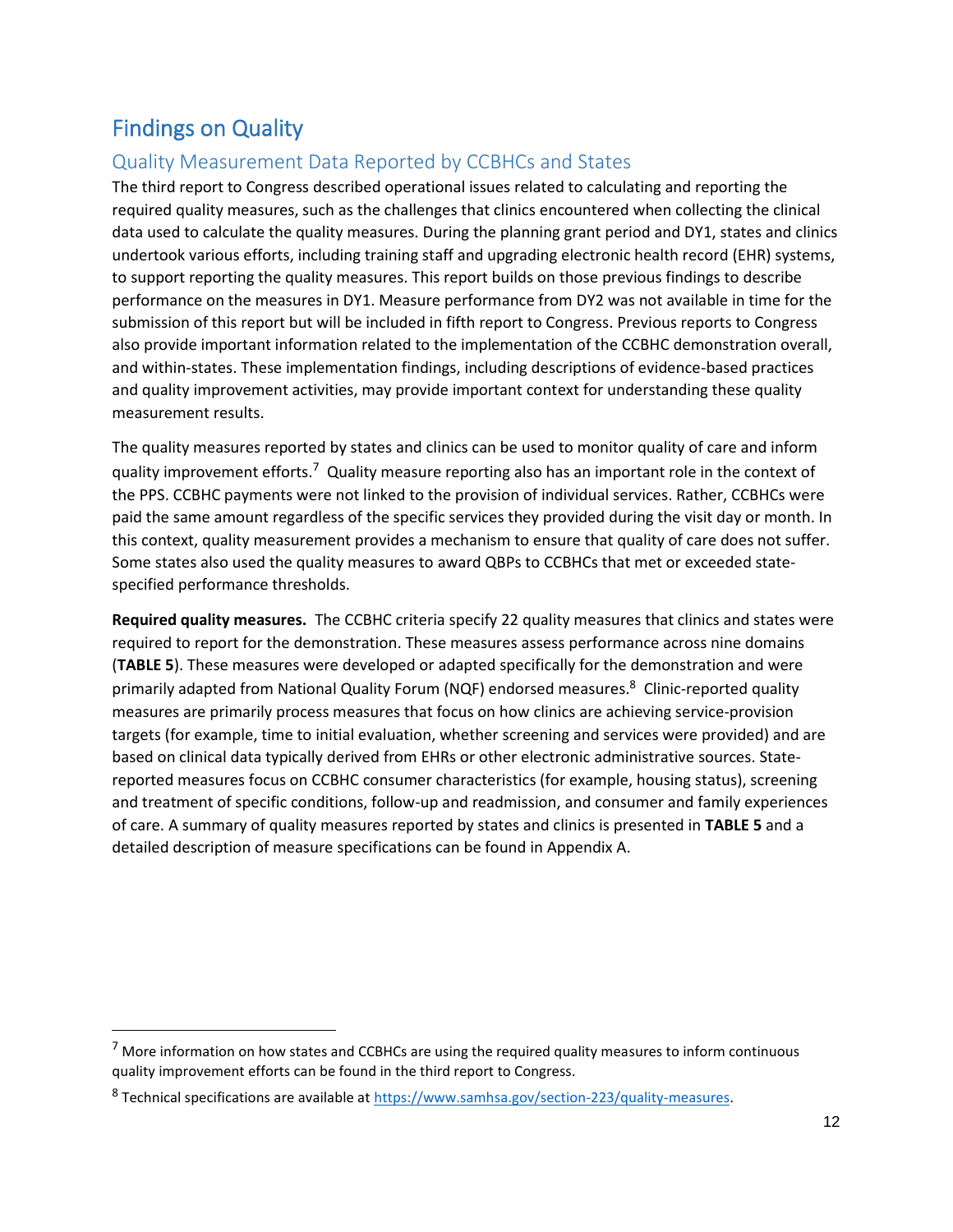# Findings on Quality

## Quality Measurement Data Reported by CCBHCs and States

The third report to Congress described operational issues related to calculating and reporting the required quality measures, such as the challenges that clinics encountered when collecting the clinical data used to calculate the quality measures. During the planning grant period and DY1, states and clinics undertook various efforts, including training staff and upgrading electronic health record (EHR) systems, to support reporting the quality measures. This report builds on those previous findings to describe performance on the measures in DY1. Measure performance from DY2 was not available in time for the submission of this report but will be included in fifth report to Congress. Previous reports to Congress also provide important information related to the implementation of the CCBHC demonstration overall, and within-states. These implementation findings, including descriptions of evidence-based practices and quality improvement activities, may provide important context for understanding these quality measurement results.

The quality measures reported by states and clinics can be used to monitor quality of care and inform quality improvement efforts.[7] Quality measure reporting also has an important role in the context of the PPS. CCBHC payments were not linked to the provision of individual services. Rather, CCBHCs were paid the same amount regardless of the specific services they provided during the visit day or month. In this context, quality measurement provides a mechanism to ensure that quality of care does not suffer. Some states also used the quality measures to award QBPs to CCBHCs that met or exceeded state-specified performance thresholds.

**Required quality measures.** The CCBHC criteria specify 22 quality measures that clinics and states were required to report for the demonstration. These measures assess performance across nine domains (**TABLE 5**). These measures were developed or adapted specifically for the demonstration and were primarily adapted from National Quality Forum (NQF) endorsed measures.[8] Clinic-reported quality measures are primarily process measures that focus on how clinics are achieving service-provision targets (for example, time to initial evaluation, whether screening and services were provided) and are based on clinical data typically derived from EHRs or other electronic administrative sources. State-reported measures focus on CCBHC consumer characteristics (for example, housing status), screening and treatment of specific conditions, follow-up and readmission, and consumer and family experiences of care. A summary of quality measures reported by states and clinics is presented in **TABLE 5** and a detailed description of measure specifications can be found in Appendix A.

[7] More information on how states and CCBHCs are using the required quality measures to inform continuous quality improvement efforts can be found in the third report to Congress.

[8] Technical specifications are available at https://www.samhsa.gov/section-223/quality-measures.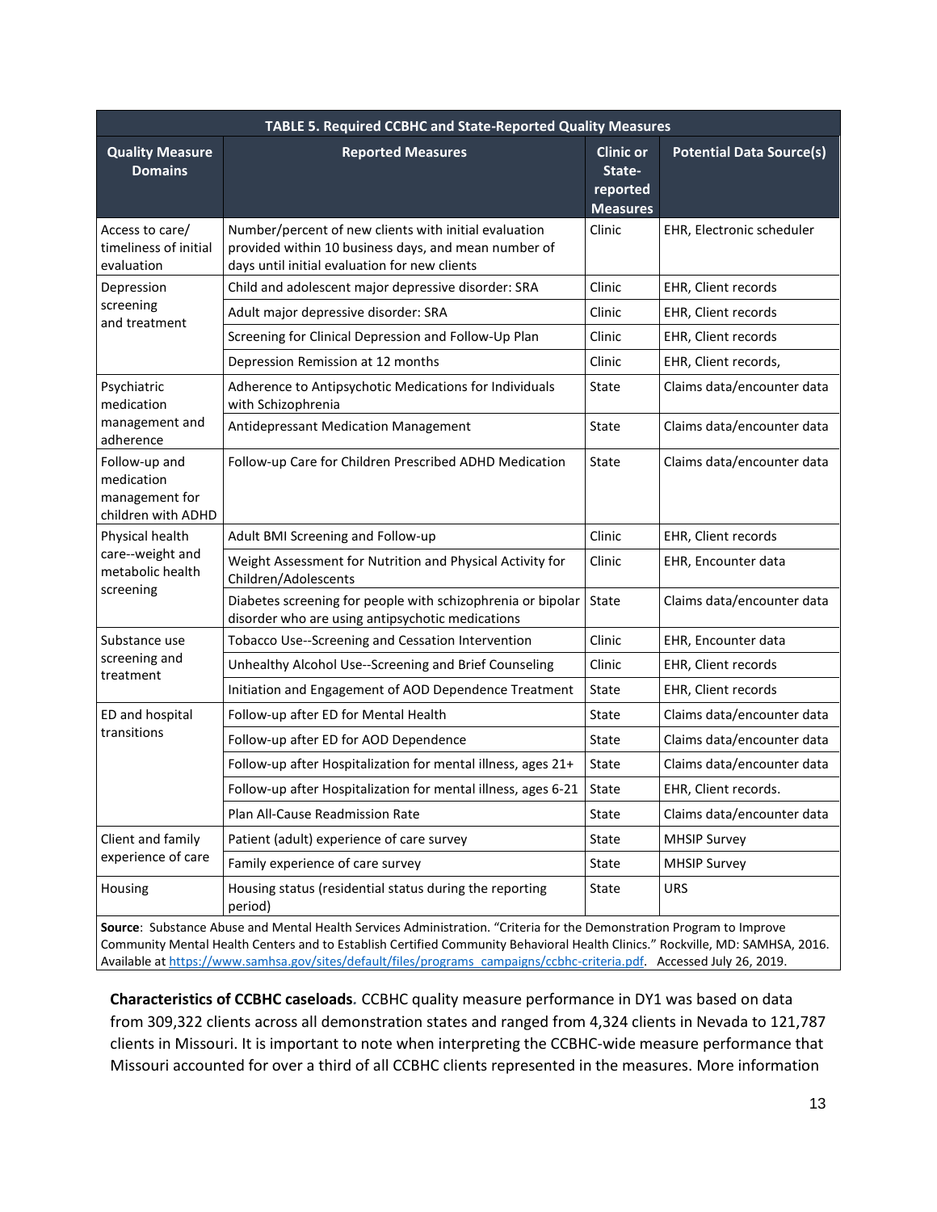**TABLE 5. Required CCBHC and State-Reported Quality Measures**

| Quality Measure Domains | Reported Measures | Clinic or State-reported Measures | Potential Data Source(s) |
|---|---|---|---|
| Access to care/ timeliness of initial evaluation | Number/percent of new clients with initial evaluation provided within 10 business days, and mean number of days until initial evaluation for new clients | Clinic | EHR, Electronic scheduler |
| Depression screening and treatment | Child and adolescent major depressive disorder: SRA | Clinic | EHR, Client records |
| | Adult major depressive disorder: SRA | Clinic | EHR, Client records |
| | Screening for Clinical Depression and Follow-Up Plan | Clinic | EHR, Client records |
| | Depression Remission at 12 months | Clinic | EHR, Client records, |
| Psychiatric medication management and adherence | Adherence to Antipsychotic Medications for Individuals with Schizophrenia | State | Claims data/encounter data |
| | Antidepressant Medication Management | State | Claims data/encounter data |
| Follow-up and medication management for children with ADHD | Follow-up Care for Children Prescribed ADHD Medication | State | Claims data/encounter data |
| Physical health care--weight and metabolic health screening | Adult BMI Screening and Follow-up | Clinic | EHR, Client records |
| | Weight Assessment for Nutrition and Physical Activity for Children/Adolescents | Clinic | EHR, Encounter data |
| | Diabetes screening for people with schizophrenia or bipolar disorder who are using antipsychotic medications | State | Claims data/encounter data |
| Substance use screening and treatment | Tobacco Use--Screening and Cessation Intervention | Clinic | EHR, Encounter data |
| | Unhealthy Alcohol Use--Screening and Brief Counseling | Clinic | EHR, Client records |
| | Initiation and Engagement of AOD Dependence Treatment | State | EHR, Client records |
| ED and hospital transitions | Follow-up after ED for Mental Health | State | Claims data/encounter data |
| | Follow-up after ED for AOD Dependence | State | Claims data/encounter data |
| | Follow-up after Hospitalization for mental illness, ages 21+ | State | Claims data/encounter data |
| | Follow-up after Hospitalization for mental illness, ages 6-21 | State | EHR, Client records. |
| | Plan All-Cause Readmission Rate | State | Claims data/encounter data |
| Client and family experience of care | Patient (adult) experience of care survey | State | MHSIP Survey |
| | Family experience of care survey | State | MHSIP Survey |
| Housing | Housing status (residential status during the reporting period) | State | URS |

**Source**: Substance Abuse and Mental Health Services Administration. "Criteria for the Demonstration Program to Improve Community Mental Health Centers and to Establish Certified Community Behavioral Health Clinics." Rockville, MD: SAMHSA, 2016. Available at https://www.samhsa.gov/sites/default/files/programs_campaigns/ccbhc-criteria.pdf. Accessed July 26, 2019.

**Characteristics of CCBHC caseloads.** CCBHC quality measure performance in DY1 was based on data from 309,322 clients across all demonstration states and ranged from 4,324 clients in Nevada to 121,787 clients in Missouri. It is important to note when interpreting the CCBHC-wide measure performance that Missouri accounted for over a third of all CCBHC clients represented in the measures. More information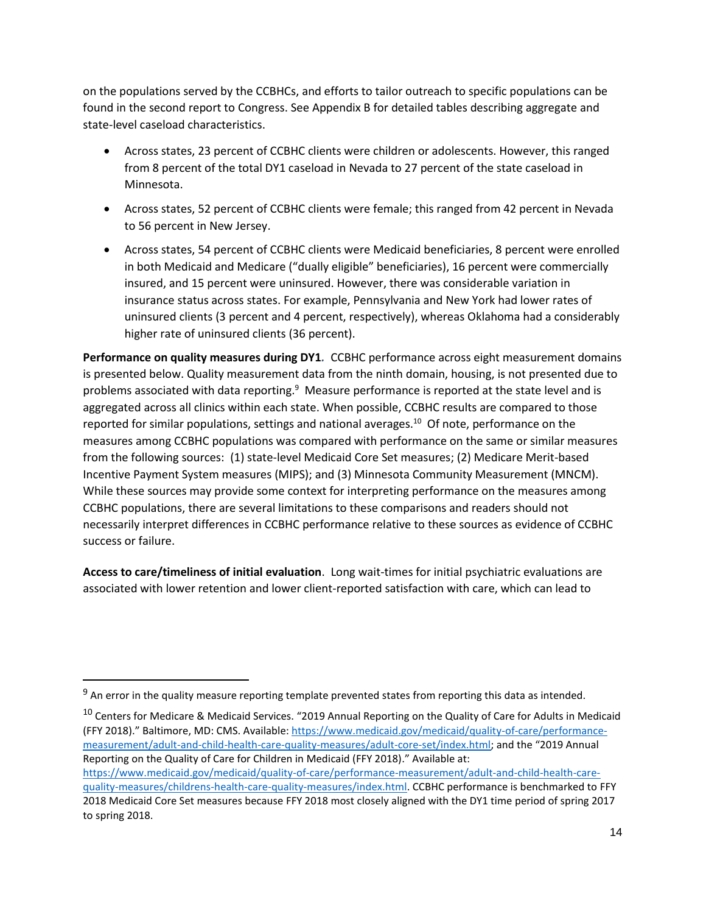on the populations served by the CCBHCs, and efforts to tailor outreach to specific populations can be found in the second report to Congress. See Appendix B for detailed tables describing aggregate and state-level caseload characteristics.

- Across states, 23 percent of CCBHC clients were children or adolescents. However, this ranged from 8 percent of the total DY1 caseload in Nevada to 27 percent of the state caseload in Minnesota.
- Across states, 52 percent of CCBHC clients were female; this ranged from 42 percent in Nevada to 56 percent in New Jersey.
- Across states, 54 percent of CCBHC clients were Medicaid beneficiaries, 8 percent were enrolled in both Medicaid and Medicare ("dually eligible" beneficiaries), 16 percent were commercially insured, and 15 percent were uninsured. However, there was considerable variation in insurance status across states. For example, Pennsylvania and New York had lower rates of uninsured clients (3 percent and 4 percent, respectively), whereas Oklahoma had a considerably higher rate of uninsured clients (36 percent).

**Performance on quality measures during DY1.** CCBHC performance across eight measurement domains is presented below. Quality measurement data from the ninth domain, housing, is not presented due to problems associated with data reporting.[9] Measure performance is reported at the state level and is aggregated across all clinics within each state. When possible, CCBHC results are compared to those reported for similar populations, settings and national averages.[10] Of note, performance on the measures among CCBHC populations was compared with performance on the same or similar measures from the following sources: (1) state-level Medicaid Core Set measures; (2) Medicare Merit-based Incentive Payment System measures (MIPS); and (3) Minnesota Community Measurement (MNCM). While these sources may provide some context for interpreting performance on the measures among CCBHC populations, there are several limitations to these comparisons and readers should not necessarily interpret differences in CCBHC performance relative to these sources as evidence of CCBHC success or failure.

**Access to care/timeliness of initial evaluation**. Long wait-times for initial psychiatric evaluations are associated with lower retention and lower client-reported satisfaction with care, which can lead to

---

[9] An error in the quality measure reporting template prevented states from reporting this data as intended.

[10] Centers for Medicare & Medicaid Services. "2019 Annual Reporting on the Quality of Care for Adults in Medicaid (FFY 2018)." Baltimore, MD: CMS. Available: https://www.medicaid.gov/medicaid/quality-of-care/performance-measurement/adult-and-child-health-care-quality-measures/adult-core-set/index.html; and the "2019 Annual Reporting on the Quality of Care for Children in Medicaid (FFY 2018)." Available at: https://www.medicaid.gov/medicaid/quality-of-care/performance-measurement/adult-and-child-health-care-quality-measures/childrens-health-care-quality-measures/index.html. CCBHC performance is benchmarked to FFY 2018 Medicaid Core Set measures because FFY 2018 most closely aligned with the DY1 time period of spring 2017 to spring 2018.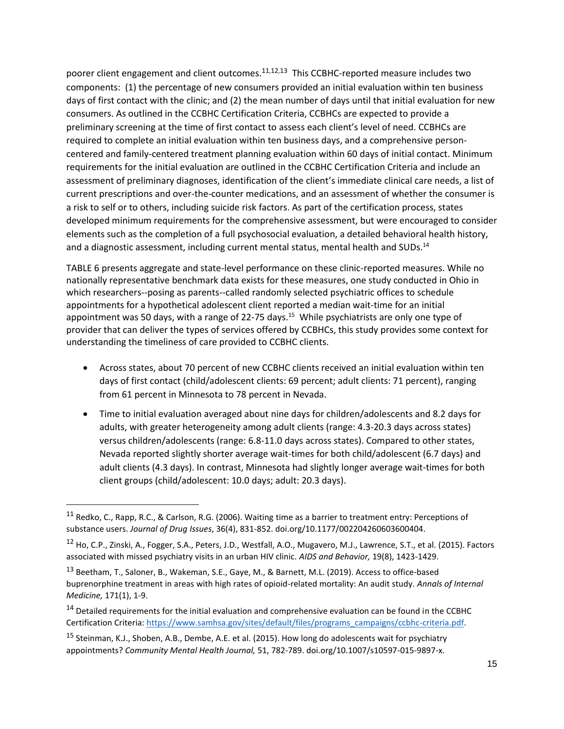poorer client engagement and client outcomes.[11,12,13] This CCBHC-reported measure includes two components: (1) the percentage of new consumers provided an initial evaluation within ten business days of first contact with the clinic; and (2) the mean number of days until that initial evaluation for new consumers. As outlined in the CCBHC Certification Criteria, CCBHCs are expected to provide a preliminary screening at the time of first contact to assess each client's level of need. CCBHCs are required to complete an initial evaluation within ten business days, and a comprehensive person-centered and family-centered treatment planning evaluation within 60 days of initial contact. Minimum requirements for the initial evaluation are outlined in the CCBHC Certification Criteria and include an assessment of preliminary diagnoses, identification of the client's immediate clinical care needs, a list of current prescriptions and over-the-counter medications, and an assessment of whether the consumer is a risk to self or to others, including suicide risk factors. As part of the certification process, states developed minimum requirements for the comprehensive assessment, but were encouraged to consider elements such as the completion of a full psychosocial evaluation, a detailed behavioral health history, and a diagnostic assessment, including current mental status, mental health and SUDs.[14]

TABLE 6 presents aggregate and state-level performance on these clinic-reported measures. While no nationally representative benchmark data exists for these measures, one study conducted in Ohio in which researchers--posing as parents--called randomly selected psychiatric offices to schedule appointments for a hypothetical adolescent client reported a median wait-time for an initial appointment was 50 days, with a range of 22-75 days.[15] While psychiatrists are only one type of provider that can deliver the types of services offered by CCBHCs, this study provides some context for understanding the timeliness of care provided to CCBHC clients.

- Across states, about 70 percent of new CCBHC clients received an initial evaluation within ten days of first contact (child/adolescent clients: 69 percent; adult clients: 71 percent), ranging from 61 percent in Minnesota to 78 percent in Nevada.
- Time to initial evaluation averaged about nine days for children/adolescents and 8.2 days for adults, with greater heterogeneity among adult clients (range: 4.3-20.3 days across states) versus children/adolescents (range: 6.8-11.0 days across states). Compared to other states, Nevada reported slightly shorter average wait-times for both child/adolescent (6.7 days) and adult clients (4.3 days). In contrast, Minnesota had slightly longer average wait-times for both client groups (child/adolescent: 10.0 days; adult: 20.3 days).

---

[11] Redko, C., Rapp, R.C., & Carlson, R.G. (2006). Waiting time as a barrier to treatment entry: Perceptions of substance users. *Journal of Drug Issues*, 36(4), 831-852. doi.org/10.1177/002204260603600404.

[12] Ho, C.P., Zinski, A., Fogger, S.A., Peters, J.D., Westfall, A.O., Mugavero, M.J., Lawrence, S.T., et al. (2015). Factors associated with missed psychiatry visits in an urban HIV clinic. *AIDS and Behavior,* 19(8), 1423-1429.

[13] Beetham, T., Saloner, B., Wakeman, S.E., Gaye, M., & Barnett, M.L. (2019). Access to office-based buprenorphine treatment in areas with high rates of opioid-related mortality: An audit study. *Annals of Internal Medicine,* 171(1), 1-9.

[14] Detailed requirements for the initial evaluation and comprehensive evaluation can be found in the CCBHC Certification Criteria: https://www.samhsa.gov/sites/default/files/programs_campaigns/ccbhc-criteria.pdf.

[15] Steinman, K.J., Shoben, A.B., Dembe, A.E. et al. (2015). How long do adolescents wait for psychiatry appointments? *Community Mental Health Journal,* 51, 782-789. doi.org/10.1007/s10597-015-9897-x.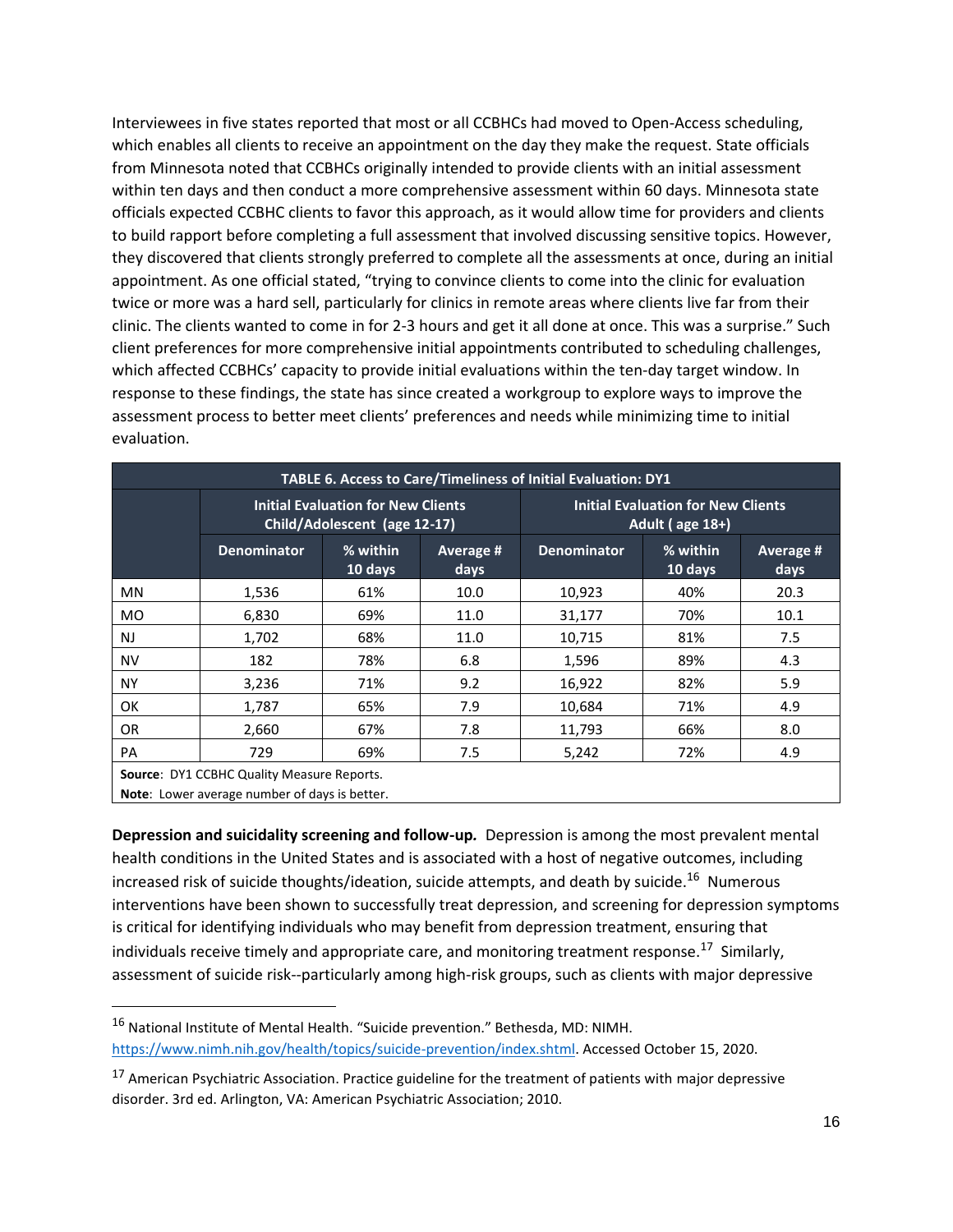Interviewees in five states reported that most or all CCBHCs had moved to Open-Access scheduling, which enables all clients to receive an appointment on the day they make the request. State officials from Minnesota noted that CCBHCs originally intended to provide clients with an initial assessment within ten days and then conduct a more comprehensive assessment within 60 days. Minnesota state officials expected CCBHC clients to favor this approach, as it would allow time for providers and clients to build rapport before completing a full assessment that involved discussing sensitive topics. However, they discovered that clients strongly preferred to complete all the assessments at once, during an initial appointment. As one official stated, "trying to convince clients to come into the clinic for evaluation twice or more was a hard sell, particularly for clinics in remote areas where clients live far from their clinic. The clients wanted to come in for 2-3 hours and get it all done at once. This was a surprise." Such client preferences for more comprehensive initial appointments contributed to scheduling challenges, which affected CCBHCs' capacity to provide initial evaluations within the ten-day target window. In response to these findings, the state has since created a workgroup to explore ways to improve the assessment process to better meet clients' preferences and needs while minimizing time to initial evaluation.

**TABLE 6. Access to Care/Timeliness of Initial Evaluation: DY1**

| | Initial Evaluation for New Clients Child/Adolescent (age 12-17) | | | Initial Evaluation for New Clients Adult ( age 18+) | | |
|---|---|---|---|---|---|---|
| | Denominator | % within 10 days | Average # days | Denominator | % within 10 days | Average # days |
| MN | 1,536 | 61% | 10.0 | 10,923 | 40% | 20.3 |
| MO | 6,830 | 69% | 11.0 | 31,177 | 70% | 10.1 |
| NJ | 1,702 | 68% | 11.0 | 10,715 | 81% | 7.5 |
| NV | 182 | 78% | 6.8 | 1,596 | 89% | 4.3 |
| NY | 3,236 | 71% | 9.2 | 16,922 | 82% | 5.9 |
| OK | 1,787 | 65% | 7.9 | 10,684 | 71% | 4.9 |
| OR | 2,660 | 67% | 7.8 | 11,793 | 66% | 8.0 |
| PA | 729 | 69% | 7.5 | 5,242 | 72% | 4.9 |

**Source**: DY1 CCBHC Quality Measure Reports.
**Note**: Lower average number of days is better.

**Depression and suicidality screening and follow-up.** Depression is among the most prevalent mental health conditions in the United States and is associated with a host of negative outcomes, including increased risk of suicide thoughts/ideation, suicide attempts, and death by suicide.[16] Numerous interventions have been shown to successfully treat depression, and screening for depression symptoms is critical for identifying individuals who may benefit from depression treatment, ensuring that individuals receive timely and appropriate care, and monitoring treatment response.[17] Similarly, assessment of suicide risk--particularly among high-risk groups, such as clients with major depressive

[16] National Institute of Mental Health. "Suicide prevention." Bethesda, MD: NIMH. https://www.nimh.nih.gov/health/topics/suicide-prevention/index.shtml. Accessed October 15, 2020.

[17] American Psychiatric Association. Practice guideline for the treatment of patients with major depressive disorder. 3rd ed. Arlington, VA: American Psychiatric Association; 2010.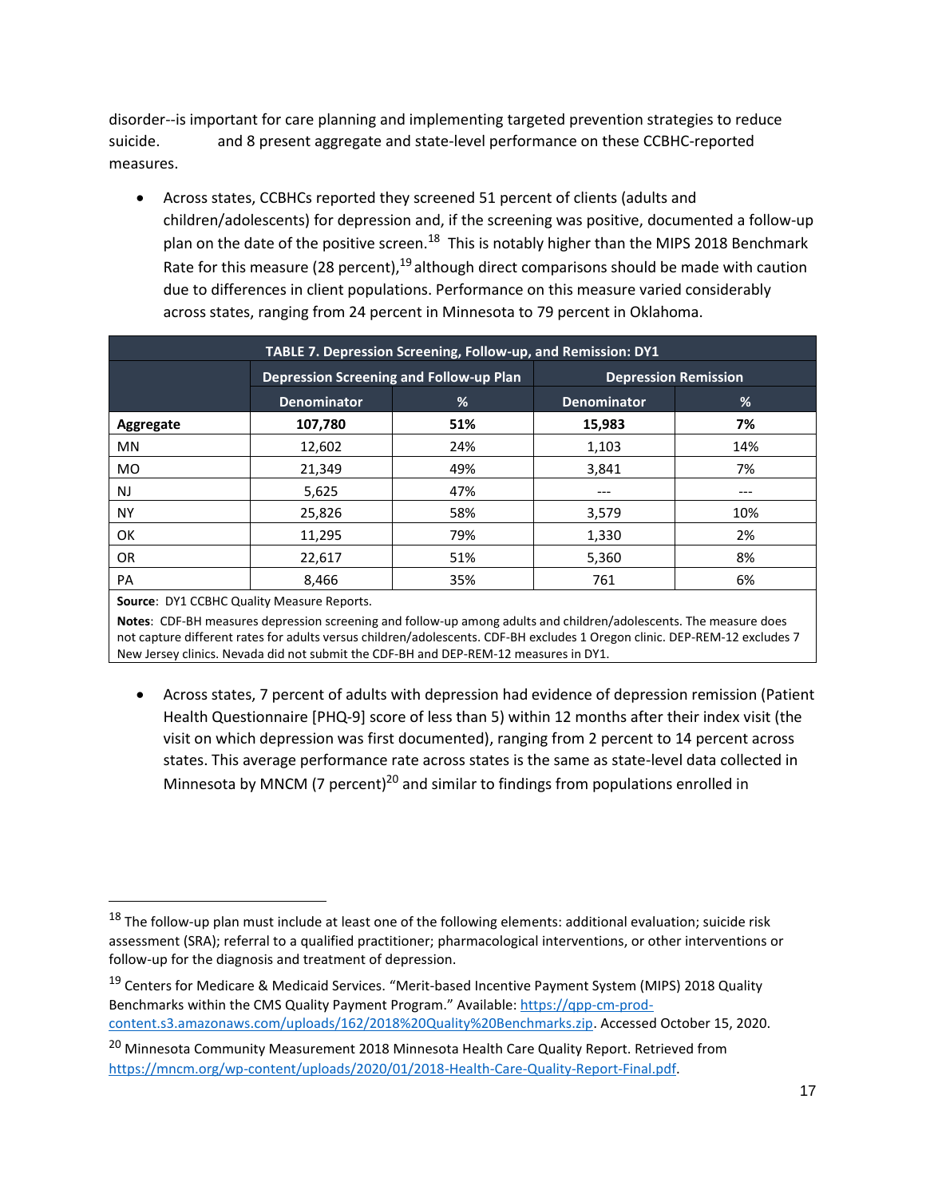disorder--is important for care planning and implementing targeted prevention strategies to reduce suicide. and 8 present aggregate and state-level performance on these CCBHC-reported measures.

- Across states, CCBHCs reported they screened 51 percent of clients (adults and children/adolescents) for depression and, if the screening was positive, documented a follow-up plan on the date of the positive screen.[18] This is notably higher than the MIPS 2018 Benchmark Rate for this measure (28 percent),[19] although direct comparisons should be made with caution due to differences in client populations. Performance on this measure varied considerably across states, ranging from 24 percent in Minnesota to 79 percent in Oklahoma.

**TABLE 7. Depression Screening, Follow-up, and Remission: DY1**

| | Depression Screening and Follow-up Plan | | Depression Remission | |
|---|---|---|---|---|
| | Denominator | % | Denominator | % |
| **Aggregate** | **107,780** | **51%** | **15,983** | **7%** |
| MN | 12,602 | 24% | 1,103 | 14% |
| MO | 21,349 | 49% | 3,841 | 7% |
| NJ | 5,625 | 47% | --- | --- |
| NY | 25,826 | 58% | 3,579 | 10% |
| OK | 11,295 | 79% | 1,330 | 2% |
| OR | 22,617 | 51% | 5,360 | 8% |
| PA | 8,466 | 35% | 761 | 6% |

**Source**: DY1 CCBHC Quality Measure Reports.

**Notes**: CDF-BH measures depression screening and follow-up among adults and children/adolescents. The measure does not capture different rates for adults versus children/adolescents. CDF-BH excludes 1 Oregon clinic. DEP-REM-12 excludes 7 New Jersey clinics. Nevada did not submit the CDF-BH and DEP-REM-12 measures in DY1.

- Across states, 7 percent of adults with depression had evidence of depression remission (Patient Health Questionnaire [PHQ-9] score of less than 5) within 12 months after their index visit (the visit on which depression was first documented), ranging from 2 percent to 14 percent across states. This average performance rate across states is the same as state-level data collected in Minnesota by MNCM (7 percent)[20] and similar to findings from populations enrolled in

---

[18] The follow-up plan must include at least one of the following elements: additional evaluation; suicide risk assessment (SRA); referral to a qualified practitioner; pharmacological interventions, or other interventions or follow-up for the diagnosis and treatment of depression.

[19] Centers for Medicare & Medicaid Services. "Merit-based Incentive Payment System (MIPS) 2018 Quality Benchmarks within the CMS Quality Payment Program." Available: https://qpp-cm-prod-content.s3.amazonaws.com/uploads/162/2018%20Quality%20Benchmarks.zip. Accessed October 15, 2020.

[20] Minnesota Community Measurement 2018 Minnesota Health Care Quality Report. Retrieved from https://mncm.org/wp-content/uploads/2020/01/2018-Health-Care-Quality-Report-Final.pdf.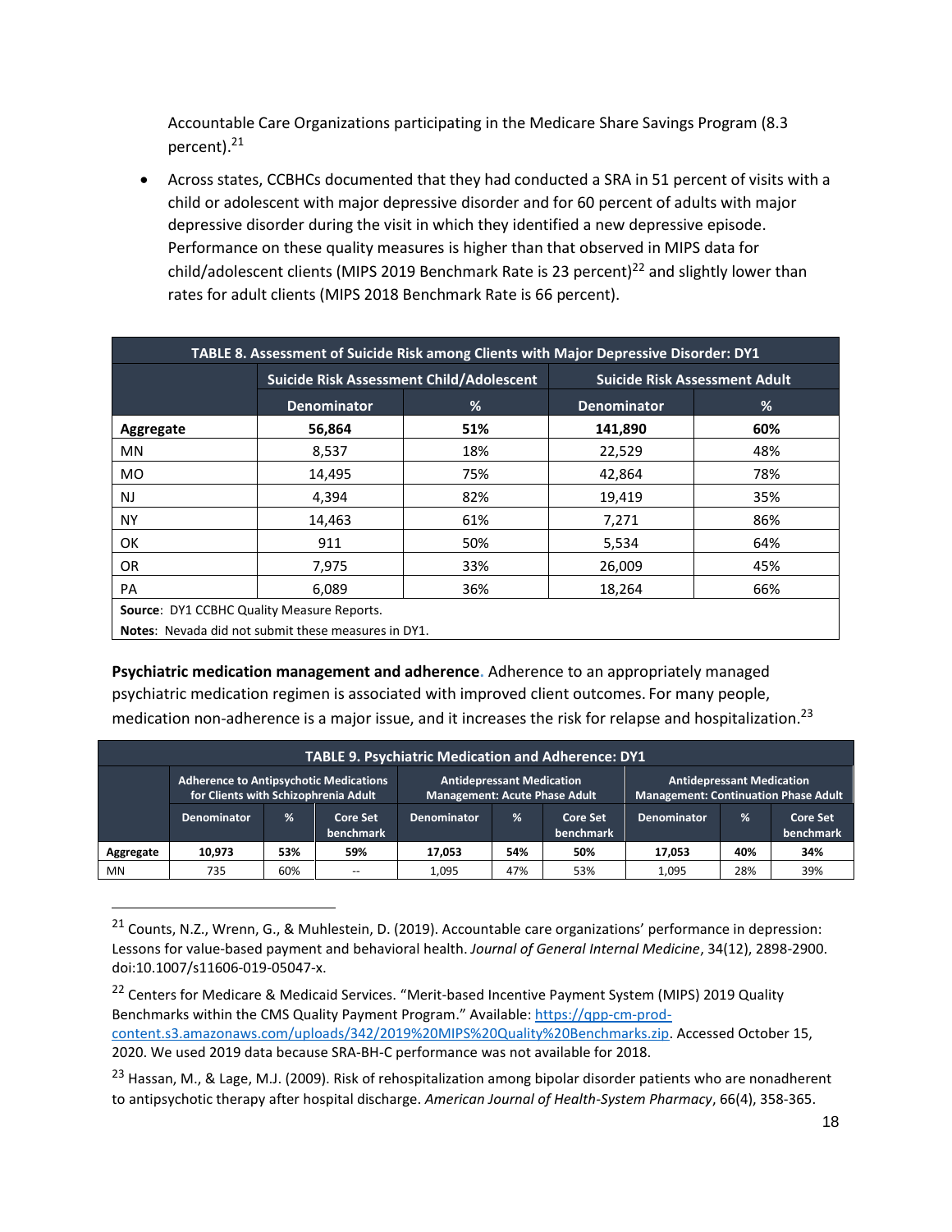Accountable Care Organizations participating in the Medicare Share Savings Program (8.3 percent).[21]

- Across states, CCBHCs documented that they had conducted a SRA in 51 percent of visits with a child or adolescent with major depressive disorder and for 60 percent of adults with major depressive disorder during the visit in which they identified a new depressive episode. Performance on these quality measures is higher than that observed in MIPS data for child/adolescent clients (MIPS 2019 Benchmark Rate is 23 percent)[22] and slightly lower than rates for adult clients (MIPS 2018 Benchmark Rate is 66 percent).

| TABLE 8. Assessment of Suicide Risk among Clients with Major Depressive Disorder: DY1 | | | | |
|---|---|---|---|---|
| | Suicide Risk Assessment Child/Adolescent | | Suicide Risk Assessment Adult | |
| | Denominator | % | Denominator | % |
| **Aggregate** | **56,864** | **51%** | **141,890** | **60%** |
| MN | 8,537 | 18% | 22,529 | 48% |
| MO | 14,495 | 75% | 42,864 | 78% |
| NJ | 4,394 | 82% | 19,419 | 35% |
| NY | 14,463 | 61% | 7,271 | 86% |
| OK | 911 | 50% | 5,534 | 64% |
| OR | 7,975 | 33% | 26,009 | 45% |
| PA | 6,089 | 36% | 18,264 | 66% |

**Source**: DY1 CCBHC Quality Measure Reports.

**Notes**: Nevada did not submit these measures in DY1.

**Psychiatric medication management and adherence**. Adherence to an appropriately managed psychiatric medication regimen is associated with improved client outcomes. For many people, medication non-adherence is a major issue, and it increases the risk for relapse and hospitalization.[23]

| TABLE 9. Psychiatric Medication and Adherence: DY1 | | | | | | | | | |
|---|---|---|---|---|---|---|---|---|---|
| | Adherence to Antipsychotic Medications for Clients with Schizophrenia Adult | | | Antidepressant Medication Management: Acute Phase Adult | | | Antidepressant Medication Management: Continuation Phase Adult | | |
| | Denominator | % | Core Set benchmark | Denominator | % | Core Set benchmark | Denominator | % | Core Set benchmark |
| **Aggregate** | **10,973** | **53%** | **59%** | **17,053** | **54%** | **50%** | **17,053** | **40%** | **34%** |
| MN | 735 | 60% | -- | 1,095 | 47% | 53% | 1,095 | 28% | 39% |

[21] Counts, N.Z., Wrenn, G., & Muhlestein, D. (2019). Accountable care organizations' performance in depression: Lessons for value-based payment and behavioral health. *Journal of General Internal Medicine*, 34(12), 2898-2900. doi:10.1007/s11606-019-05047-x.

[22] Centers for Medicare & Medicaid Services. "Merit-based Incentive Payment System (MIPS) 2019 Quality Benchmarks within the CMS Quality Payment Program." Available: https://qpp-cm-prod-content.s3.amazonaws.com/uploads/342/2019%20MIPS%20Quality%20Benchmarks.zip. Accessed October 15, 2020. We used 2019 data because SRA-BH-C performance was not available for 2018.

[23] Hassan, M., & Lage, M.J. (2009). Risk of rehospitalization among bipolar disorder patients who are nonadherent to antipsychotic therapy after hospital discharge. *American Journal of Health-System Pharmacy*, 66(4), 358-365.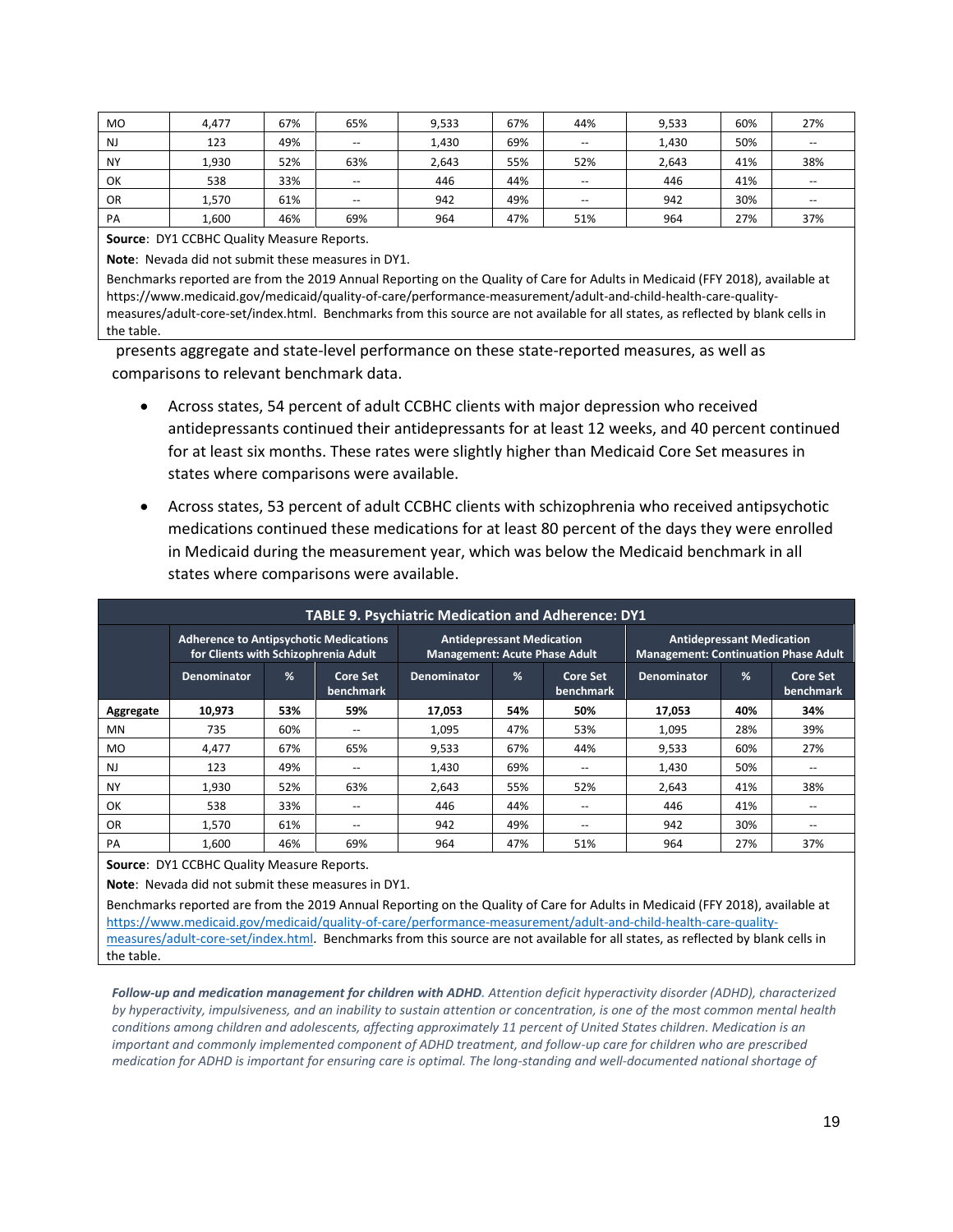| MO | 4,477 | 67% | 65% | 9,533 | 67% | 44% | 9,533 | 60% | 27% |
|---|---|---|---|---|---|---|---|---|---|
| NJ | 123 | 49% | -- | 1,430 | 69% | -- | 1,430 | 50% | -- |
| NY | 1,930 | 52% | 63% | 2,643 | 55% | 52% | 2,643 | 41% | 38% |
| OK | 538 | 33% | -- | 446 | 44% | -- | 446 | 41% | -- |
| OR | 1,570 | 61% | -- | 942 | 49% | -- | 942 | 30% | -- |
| PA | 1,600 | 46% | 69% | 964 | 47% | 51% | 964 | 27% | 37% |

**Source**: DY1 CCBHC Quality Measure Reports.

**Note**: Nevada did not submit these measures in DY1.

Benchmarks reported are from the 2019 Annual Reporting on the Quality of Care for Adults in Medicaid (FFY 2018), available at https://www.medicaid.gov/medicaid/quality-of-care/performance-measurement/adult-and-child-health-care-quality-measures/adult-core-set/index.html. Benchmarks from this source are not available for all states, as reflected by blank cells in the table.

presents aggregate and state-level performance on these state-reported measures, as well as comparisons to relevant benchmark data.

- Across states, 54 percent of adult CCBHC clients with major depression who received antidepressants continued their antidepressants for at least 12 weeks, and 40 percent continued for at least six months. These rates were slightly higher than Medicaid Core Set measures in states where comparisons were available.
- Across states, 53 percent of adult CCBHC clients with schizophrenia who received antipsychotic medications continued these medications for at least 80 percent of the days they were enrolled in Medicaid during the measurement year, which was below the Medicaid benchmark in all states where comparisons were available.

**TABLE 9. Psychiatric Medication and Adherence: DY1**

| | Adherence to Antipsychotic Medications for Clients with Schizophrenia Adult | | | Antidepressant Medication Management: Acute Phase Adult | | | Antidepressant Medication Management: Continuation Phase Adult | | |
|---|---|---|---|---|---|---|---|---|---|
| | Denominator | % | Core Set benchmark | Denominator | % | Core Set benchmark | Denominator | % | Core Set benchmark |
| **Aggregate** | **10,973** | **53%** | **59%** | **17,053** | **54%** | **50%** | **17,053** | **40%** | **34%** |
| MN | 735 | 60% | -- | 1,095 | 47% | 53% | 1,095 | 28% | 39% |
| MO | 4,477 | 67% | 65% | 9,533 | 67% | 44% | 9,533 | 60% | 27% |
| NJ | 123 | 49% | -- | 1,430 | 69% | -- | 1,430 | 50% | -- |
| NY | 1,930 | 52% | 63% | 2,643 | 55% | 52% | 2,643 | 41% | 38% |
| OK | 538 | 33% | -- | 446 | 44% | -- | 446 | 41% | -- |
| OR | 1,570 | 61% | -- | 942 | 49% | -- | 942 | 30% | -- |
| PA | 1,600 | 46% | 69% | 964 | 47% | 51% | 964 | 27% | 37% |

**Source**: DY1 CCBHC Quality Measure Reports.

**Note**: Nevada did not submit these measures in DY1.

Benchmarks reported are from the 2019 Annual Reporting on the Quality of Care for Adults in Medicaid (FFY 2018), available at https://www.medicaid.gov/medicaid/quality-of-care/performance-measurement/adult-and-child-health-care-quality-measures/adult-core-set/index.html. Benchmarks from this source are not available for all states, as reflected by blank cells in the table.

***Follow-up and medication management for children with ADHD.*** *Attention deficit hyperactivity disorder (ADHD), characterized by hyperactivity, impulsiveness, and an inability to sustain attention or concentration, is one of the most common mental health conditions among children and adolescents, affecting approximately 11 percent of United States children. Medication is an important and commonly implemented component of ADHD treatment, and follow-up care for children who are prescribed medication for ADHD is important for ensuring care is optimal. The long-standing and well-documented national shortage of*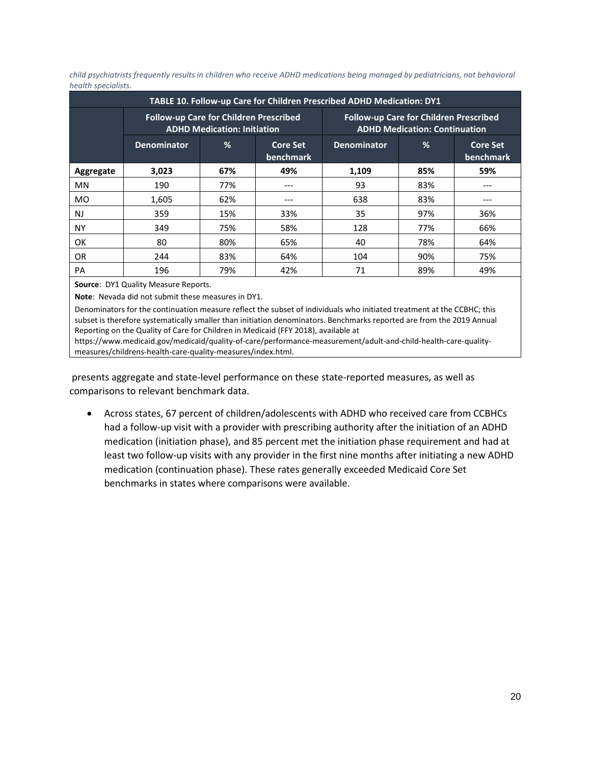*child psychiatrists frequently results in children who receive ADHD medications being managed by pediatricians, not behavioral health specialists.*

| TABLE 10. Follow-up Care for Children Prescribed ADHD Medication: DY1 | | | | | | |
|---|---|---|---|---|---|---|
| | Follow-up Care for Children Prescribed ADHD Medication: Initiation | | | Follow-up Care for Children Prescribed ADHD Medication: Continuation | | |
| | Denominator | % | Core Set benchmark | Denominator | % | Core Set benchmark |
| **Aggregate** | **3,023** | **67%** | **49%** | **1,109** | **85%** | **59%** |
| MN | 190 | 77% | --- | 93 | 83% | --- |
| MO | 1,605 | 62% | --- | 638 | 83% | --- |
| NJ | 359 | 15% | 33% | 35 | 97% | 36% |
| NY | 349 | 75% | 58% | 128 | 77% | 66% |
| OK | 80 | 80% | 65% | 40 | 78% | 64% |
| OR | 244 | 83% | 64% | 104 | 90% | 75% |
| PA | 196 | 79% | 42% | 71 | 89% | 49% |

**Source**: DY1 Quality Measure Reports.

**Note**: Nevada did not submit these measures in DY1.

Denominators for the continuation measure reflect the subset of individuals who initiated treatment at the CCBHC; this subset is therefore systematically smaller than initiation denominators. Benchmarks reported are from the 2019 Annual Reporting on the Quality of Care for Children in Medicaid (FFY 2018), available at https://www.medicaid.gov/medicaid/quality-of-care/performance-measurement/adult-and-child-health-care-quality-measures/childrens-health-care-quality-measures/index.html.

presents aggregate and state-level performance on these state-reported measures, as well as comparisons to relevant benchmark data.

- Across states, 67 percent of children/adolescents with ADHD who received care from CCBHCs had a follow-up visit with a provider with prescribing authority after the initiation of an ADHD medication (initiation phase), and 85 percent met the initiation phase requirement and had at least two follow-up visits with any provider in the first nine months after initiating a new ADHD medication (continuation phase). These rates generally exceeded Medicaid Core Set benchmarks in states where comparisons were available.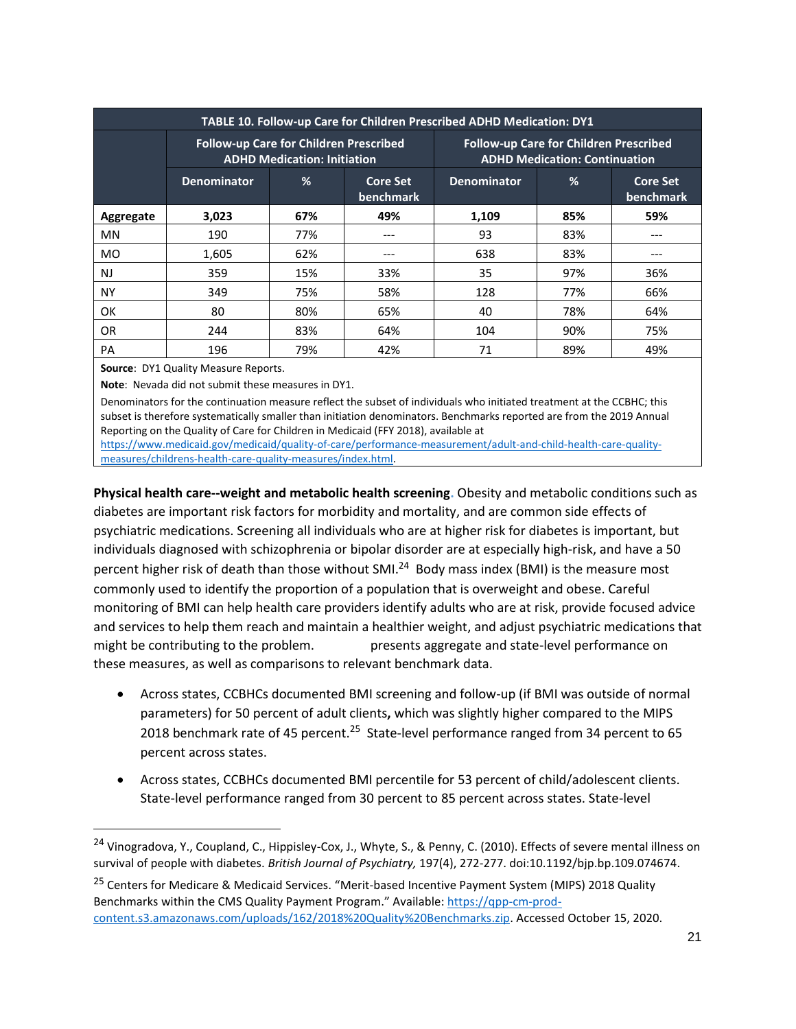| TABLE 10. Follow-up Care for Children Prescribed ADHD Medication: DY1 | | | | | | |
|---|---|---|---|---|---|---|
| | Follow-up Care for Children Prescribed ADHD Medication: Initiation | | | Follow-up Care for Children Prescribed ADHD Medication: Continuation | | |
| | Denominator | % | Core Set benchmark | Denominator | % | Core Set benchmark |
| **Aggregate** | **3,023** | **67%** | **49%** | **1,109** | **85%** | **59%** |
| MN | 190 | 77% | --- | 93 | 83% | --- |
| MO | 1,605 | 62% | --- | 638 | 83% | --- |
| NJ | 359 | 15% | 33% | 35 | 97% | 36% |
| NY | 349 | 75% | 58% | 128 | 77% | 66% |
| OK | 80 | 80% | 65% | 40 | 78% | 64% |
| OR | 244 | 83% | 64% | 104 | 90% | 75% |
| PA | 196 | 79% | 42% | 71 | 89% | 49% |

**Source**: DY1 Quality Measure Reports.

**Note**: Nevada did not submit these measures in DY1.

Denominators for the continuation measure reflect the subset of individuals who initiated treatment at the CCBHC; this subset is therefore systematically smaller than initiation denominators. Benchmarks reported are from the 2019 Annual Reporting on the Quality of Care for Children in Medicaid (FFY 2018), available at https://www.medicaid.gov/medicaid/quality-of-care/performance-measurement/adult-and-child-health-care-quality-measures/childrens-health-care-quality-measures/index.html.

**Physical health care--weight and metabolic health screening**. Obesity and metabolic conditions such as diabetes are important risk factors for morbidity and mortality, and are common side effects of psychiatric medications. Screening all individuals who are at higher risk for diabetes is important, but individuals diagnosed with schizophrenia or bipolar disorder are at especially high-risk, and have a 50 percent higher risk of death than those without SMI.[24] Body mass index (BMI) is the measure most commonly used to identify the proportion of a population that is overweight and obese. Careful monitoring of BMI can help health care providers identify adults who are at risk, provide focused advice and services to help them reach and maintain a healthier weight, and adjust psychiatric medications that might be contributing to the problem. presents aggregate and state-level performance on these measures, as well as comparisons to relevant benchmark data.

- Across states, CCBHCs documented BMI screening and follow-up (if BMI was outside of normal parameters) for 50 percent of adult clients**,** which was slightly higher compared to the MIPS 2018 benchmark rate of 45 percent.[25] State-level performance ranged from 34 percent to 65 percent across states.
- Across states, CCBHCs documented BMI percentile for 53 percent of child/adolescent clients. State-level performance ranged from 30 percent to 85 percent across states. State-level

[24] Vinogradova, Y., Coupland, C., Hippisley-Cox, J., Whyte, S., & Penny, C. (2010). Effects of severe mental illness on survival of people with diabetes. *British Journal of Psychiatry,* 197(4), 272-277. doi:10.1192/bjp.bp.109.074674.

[25] Centers for Medicare & Medicaid Services. "Merit-based Incentive Payment System (MIPS) 2018 Quality Benchmarks within the CMS Quality Payment Program." Available: https://qpp-cm-prod-content.s3.amazonaws.com/uploads/162/2018%20Quality%20Benchmarks.zip. Accessed October 15, 2020.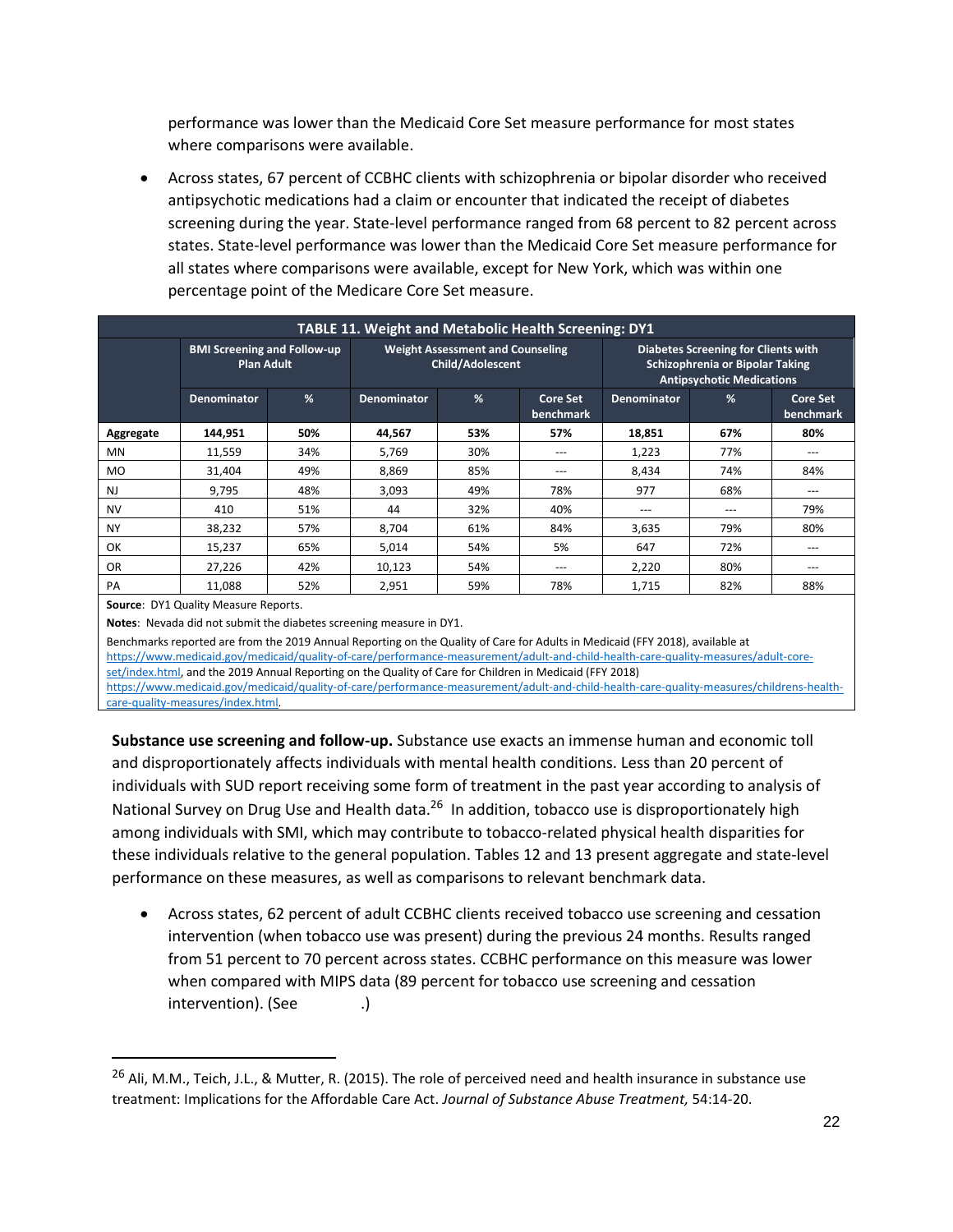performance was lower than the Medicaid Core Set measure performance for most states where comparisons were available.

- Across states, 67 percent of CCBHC clients with schizophrenia or bipolar disorder who received antipsychotic medications had a claim or encounter that indicated the receipt of diabetes screening during the year. State-level performance ranged from 68 percent to 82 percent across states. State-level performance was lower than the Medicaid Core Set measure performance for all states where comparisons were available, except for New York, which was within one percentage point of the Medicare Core Set measure.

**TABLE 11. Weight and Metabolic Health Screening: DY1**

| | BMI Screening and Follow-up Plan Adult | | Weight Assessment and Counseling Child/Adolescent | | | Diabetes Screening for Clients with Schizophrenia or Bipolar Taking Antipsychotic Medications | | |
|---|---|---|---|---|---|---|---|---|
| | Denominator | % | Denominator | % | Core Set benchmark | Denominator | % | Core Set benchmark |
| **Aggregate** | **144,951** | **50%** | **44,567** | **53%** | **57%** | **18,851** | **67%** | **80%** |
| MN | 11,559 | 34% | 5,769 | 30% | --- | 1,223 | 77% | --- |
| MO | 31,404 | 49% | 8,869 | 85% | --- | 8,434 | 74% | 84% |
| NJ | 9,795 | 48% | 3,093 | 49% | 78% | 977 | 68% | --- |
| NV | 410 | 51% | 44 | 32% | 40% | --- | --- | 79% |
| NY | 38,232 | 57% | 8,704 | 61% | 84% | 3,635 | 79% | 80% |
| OK | 15,237 | 65% | 5,014 | 54% | 5% | 647 | 72% | --- |
| OR | 27,226 | 42% | 10,123 | 54% | --- | 2,220 | 80% | --- |
| PA | 11,088 | 52% | 2,951 | 59% | 78% | 1,715 | 82% | 88% |

**Source**: DY1 Quality Measure Reports.

**Notes**: Nevada did not submit the diabetes screening measure in DY1.

Benchmarks reported are from the 2019 Annual Reporting on the Quality of Care for Adults in Medicaid (FFY 2018), available at https://www.medicaid.gov/medicaid/quality-of-care/performance-measurement/adult-and-child-health-care-quality-measures/adult-core-set/index.html, and the 2019 Annual Reporting on the Quality of Care for Children in Medicaid (FFY 2018) https://www.medicaid.gov/medicaid/quality-of-care/performance-measurement/adult-and-child-health-care-quality-measures/childrens-health-care-quality-measures/index.html.

**Substance use screening and follow-up.** Substance use exacts an immense human and economic toll and disproportionately affects individuals with mental health conditions. Less than 20 percent of individuals with SUD report receiving some form of treatment in the past year according to analysis of National Survey on Drug Use and Health data.[26] In addition, tobacco use is disproportionately high among individuals with SMI, which may contribute to tobacco-related physical health disparities for these individuals relative to the general population. Tables 12 and 13 present aggregate and state-level performance on these measures, as well as comparisons to relevant benchmark data.

- Across states, 62 percent of adult CCBHC clients received tobacco use screening and cessation intervention (when tobacco use was present) during the previous 24 months. Results ranged from 51 percent to 70 percent across states. CCBHC performance on this measure was lower when compared with MIPS data (89 percent for tobacco use screening and cessation intervention). (See .)

[26] Ali, M.M., Teich, J.L., & Mutter, R. (2015). The role of perceived need and health insurance in substance use treatment: Implications for the Affordable Care Act. *Journal of Substance Abuse Treatment,* 54:14-20.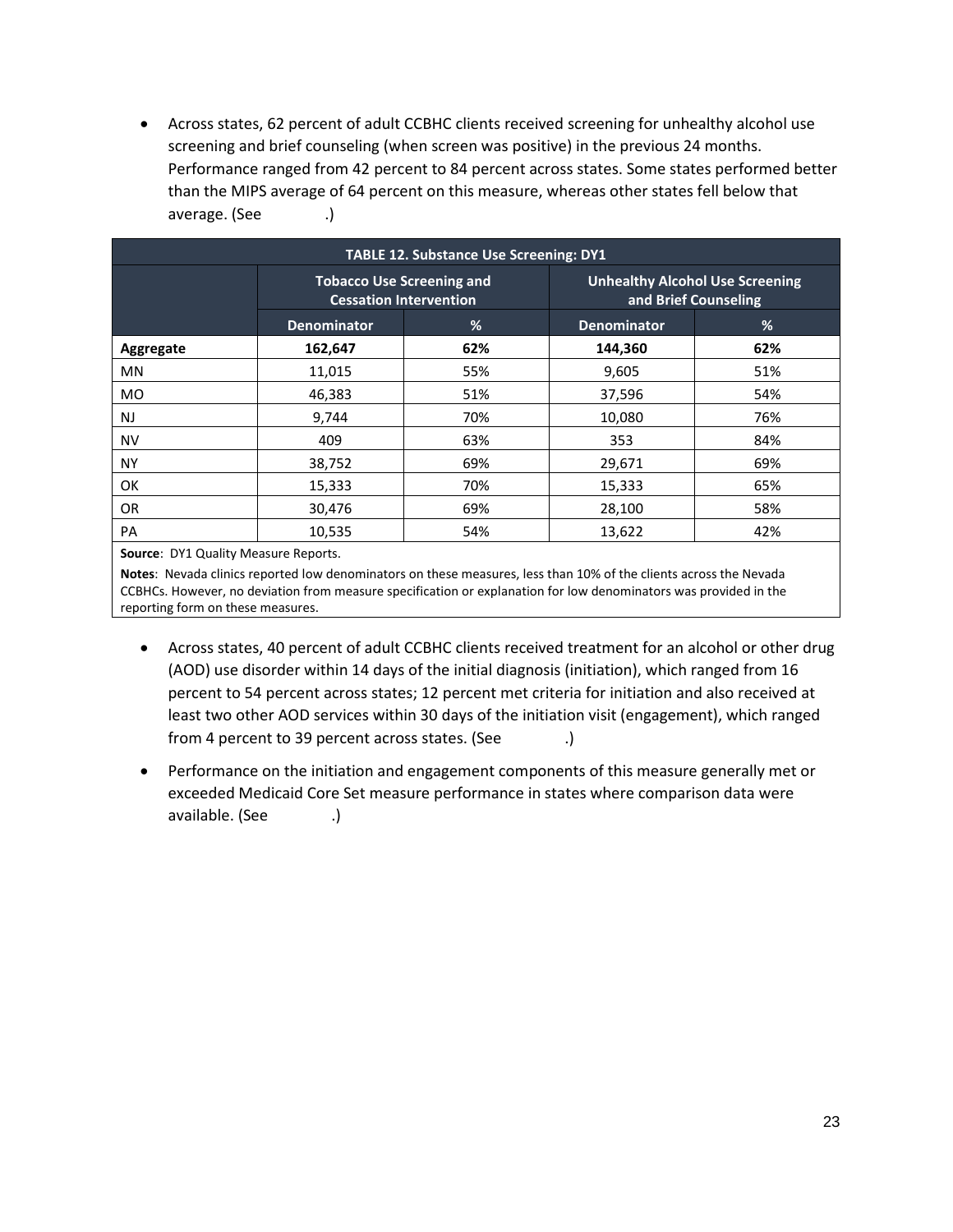- Across states, 62 percent of adult CCBHC clients received screening for unhealthy alcohol use screening and brief counseling (when screen was positive) in the previous 24 months. Performance ranged from 42 percent to 84 percent across states. Some states performed better than the MIPS average of 64 percent on this measure, whereas other states fell below that average. (See .)

| TABLE 12. Substance Use Screening: DY1 | | | | |
|---|---|---|---|---|
| | Tobacco Use Screening and Cessation Intervention | | Unhealthy Alcohol Use Screening and Brief Counseling | |
| | Denominator | % | Denominator | % |
| **Aggregate** | **162,647** | **62%** | **144,360** | **62%** |
| MN | 11,015 | 55% | 9,605 | 51% |
| MO | 46,383 | 51% | 37,596 | 54% |
| NJ | 9,744 | 70% | 10,080 | 76% |
| NV | 409 | 63% | 353 | 84% |
| NY | 38,752 | 69% | 29,671 | 69% |
| OK | 15,333 | 70% | 15,333 | 65% |
| OR | 30,476 | 69% | 28,100 | 58% |
| PA | 10,535 | 54% | 13,622 | 42% |

**Source**: DY1 Quality Measure Reports.

**Notes**: Nevada clinics reported low denominators on these measures, less than 10% of the clients across the Nevada CCBHCs. However, no deviation from measure specification or explanation for low denominators was provided in the reporting form on these measures.

- Across states, 40 percent of adult CCBHC clients received treatment for an alcohol or other drug (AOD) use disorder within 14 days of the initial diagnosis (initiation), which ranged from 16 percent to 54 percent across states; 12 percent met criteria for initiation and also received at least two other AOD services within 30 days of the initiation visit (engagement), which ranged from 4 percent to 39 percent across states. (See .)

- Performance on the initiation and engagement components of this measure generally met or exceeded Medicaid Core Set measure performance in states where comparison data were available. (See .)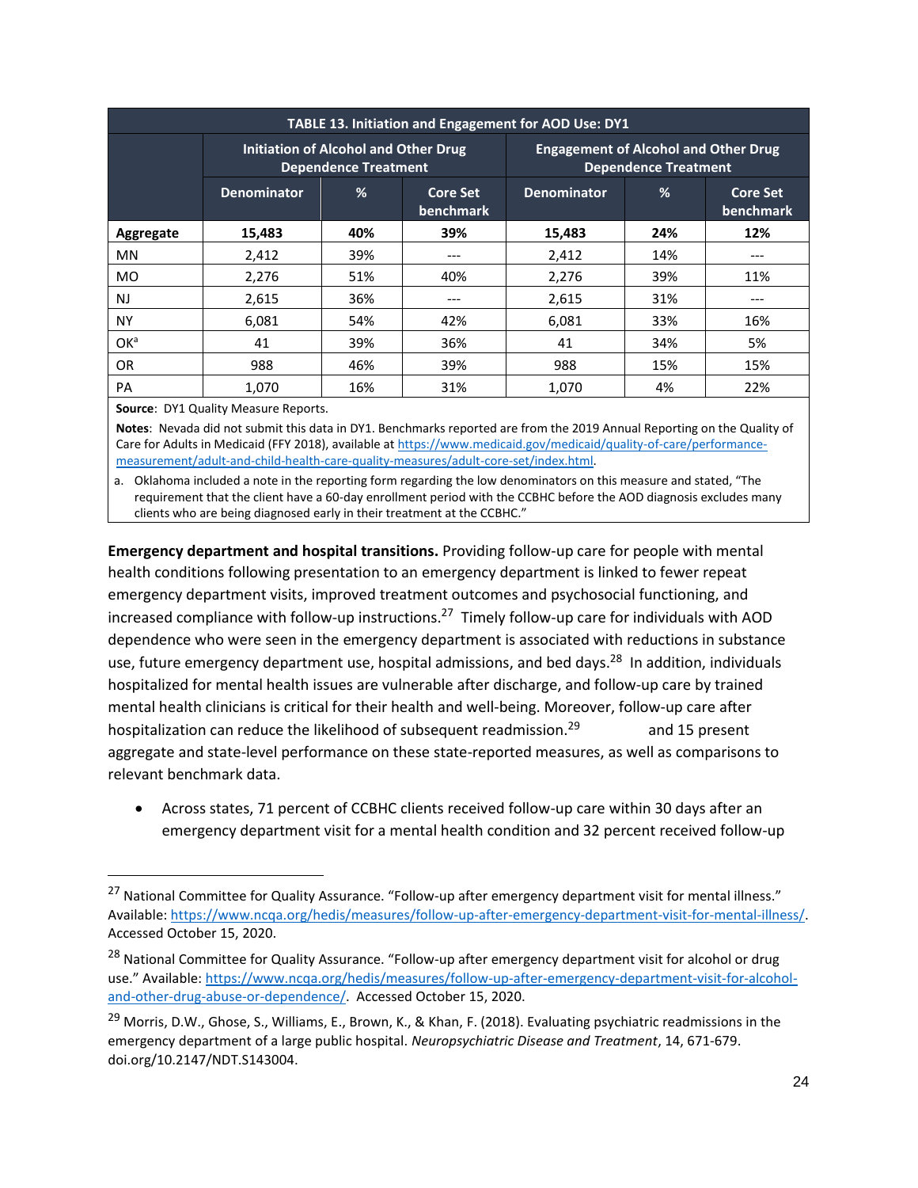| TABLE 13. Initiation and Engagement for AOD Use: DY1 | | | | | | |
|---|---|---|---|---|---|---|
| | Initiation of Alcohol and Other Drug Dependence Treatment | | | Engagement of Alcohol and Other Drug Dependence Treatment | | |
| | Denominator | % | Core Set benchmark | Denominator | % | Core Set benchmark |
| **Aggregate** | **15,483** | **40%** | **39%** | **15,483** | **24%** | **12%** |
| MN | 2,412 | 39% | --- | 2,412 | 14% | --- |
| MO | 2,276 | 51% | 40% | 2,276 | 39% | 11% |
| NJ | 2,615 | 36% | --- | 2,615 | 31% | --- |
| NY | 6,081 | 54% | 42% | 6,081 | 33% | 16% |
| OK[a] | 41 | 39% | 36% | 41 | 34% | 5% |
| OR | 988 | 46% | 39% | 988 | 15% | 15% |
| PA | 1,070 | 16% | 31% | 1,070 | 4% | 22% |

**Source**: DY1 Quality Measure Reports.

**Notes**: Nevada did not submit this data in DY1. Benchmarks reported are from the 2019 Annual Reporting on the Quality of Care for Adults in Medicaid (FFY 2018), available at https://www.medicaid.gov/medicaid/quality-of-care/performance-measurement/adult-and-child-health-care-quality-measures/adult-core-set/index.html.

a. Oklahoma included a note in the reporting form regarding the low denominators on this measure and stated, "The requirement that the client have a 60-day enrollment period with the CCBHC before the AOD diagnosis excludes many clients who are being diagnosed early in their treatment at the CCBHC."

**Emergency department and hospital transitions.** Providing follow-up care for people with mental health conditions following presentation to an emergency department is linked to fewer repeat emergency department visits, improved treatment outcomes and psychosocial functioning, and increased compliance with follow-up instructions.[27] Timely follow-up care for individuals with AOD dependence who were seen in the emergency department is associated with reductions in substance use, future emergency department use, hospital admissions, and bed days.[28] In addition, individuals hospitalized for mental health issues are vulnerable after discharge, and follow-up care by trained mental health clinicians is critical for their health and well-being. Moreover, follow-up care after hospitalization can reduce the likelihood of subsequent readmission.[29] and 15 present aggregate and state-level performance on these state-reported measures, as well as comparisons to relevant benchmark data.

- Across states, 71 percent of CCBHC clients received follow-up care within 30 days after an emergency department visit for a mental health condition and 32 percent received follow-up

---

[27] National Committee for Quality Assurance. "Follow-up after emergency department visit for mental illness." Available: https://www.ncqa.org/hedis/measures/follow-up-after-emergency-department-visit-for-mental-illness/. Accessed October 15, 2020.

[28] National Committee for Quality Assurance. "Follow-up after emergency department visit for alcohol or drug use." Available: https://www.ncqa.org/hedis/measures/follow-up-after-emergency-department-visit-for-alcohol-and-other-drug-abuse-or-dependence/. Accessed October 15, 2020.

[29] Morris, D.W., Ghose, S., Williams, E., Brown, K., & Khan, F. (2018). Evaluating psychiatric readmissions in the emergency department of a large public hospital. *Neuropsychiatric Disease and Treatment*, 14, 671-679. doi.org/10.2147/NDT.S143004.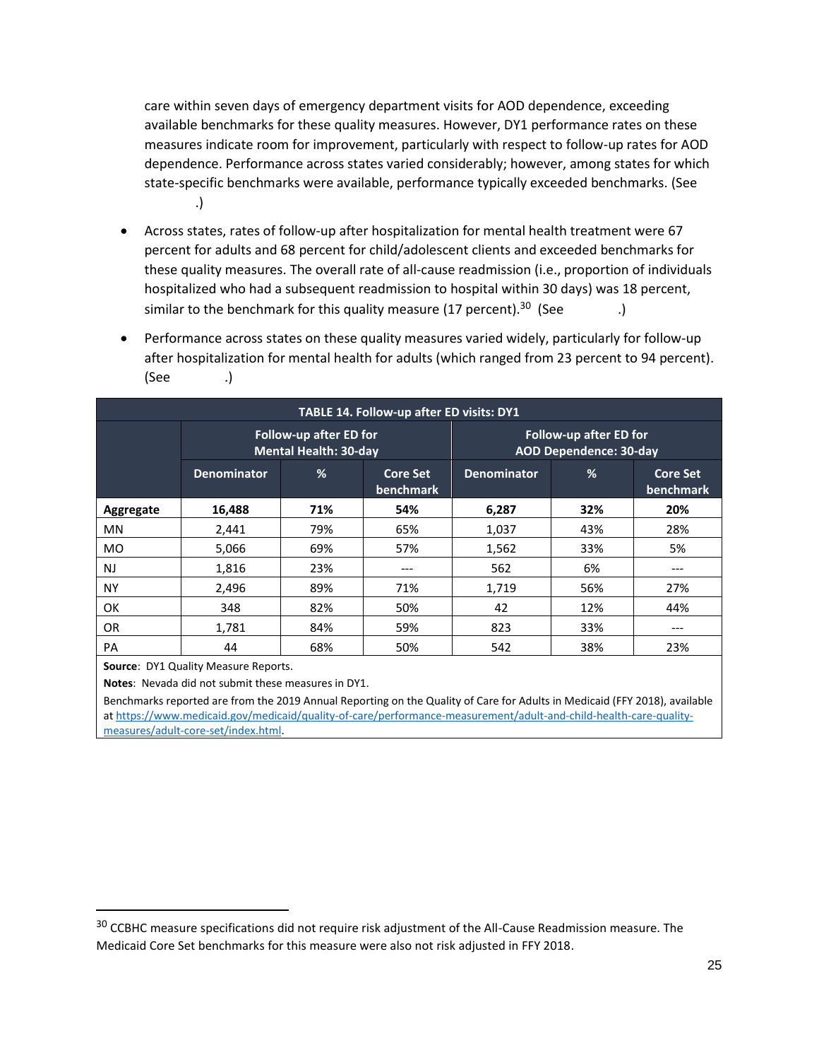care within seven days of emergency department visits for AOD dependence, exceeding available benchmarks for these quality measures. However, DY1 performance rates on these measures indicate room for improvement, particularly with respect to follow-up rates for AOD dependence. Performance across states varied considerably; however, among states for which state-specific benchmarks were available, performance typically exceeded benchmarks. (See .)

- Across states, rates of follow-up after hospitalization for mental health treatment were 67 percent for adults and 68 percent for child/adolescent clients and exceeded benchmarks for these quality measures. The overall rate of all-cause readmission (i.e., proportion of individuals hospitalized who had a subsequent readmission to hospital within 30 days) was 18 percent, similar to the benchmark for this quality measure (17 percent).[30] (See .)
- Performance across states on these quality measures varied widely, particularly for follow-up after hospitalization for mental health for adults (which ranged from 23 percent to 94 percent). (See .)

**TABLE 14. Follow-up after ED visits: DY1**

| | Follow-up after ED for Mental Health: 30-day | | | Follow-up after ED for AOD Dependence: 30-day | | |
|---|---|---|---|---|---|---|
| | Denominator | % | Core Set benchmark | Denominator | % | Core Set benchmark |
| **Aggregate** | **16,488** | **71%** | **54%** | **6,287** | **32%** | **20%** |
| MN | 2,441 | 79% | 65% | 1,037 | 43% | 28% |
| MO | 5,066 | 69% | 57% | 1,562 | 33% | 5% |
| NJ | 1,816 | 23% | --- | 562 | 6% | --- |
| NY | 2,496 | 89% | 71% | 1,719 | 56% | 27% |
| OK | 348 | 82% | 50% | 42 | 12% | 44% |
| OR | 1,781 | 84% | 59% | 823 | 33% | --- |
| PA | 44 | 68% | 50% | 542 | 38% | 23% |

**Source**: DY1 Quality Measure Reports.

**Notes**: Nevada did not submit these measures in DY1.

Benchmarks reported are from the 2019 Annual Reporting on the Quality of Care for Adults in Medicaid (FFY 2018), available at https://www.medicaid.gov/medicaid/quality-of-care/performance-measurement/adult-and-child-health-care-quality-measures/adult-core-set/index.html.

[30] CCBHC measure specifications did not require risk adjustment of the All-Cause Readmission measure. The Medicaid Core Set benchmarks for this measure were also not risk adjusted in FFY 2018.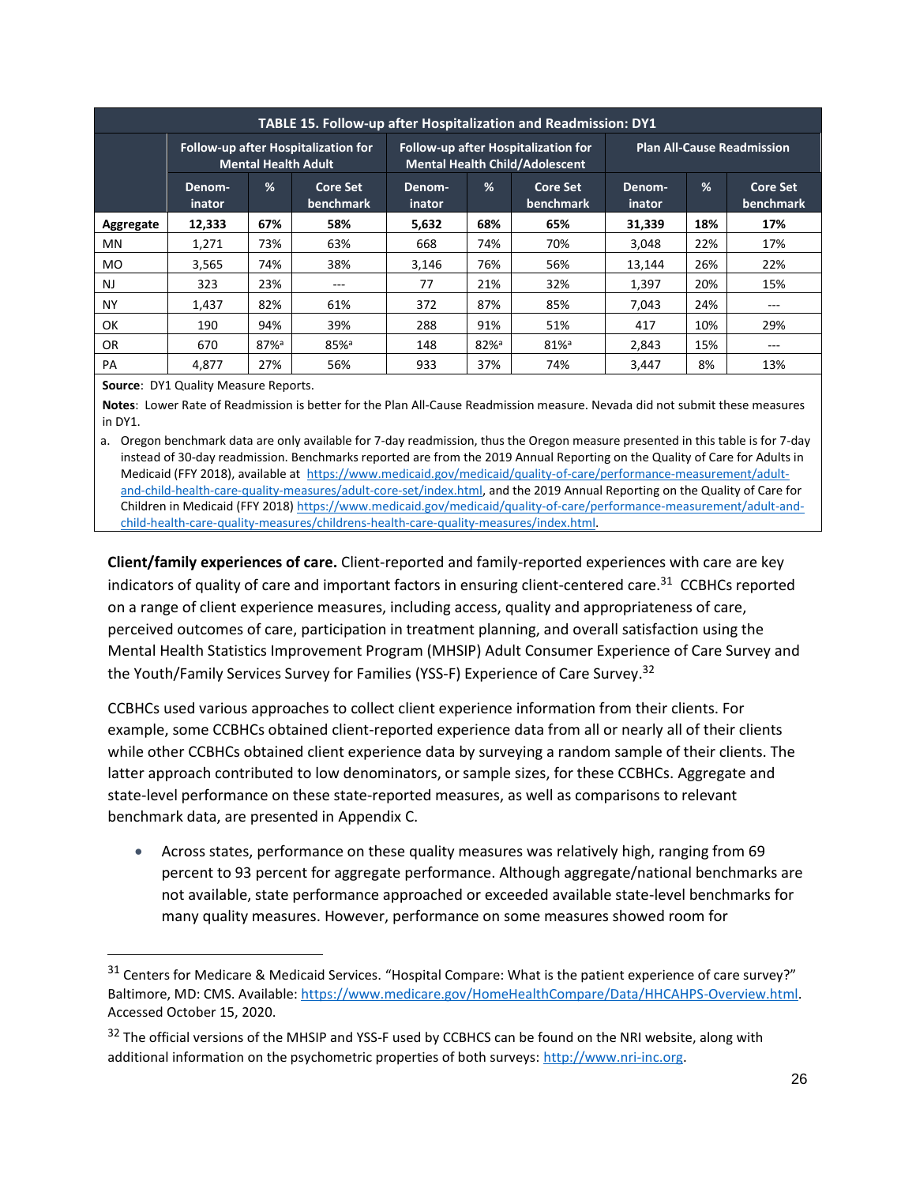| TABLE 15. Follow-up after Hospitalization and Readmission: DY1 | | | | | | | | | |
|---|---|---|---|---|---|---|---|---|---|
| | Follow-up after Hospitalization for Mental Health Adult | | | Follow-up after Hospitalization for Mental Health Child/Adolescent | | | Plan All-Cause Readmission | | |
| | Denom-inator | % | Core Set benchmark | Denom-inator | % | Core Set benchmark | Denom-inator | % | Core Set benchmark |
| **Aggregate** | **12,333** | **67%** | **58%** | **5,632** | **68%** | **65%** | **31,339** | **18%** | **17%** |
| MN | 1,271 | 73% | 63% | 668 | 74% | 70% | 3,048 | 22% | 17% |
| MO | 3,565 | 74% | 38% | 3,146 | 76% | 56% | 13,144 | 26% | 22% |
| NJ | 323 | 23% | --- | 77 | 21% | 32% | 1,397 | 20% | 15% |
| NY | 1,437 | 82% | 61% | 372 | 87% | 85% | 7,043 | 24% | --- |
| OK | 190 | 94% | 39% | 288 | 91% | 51% | 417 | 10% | 29% |
| OR | 670 | 87%[a] | 85%[a] | 148 | 82%[a] | 81%[a] | 2,843 | 15% | --- |
| PA | 4,877 | 27% | 56% | 933 | 37% | 74% | 3,447 | 8% | 13% |

**Source**: DY1 Quality Measure Reports.

**Notes**: Lower Rate of Readmission is better for the Plan All-Cause Readmission measure. Nevada did not submit these measures in DY1.

a. Oregon benchmark data are only available for 7-day readmission, thus the Oregon measure presented in this table is for 7-day instead of 30-day readmission. Benchmarks reported are from the 2019 Annual Reporting on the Quality of Care for Adults in Medicaid (FFY 2018), available at https://www.medicaid.gov/medicaid/quality-of-care/performance-measurement/adult-and-child-health-care-quality-measures/adult-core-set/index.html, and the 2019 Annual Reporting on the Quality of Care for Children in Medicaid (FFY 2018) https://www.medicaid.gov/medicaid/quality-of-care/performance-measurement/adult-and-child-health-care-quality-measures/childrens-health-care-quality-measures/index.html.

**Client/family experiences of care.** Client-reported and family-reported experiences with care are key indicators of quality of care and important factors in ensuring client-centered care.[31] CCBHCs reported on a range of client experience measures, including access, quality and appropriateness of care, perceived outcomes of care, participation in treatment planning, and overall satisfaction using the Mental Health Statistics Improvement Program (MHSIP) Adult Consumer Experience of Care Survey and the Youth/Family Services Survey for Families (YSS-F) Experience of Care Survey.[32]

CCBHCs used various approaches to collect client experience information from their clients. For example, some CCBHCs obtained client-reported experience data from all or nearly all of their clients while other CCBHCs obtained client experience data by surveying a random sample of their clients. The latter approach contributed to low denominators, or sample sizes, for these CCBHCs. Aggregate and state-level performance on these state-reported measures, as well as comparisons to relevant benchmark data, are presented in Appendix C.

- Across states, performance on these quality measures was relatively high, ranging from 69 percent to 93 percent for aggregate performance. Although aggregate/national benchmarks are not available, state performance approached or exceeded available state-level benchmarks for many quality measures. However, performance on some measures showed room for

[31] Centers for Medicare & Medicaid Services. "Hospital Compare: What is the patient experience of care survey?" Baltimore, MD: CMS. Available: https://www.medicare.gov/HomeHealthCompare/Data/HHCAHPS-Overview.html. Accessed October 15, 2020.

[32] The official versions of the MHSIP and YSS-F used by CCBHCS can be found on the NRI website, along with additional information on the psychometric properties of both surveys: http://www.nri-inc.org.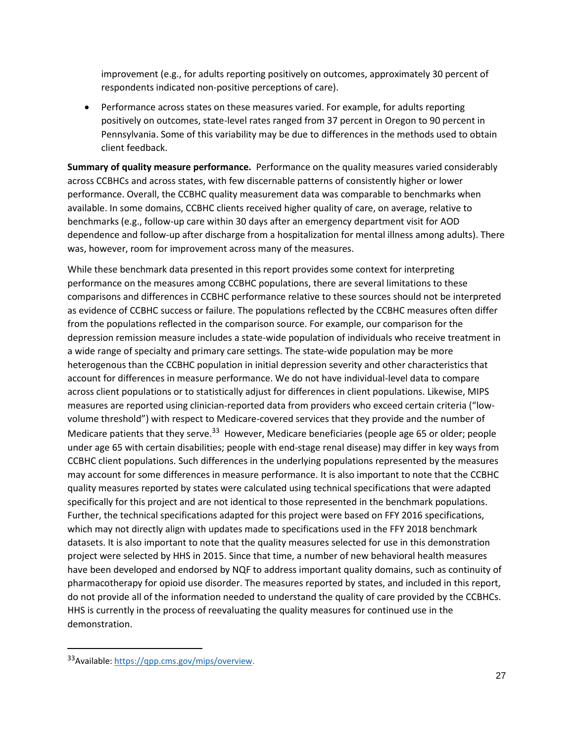improvement (e.g., for adults reporting positively on outcomes, approximately 30 percent of respondents indicated non-positive perceptions of care).

- Performance across states on these measures varied. For example, for adults reporting positively on outcomes, state-level rates ranged from 37 percent in Oregon to 90 percent in Pennsylvania. Some of this variability may be due to differences in the methods used to obtain client feedback.

**Summary of quality measure performance.** Performance on the quality measures varied considerably across CCBHCs and across states, with few discernable patterns of consistently higher or lower performance. Overall, the CCBHC quality measurement data was comparable to benchmarks when available. In some domains, CCBHC clients received higher quality of care, on average, relative to benchmarks (e.g., follow-up care within 30 days after an emergency department visit for AOD dependence and follow-up after discharge from a hospitalization for mental illness among adults). There was, however, room for improvement across many of the measures.

While these benchmark data presented in this report provides some context for interpreting performance on the measures among CCBHC populations, there are several limitations to these comparisons and differences in CCBHC performance relative to these sources should not be interpreted as evidence of CCBHC success or failure. The populations reflected by the CCBHC measures often differ from the populations reflected in the comparison source. For example, our comparison for the depression remission measure includes a state-wide population of individuals who receive treatment in a wide range of specialty and primary care settings. The state-wide population may be more heterogenous than the CCBHC population in initial depression severity and other characteristics that account for differences in measure performance. We do not have individual-level data to compare across client populations or to statistically adjust for differences in client populations. Likewise, MIPS measures are reported using clinician-reported data from providers who exceed certain criteria ("low-volume threshold") with respect to Medicare-covered services that they provide and the number of Medicare patients that they serve.[33] However, Medicare beneficiaries (people age 65 or older; people under age 65 with certain disabilities; people with end-stage renal disease) may differ in key ways from CCBHC client populations. Such differences in the underlying populations represented by the measures may account for some differences in measure performance. It is also important to note that the CCBHC quality measures reported by states were calculated using technical specifications that were adapted specifically for this project and are not identical to those represented in the benchmark populations. Further, the technical specifications adapted for this project were based on FFY 2016 specifications, which may not directly align with updates made to specifications used in the FFY 2018 benchmark datasets. It is also important to note that the quality measures selected for use in this demonstration project were selected by HHS in 2015. Since that time, a number of new behavioral health measures have been developed and endorsed by NQF to address important quality domains, such as continuity of pharmacotherapy for opioid use disorder. The measures reported by states, and included in this report, do not provide all of the information needed to understand the quality of care provided by the CCBHCs. HHS is currently in the process of reevaluating the quality measures for continued use in the demonstration.

---

[33] Available: https://qpp.cms.gov/mips/overview.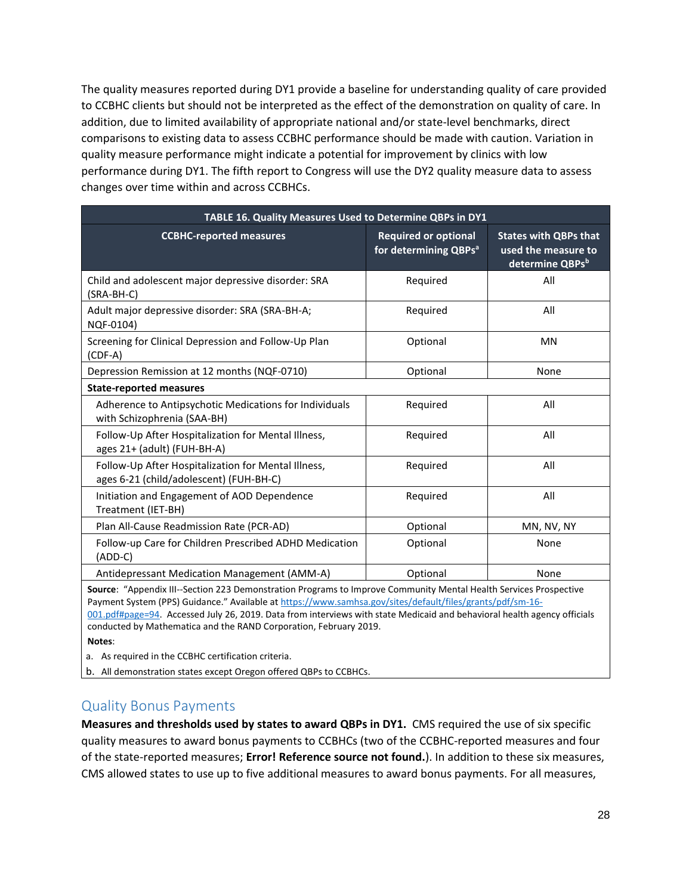The quality measures reported during DY1 provide a baseline for understanding quality of care provided to CCBHC clients but should not be interpreted as the effect of the demonstration on quality of care. In addition, due to limited availability of appropriate national and/or state-level benchmarks, direct comparisons to existing data to assess CCBHC performance should be made with caution. Variation in quality measure performance might indicate a potential for improvement by clinics with low performance during DY1. The fifth report to Congress will use the DY2 quality measure data to assess changes over time within and across CCBHCs.

**TABLE 16. Quality Measures Used to Determine QBPs in DY1**

| CCBHC-reported measures | Required or optional for determining QBPs[a] | States with QBPs that used the measure to determine QBPs[b] |
|---|---|---|
| Child and adolescent major depressive disorder: SRA (SRA-BH-C) | Required | All |
| Adult major depressive disorder: SRA (SRA-BH-A; NQF-0104) | Required | All |
| Screening for Clinical Depression and Follow-Up Plan (CDF-A) | Optional | MN |
| Depression Remission at 12 months (NQF-0710) | Optional | None |
| **State-reported measures** | | |
| Adherence to Antipsychotic Medications for Individuals with Schizophrenia (SAA-BH) | Required | All |
| Follow-Up After Hospitalization for Mental Illness, ages 21+ (adult) (FUH-BH-A) | Required | All |
| Follow-Up After Hospitalization for Mental Illness, ages 6-21 (child/adolescent) (FUH-BH-C) | Required | All |
| Initiation and Engagement of AOD Dependence Treatment (IET-BH) | Required | All |
| Plan All-Cause Readmission Rate (PCR-AD) | Optional | MN, NV, NY |
| Follow-up Care for Children Prescribed ADHD Medication (ADD-C) | Optional | None |
| Antidepressant Medication Management (AMM-A) | Optional | None |

**Source**: "Appendix III--Section 223 Demonstration Programs to Improve Community Mental Health Services Prospective Payment System (PPS) Guidance." Available at https://www.samhsa.gov/sites/default/files/grants/pdf/sm-16-001.pdf#page=94. Accessed July 26, 2019. Data from interviews with state Medicaid and behavioral health agency officials conducted by Mathematica and the RAND Corporation, February 2019.

**Notes**:

a. As required in the CCBHC certification criteria.

b. All demonstration states except Oregon offered QBPs to CCBHCs.

## Quality Bonus Payments

**Measures and thresholds used by states to award QBPs in DY1.** CMS required the use of six specific quality measures to award bonus payments to CCBHCs (two of the CCBHC-reported measures and four of the state-reported measures; **Error! Reference source not found.**). In addition to these six measures, CMS allowed states to use up to five additional measures to award bonus payments. For all measures,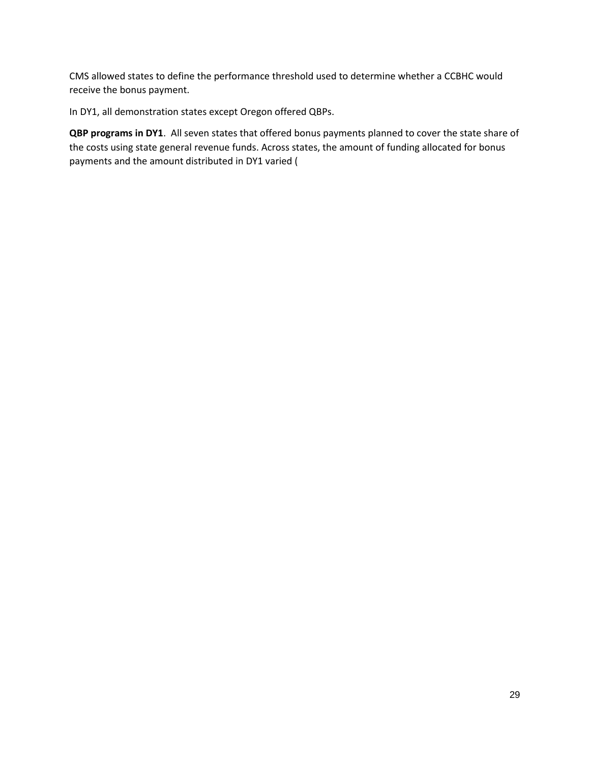CMS allowed states to define the performance threshold used to determine whether a CCBHC would receive the bonus payment.

In DY1, all demonstration states except Oregon offered QBPs.

**QBP programs in DY1**. All seven states that offered bonus payments planned to cover the state share of the costs using state general revenue funds. Across states, the amount of funding allocated for bonus payments and the amount distributed in DY1 varied (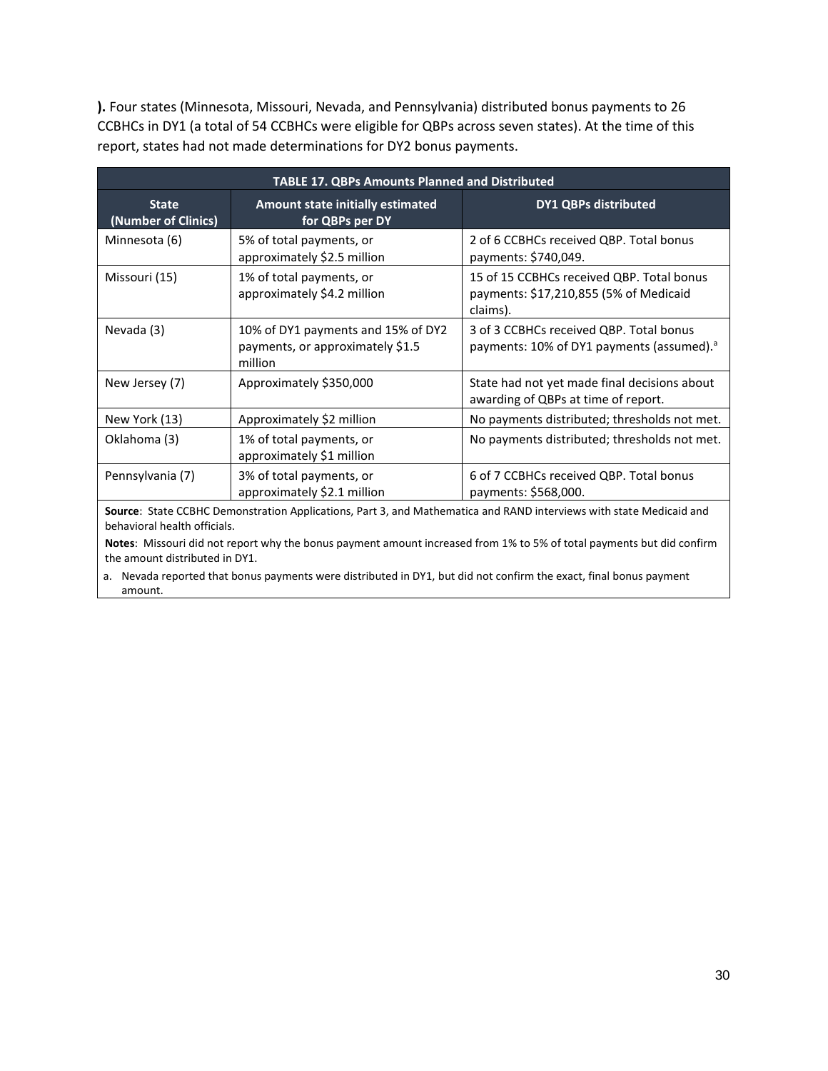**).** Four states (Minnesota, Missouri, Nevada, and Pennsylvania) distributed bonus payments to 26 CCBHCs in DY1 (a total of 54 CCBHCs were eligible for QBPs across seven states). At the time of this report, states had not made determinations for DY2 bonus payments.

**TABLE 17. QBPs Amounts Planned and Distributed**

| State (Number of Clinics) | Amount state initially estimated for QBPs per DY | DY1 QBPs distributed |
|---|---|---|
| Minnesota (6) | 5% of total payments, or approximately $2.5 million | 2 of 6 CCBHCs received QBP. Total bonus payments: $740,049. |
| Missouri (15) | 1% of total payments, or approximately $4.2 million | 15 of 15 CCBHCs received QBP. Total bonus payments: $17,210,855 (5% of Medicaid claims). |
| Nevada (3) | 10% of DY1 payments and 15% of DY2 payments, or approximately $1.5 million | 3 of 3 CCBHCs received QBP. Total bonus payments: 10% of DY1 payments (assumed).[a] |
| New Jersey (7) | Approximately $350,000 | State had not yet made final decisions about awarding of QBPs at time of report. |
| New York (13) | Approximately $2 million | No payments distributed; thresholds not met. |
| Oklahoma (3) | 1% of total payments, or approximately $1 million | No payments distributed; thresholds not met. |
| Pennsylvania (7) | 3% of total payments, or approximately $2.1 million | 6 of 7 CCBHCs received QBP. Total bonus payments: $568,000. |

**Source**: State CCBHC Demonstration Applications, Part 3, and Mathematica and RAND interviews with state Medicaid and behavioral health officials.

**Notes**: Missouri did not report why the bonus payment amount increased from 1% to 5% of total payments but did confirm the amount distributed in DY1.

a. Nevada reported that bonus payments were distributed in DY1, but did not confirm the exact, final bonus payment amount.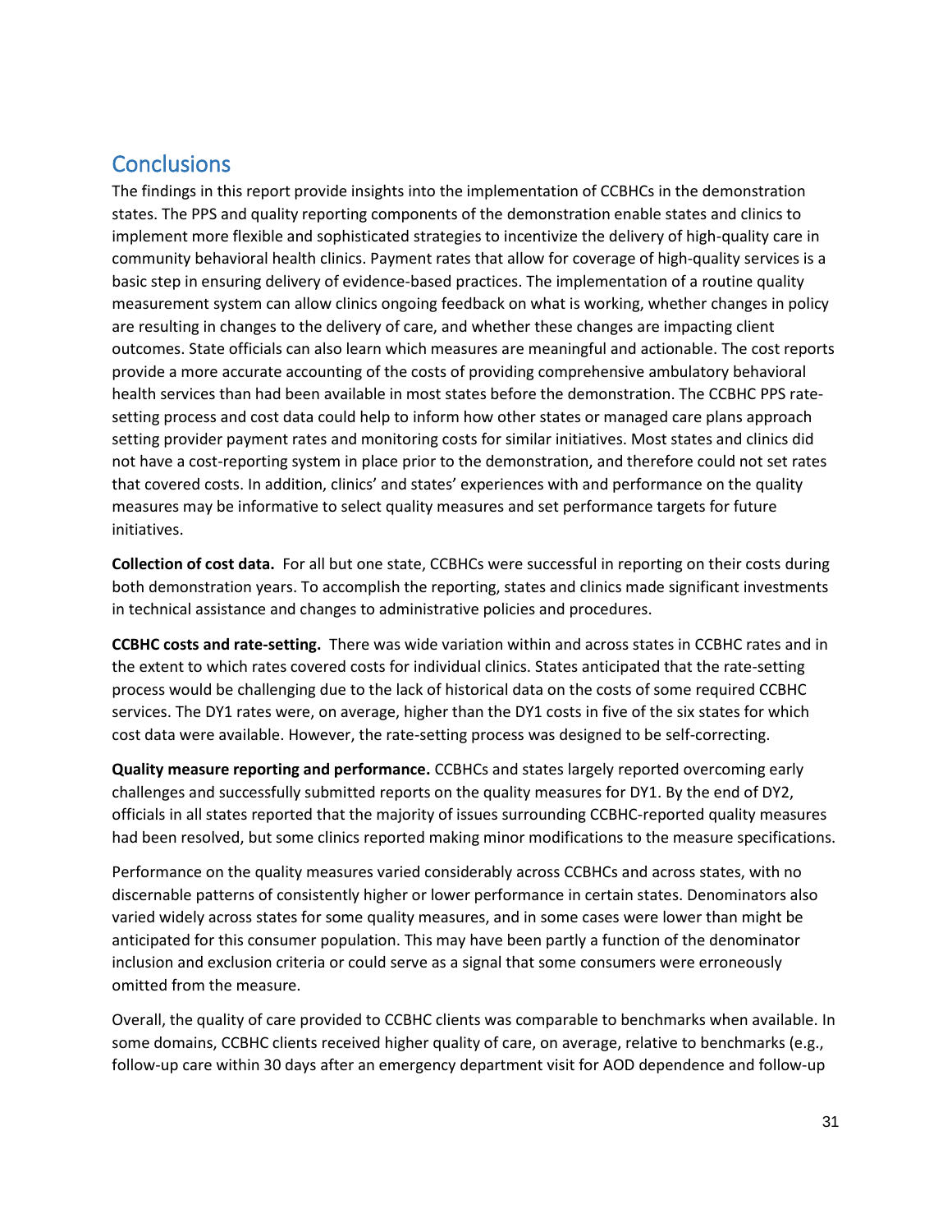## Conclusions

The findings in this report provide insights into the implementation of CCBHCs in the demonstration states. The PPS and quality reporting components of the demonstration enable states and clinics to implement more flexible and sophisticated strategies to incentivize the delivery of high-quality care in community behavioral health clinics. Payment rates that allow for coverage of high-quality services is a basic step in ensuring delivery of evidence-based practices. The implementation of a routine quality measurement system can allow clinics ongoing feedback on what is working, whether changes in policy are resulting in changes to the delivery of care, and whether these changes are impacting client outcomes. State officials can also learn which measures are meaningful and actionable. The cost reports provide a more accurate accounting of the costs of providing comprehensive ambulatory behavioral health services than had been available in most states before the demonstration. The CCBHC PPS rate-setting process and cost data could help to inform how other states or managed care plans approach setting provider payment rates and monitoring costs for similar initiatives. Most states and clinics did not have a cost-reporting system in place prior to the demonstration, and therefore could not set rates that covered costs. In addition, clinics' and states' experiences with and performance on the quality measures may be informative to select quality measures and set performance targets for future initiatives.

**Collection of cost data.** For all but one state, CCBHCs were successful in reporting on their costs during both demonstration years. To accomplish the reporting, states and clinics made significant investments in technical assistance and changes to administrative policies and procedures.

**CCBHC costs and rate-setting.** There was wide variation within and across states in CCBHC rates and in the extent to which rates covered costs for individual clinics. States anticipated that the rate-setting process would be challenging due to the lack of historical data on the costs of some required CCBHC services. The DY1 rates were, on average, higher than the DY1 costs in five of the six states for which cost data were available. However, the rate-setting process was designed to be self-correcting.

**Quality measure reporting and performance.** CCBHCs and states largely reported overcoming early challenges and successfully submitted reports on the quality measures for DY1. By the end of DY2, officials in all states reported that the majority of issues surrounding CCBHC-reported quality measures had been resolved, but some clinics reported making minor modifications to the measure specifications.

Performance on the quality measures varied considerably across CCBHCs and across states, with no discernable patterns of consistently higher or lower performance in certain states. Denominators also varied widely across states for some quality measures, and in some cases were lower than might be anticipated for this consumer population. This may have been partly a function of the denominator inclusion and exclusion criteria or could serve as a signal that some consumers were erroneously omitted from the measure.

Overall, the quality of care provided to CCBHC clients was comparable to benchmarks when available. In some domains, CCBHC clients received higher quality of care, on average, relative to benchmarks (e.g., follow-up care within 30 days after an emergency department visit for AOD dependence and follow-up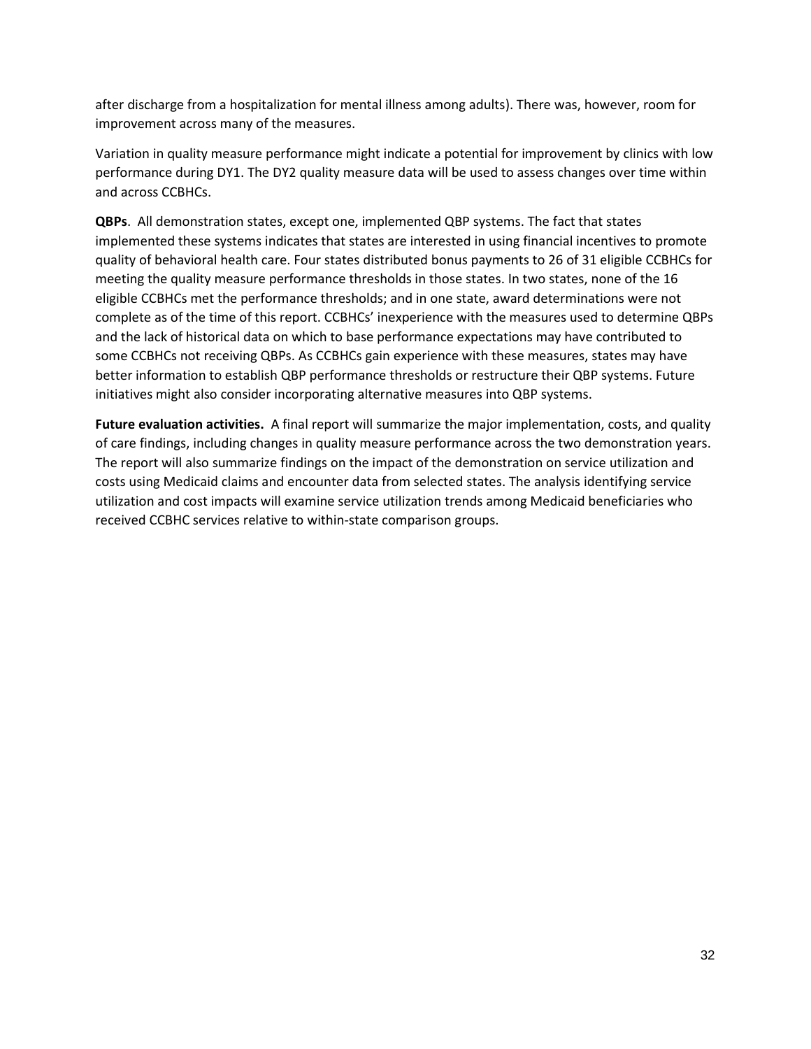after discharge from a hospitalization for mental illness among adults). There was, however, room for improvement across many of the measures.

Variation in quality measure performance might indicate a potential for improvement by clinics with low performance during DY1. The DY2 quality measure data will be used to assess changes over time within and across CCBHCs.

**QBPs**. All demonstration states, except one, implemented QBP systems. The fact that states implemented these systems indicates that states are interested in using financial incentives to promote quality of behavioral health care. Four states distributed bonus payments to 26 of 31 eligible CCBHCs for meeting the quality measure performance thresholds in those states. In two states, none of the 16 eligible CCBHCs met the performance thresholds; and in one state, award determinations were not complete as of the time of this report. CCBHCs' inexperience with the measures used to determine QBPs and the lack of historical data on which to base performance expectations may have contributed to some CCBHCs not receiving QBPs. As CCBHCs gain experience with these measures, states may have better information to establish QBP performance thresholds or restructure their QBP systems. Future initiatives might also consider incorporating alternative measures into QBP systems.

**Future evaluation activities.** A final report will summarize the major implementation, costs, and quality of care findings, including changes in quality measure performance across the two demonstration years. The report will also summarize findings on the impact of the demonstration on service utilization and costs using Medicaid claims and encounter data from selected states. The analysis identifying service utilization and cost impacts will examine service utilization trends among Medicaid beneficiaries who received CCBHC services relative to within-state comparison groups.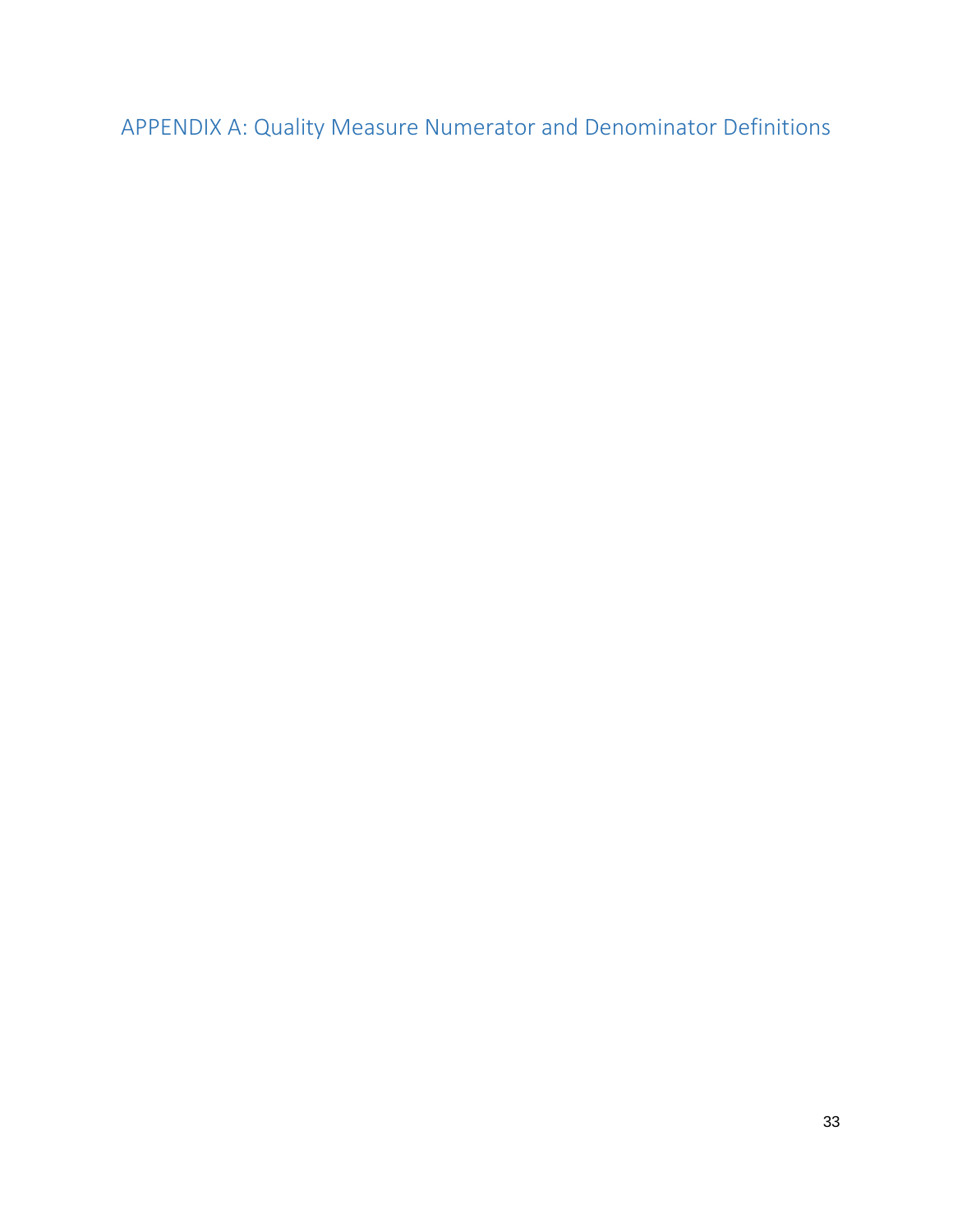# APPENDIX A: Quality Measure Numerator and Denominator Definitions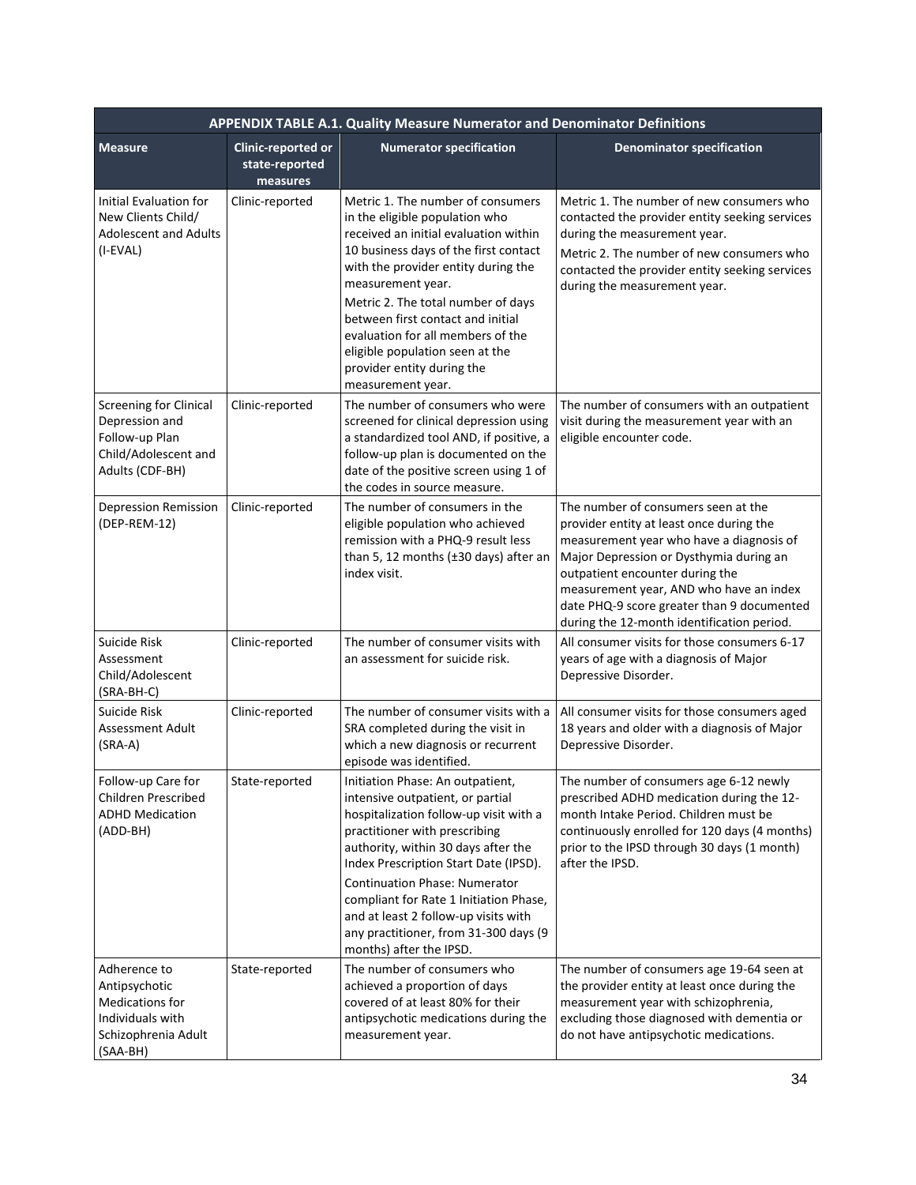**APPENDIX TABLE A.1. Quality Measure Numerator and Denominator Definitions**

| Measure | Clinic-reported or state-reported measures | Numerator specification | Denominator specification |
|---|---|---|---|
| Initial Evaluation for New Clients Child/ Adolescent and Adults (I-EVAL) | Clinic-reported | Metric 1. The number of consumers in the eligible population who received an initial evaluation within 10 business days of the first contact with the provider entity during the measurement year.<br>Metric 2. The total number of days between first contact and initial evaluation for all members of the eligible population seen at the provider entity during the measurement year. | Metric 1. The number of new consumers who contacted the provider entity seeking services during the measurement year.<br>Metric 2. The number of new consumers who contacted the provider entity seeking services during the measurement year. |
| Screening for Clinical Depression and Follow-up Plan Child/Adolescent and Adults (CDF-BH) | Clinic-reported | The number of consumers who were screened for clinical depression using a standardized tool AND, if positive, a follow-up plan is documented on the date of the positive screen using 1 of the codes in source measure. | The number of consumers with an outpatient visit during the measurement year with an eligible encounter code. |
| Depression Remission (DEP-REM-12) | Clinic-reported | The number of consumers in the eligible population who achieved remission with a PHQ-9 result less than 5, 12 months (±30 days) after an index visit. | The number of consumers seen at the provider entity at least once during the measurement year who have a diagnosis of Major Depression or Dysthymia during an outpatient encounter during the measurement year, AND who have an index date PHQ-9 score greater than 9 documented during the 12-month identification period. |
| Suicide Risk Assessment Child/Adolescent (SRA-BH-C) | Clinic-reported | The number of consumer visits with an assessment for suicide risk. | All consumer visits for those consumers 6-17 years of age with a diagnosis of Major Depressive Disorder. |
| Suicide Risk Assessment Adult (SRA-A) | Clinic-reported | The number of consumer visits with a SRA completed during the visit in which a new diagnosis or recurrent episode was identified. | All consumer visits for those consumers aged 18 years and older with a diagnosis of Major Depressive Disorder. |
| Follow-up Care for Children Prescribed ADHD Medication (ADD-BH) | State-reported | Initiation Phase: An outpatient, intensive outpatient, or partial hospitalization follow-up visit with a practitioner with prescribing authority, within 30 days after the Index Prescription Start Date (IPSD).<br>Continuation Phase: Numerator compliant for Rate 1 Initiation Phase, and at least 2 follow-up visits with any practitioner, from 31-300 days (9 months) after the IPSD. | The number of consumers age 6-12 newly prescribed ADHD medication during the 12-month Intake Period. Children must be continuously enrolled for 120 days (4 months) prior to the IPSD through 30 days (1 month) after the IPSD. |
| Adherence to Antipsychotic Medications for Individuals with Schizophrenia Adult (SAA-BH) | State-reported | The number of consumers who achieved a proportion of days covered of at least 80% for their antipsychotic medications during the measurement year. | The number of consumers age 19-64 seen at the provider entity at least once during the measurement year with schizophrenia, excluding those diagnosed with dementia or do not have antipsychotic medications. |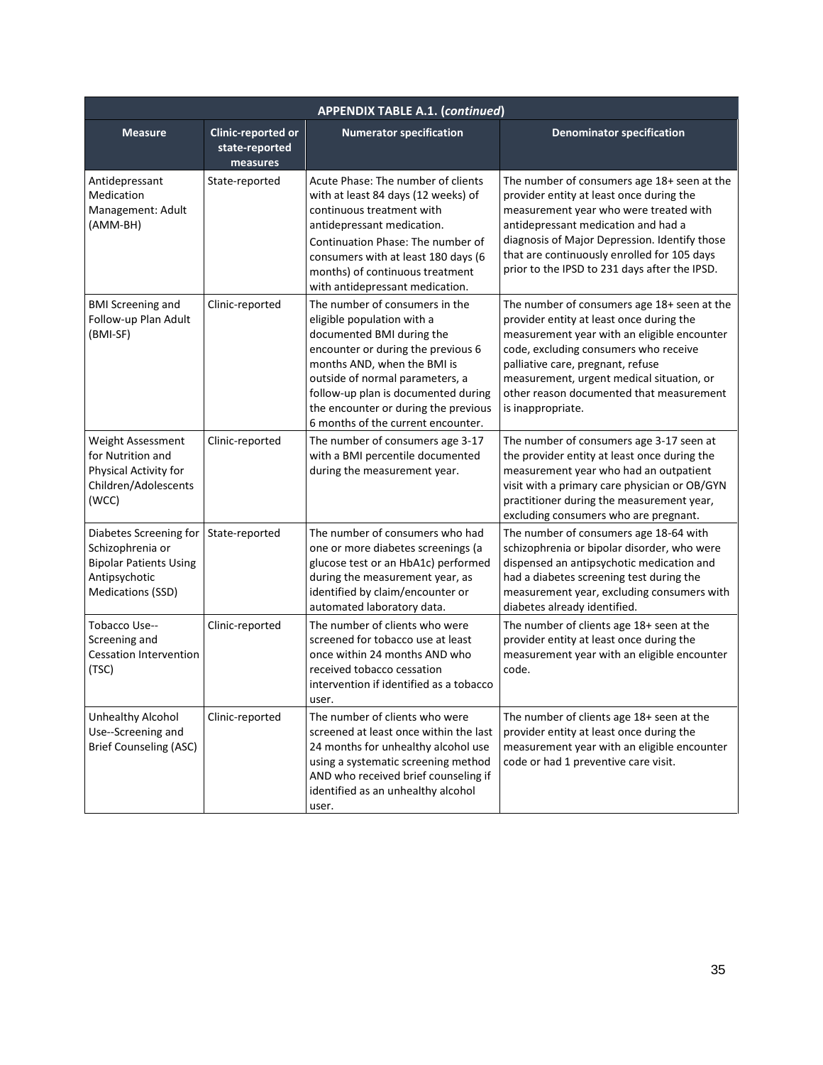**APPENDIX TABLE A.1. (*continued*)**

| Measure | Clinic-reported or state-reported measures | Numerator specification | Denominator specification |
|---|---|---|---|
| Antidepressant Medication Management: Adult (AMM-BH) | State-reported | Acute Phase: The number of clients with at least 84 days (12 weeks) of continuous treatment with antidepressant medication. Continuation Phase: The number of consumers with at least 180 days (6 months) of continuous treatment with antidepressant medication. | The number of consumers age 18+ seen at the provider entity at least once during the measurement year who were treated with antidepressant medication and had a diagnosis of Major Depression. Identify those that are continuously enrolled for 105 days prior to the IPSD to 231 days after the IPSD. |
| BMI Screening and Follow-up Plan Adult (BMI-SF) | Clinic-reported | The number of consumers in the eligible population with a documented BMI during the encounter or during the previous 6 months AND, when the BMI is outside of normal parameters, a follow-up plan is documented during the encounter or during the previous 6 months of the current encounter. | The number of consumers age 18+ seen at the provider entity at least once during the measurement year with an eligible encounter code, excluding consumers who receive palliative care, pregnant, refuse measurement, urgent medical situation, or other reason documented that measurement is inappropriate. |
| Weight Assessment for Nutrition and Physical Activity for Children/Adolescents (WCC) | Clinic-reported | The number of consumers age 3-17 with a BMI percentile documented during the measurement year. | The number of consumers age 3-17 seen at the provider entity at least once during the measurement year who had an outpatient visit with a primary care physician or OB/GYN practitioner during the measurement year, excluding consumers who are pregnant. |
| Diabetes Screening for Schizophrenia or Bipolar Patients Using Antipsychotic Medications (SSD) | State-reported | The number of consumers who had one or more diabetes screenings (a glucose test or an HbA1c) performed during the measurement year, as identified by claim/encounter or automated laboratory data. | The number of consumers age 18-64 with schizophrenia or bipolar disorder, who were dispensed an antipsychotic medication and had a diabetes screening test during the measurement year, excluding consumers with diabetes already identified. |
| Tobacco Use--Screening and Cessation Intervention (TSC) | Clinic-reported | The number of clients who were screened for tobacco use at least once within 24 months AND who received tobacco cessation intervention if identified as a tobacco user. | The number of clients age 18+ seen at the provider entity at least once during the measurement year with an eligible encounter code. |
| Unhealthy Alcohol Use--Screening and Brief Counseling (ASC) | Clinic-reported | The number of clients who were screened at least once within the last 24 months for unhealthy alcohol use using a systematic screening method AND who received brief counseling if identified as an unhealthy alcohol user. | The number of clients age 18+ seen at the provider entity at least once during the measurement year with an eligible encounter code or had 1 preventive care visit. |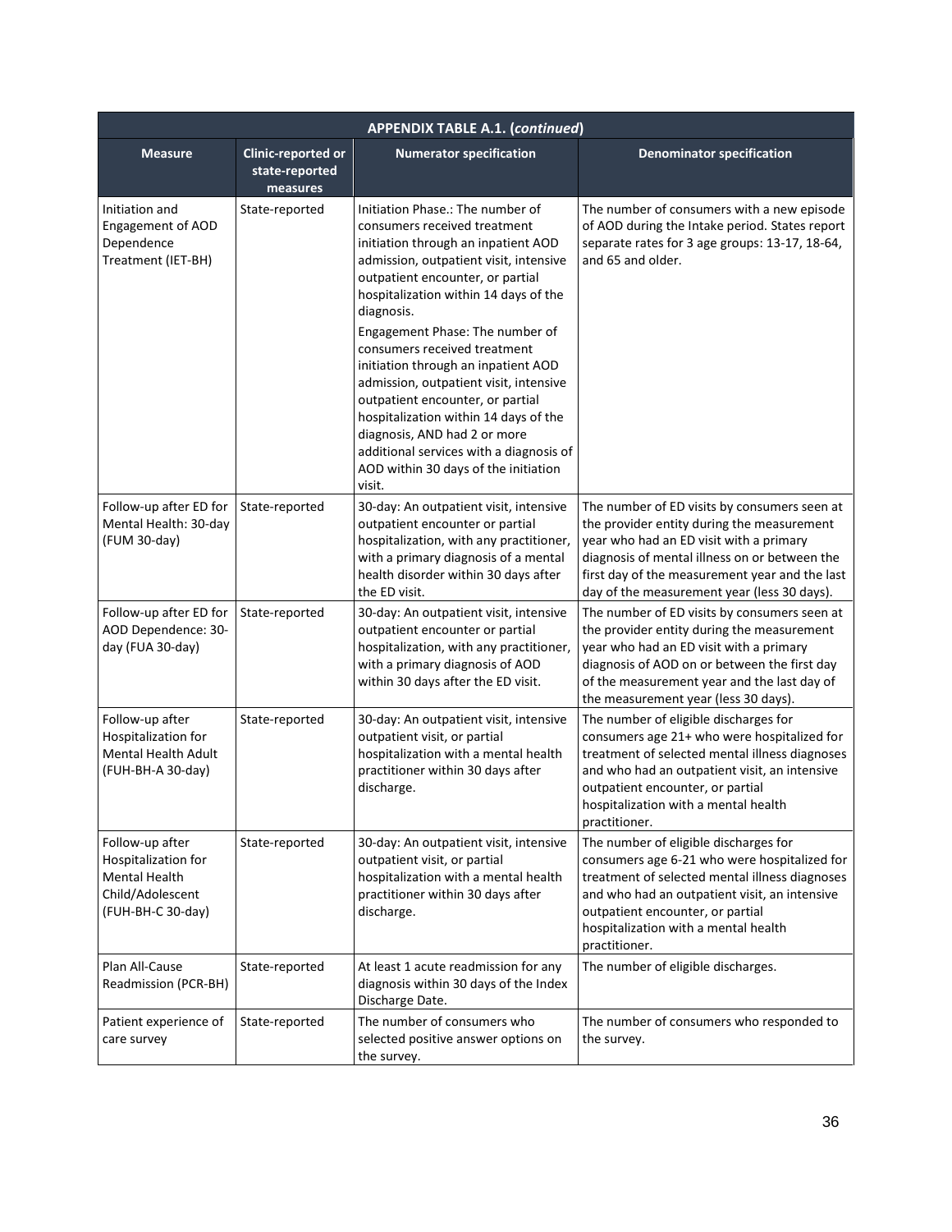| APPENDIX TABLE A.1. (*continued*) | | | |
|---|---|---|---|
| **Measure** | **Clinic-reported or state-reported measures** | **Numerator specification** | **Denominator specification** |
| Initiation and Engagement of AOD Dependence Treatment (IET-BH) | State-reported | Initiation Phase.: The number of consumers received treatment initiation through an inpatient AOD admission, outpatient visit, intensive outpatient encounter, or partial hospitalization within 14 days of the diagnosis.<br>Engagement Phase: The number of consumers received treatment initiation through an inpatient AOD admission, outpatient visit, intensive outpatient encounter, or partial hospitalization within 14 days of the diagnosis, AND had 2 or more additional services with a diagnosis of AOD within 30 days of the initiation visit. | The number of consumers with a new episode of AOD during the Intake period. States report separate rates for 3 age groups: 13-17, 18-64, and 65 and older. |
| Follow-up after ED for Mental Health: 30-day (FUM 30-day) | State-reported | 30-day: An outpatient visit, intensive outpatient encounter or partial hospitalization, with any practitioner, with a primary diagnosis of a mental health disorder within 30 days after the ED visit. | The number of ED visits by consumers seen at the provider entity during the measurement year who had an ED visit with a primary diagnosis of mental illness on or between the first day of the measurement year and the last day of the measurement year (less 30 days). |
| Follow-up after ED for AOD Dependence: 30-day (FUA 30-day) | State-reported | 30-day: An outpatient visit, intensive outpatient encounter or partial hospitalization, with any practitioner, with a primary diagnosis of AOD within 30 days after the ED visit. | The number of ED visits by consumers seen at the provider entity during the measurement year who had an ED visit with a primary diagnosis of AOD on or between the first day of the measurement year and the last day of the measurement year (less 30 days). |
| Follow-up after Hospitalization for Mental Health Adult (FUH-BH-A 30-day) | State-reported | 30-day: An outpatient visit, intensive outpatient visit, or partial hospitalization with a mental health practitioner within 30 days after discharge. | The number of eligible discharges for consumers age 21+ who were hospitalized for treatment of selected mental illness diagnoses and who had an outpatient visit, an intensive outpatient encounter, or partial hospitalization with a mental health practitioner. |
| Follow-up after Hospitalization for Mental Health Child/Adolescent (FUH-BH-C 30-day) | State-reported | 30-day: An outpatient visit, intensive outpatient visit, or partial hospitalization with a mental health practitioner within 30 days after discharge. | The number of eligible discharges for consumers age 6-21 who were hospitalized for treatment of selected mental illness diagnoses and who had an outpatient visit, an intensive outpatient encounter, or partial hospitalization with a mental health practitioner. |
| Plan All-Cause Readmission (PCR-BH) | State-reported | At least 1 acute readmission for any diagnosis within 30 days of the Index Discharge Date. | The number of eligible discharges. |
| Patient experience of care survey | State-reported | The number of consumers who selected positive answer options on the survey. | The number of consumers who responded to the survey. |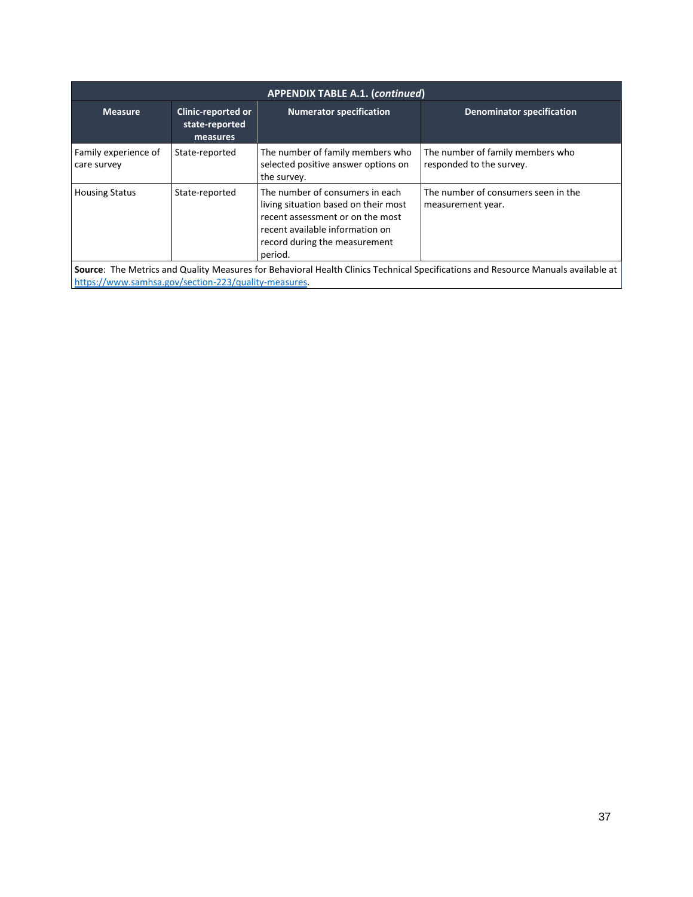| APPENDIX TABLE A.1. (*continued*) | | | |
|---|---|---|---|
| **Measure** | **Clinic-reported or state-reported measures** | **Numerator specification** | **Denominator specification** |
| Family experience of care survey | State-reported | The number of family members who selected positive answer options on the survey. | The number of family members who responded to the survey. |
| Housing Status | State-reported | The number of consumers in each living situation based on their most recent assessment or on the most recent available information on record during the measurement period. | The number of consumers seen in the measurement year. |

**Source**: The Metrics and Quality Measures for Behavioral Health Clinics Technical Specifications and Resource Manuals available at https://www.samhsa.gov/section-223/quality-measures.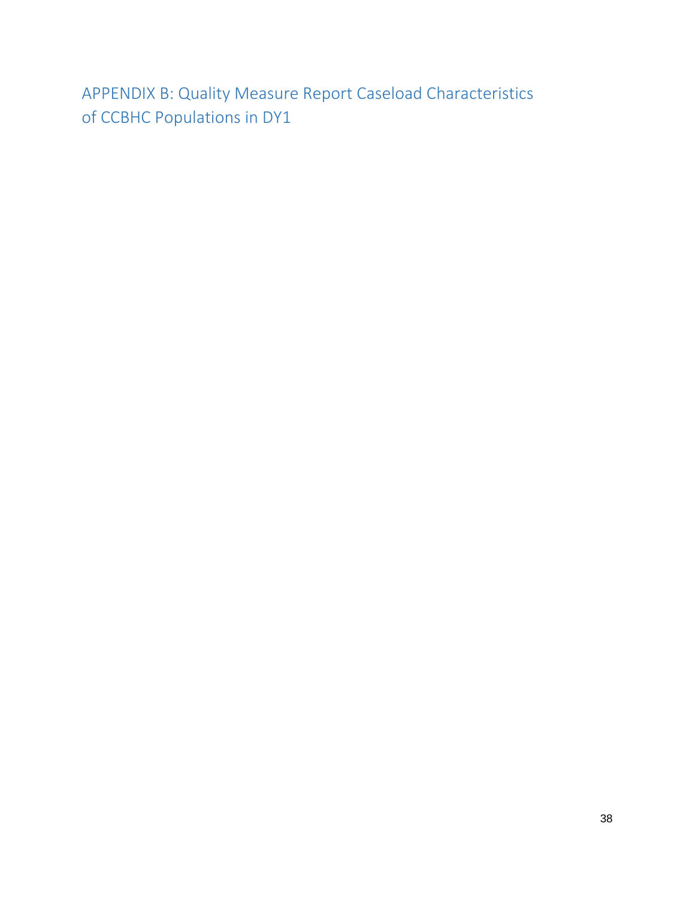# APPENDIX B: Quality Measure Report Caseload Characteristics of CCBHC Populations in DY1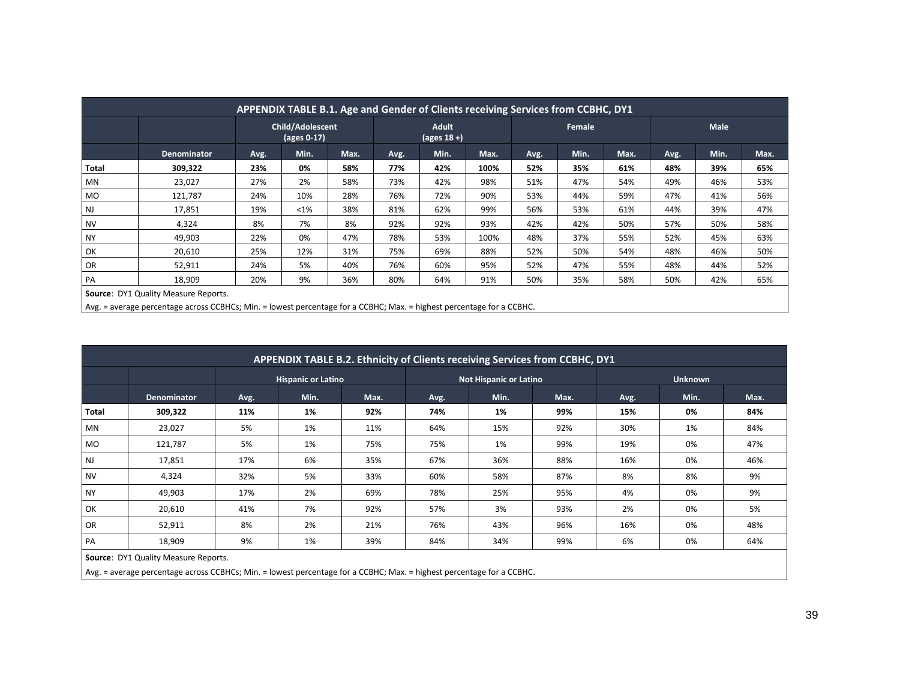**APPENDIX TABLE B.1. Age and Gender of Clients receiving Services from CCBHC, DY1**

| | | Child/Adolescent (ages 0-17) | | | Adult (ages 18 +) | | | Female | | | Male | | |
|---|---|---|---|---|---|---|---|---|---|---|---|---|---|
| | Denominator | Avg. | Min. | Max. | Avg. | Min. | Max. | Avg. | Min. | Max. | Avg. | Min. | Max. |
| **Total** | **309,322** | **23%** | **0%** | **58%** | **77%** | **42%** | **100%** | **52%** | **35%** | **61%** | **48%** | **39%** | **65%** |
| MN | 23,027 | 27% | 2% | 58% | 73% | 42% | 98% | 51% | 47% | 54% | 49% | 46% | 53% |
| MO | 121,787 | 24% | 10% | 28% | 76% | 72% | 90% | 53% | 44% | 59% | 47% | 41% | 56% |
| NJ | 17,851 | 19% | <1% | 38% | 81% | 62% | 99% | 56% | 53% | 61% | 44% | 39% | 47% |
| NV | 4,324 | 8% | 7% | 8% | 92% | 92% | 93% | 42% | 42% | 50% | 57% | 50% | 58% |
| NY | 49,903 | 22% | 0% | 47% | 78% | 53% | 100% | 48% | 37% | 55% | 52% | 45% | 63% |
| OK | 20,610 | 25% | 12% | 31% | 75% | 69% | 88% | 52% | 50% | 54% | 48% | 46% | 50% |
| OR | 52,911 | 24% | 5% | 40% | 76% | 60% | 95% | 52% | 47% | 55% | 48% | 44% | 52% |
| PA | 18,909 | 20% | 9% | 36% | 80% | 64% | 91% | 50% | 35% | 58% | 50% | 42% | 65% |

**Source**: DY1 Quality Measure Reports.

Avg. = average percentage across CCBHCs; Min. = lowest percentage for a CCBHC; Max. = highest percentage for a CCBHC.

**APPENDIX TABLE B.2. Ethnicity of Clients receiving Services from CCBHC, DY1**

| | | Hispanic or Latino | | | Not Hispanic or Latino | | | Unknown | | |
|---|---|---|---|---|---|---|---|---|---|---|
| | Denominator | Avg. | Min. | Max. | Avg. | Min. | Max. | Avg. | Min. | Max. |
| **Total** | **309,322** | **11%** | **1%** | **92%** | **74%** | **1%** | **99%** | **15%** | **0%** | **84%** |
| MN | 23,027 | 5% | 1% | 11% | 64% | 15% | 92% | 30% | 1% | 84% |
| MO | 121,787 | 5% | 1% | 75% | 75% | 1% | 99% | 19% | 0% | 47% |
| NJ | 17,851 | 17% | 6% | 35% | 67% | 36% | 88% | 16% | 0% | 46% |
| NV | 4,324 | 32% | 5% | 33% | 60% | 58% | 87% | 8% | 8% | 9% |
| NY | 49,903 | 17% | 2% | 69% | 78% | 25% | 95% | 4% | 0% | 9% |
| OK | 20,610 | 41% | 7% | 92% | 57% | 3% | 93% | 2% | 0% | 5% |
| OR | 52,911 | 8% | 2% | 21% | 76% | 43% | 96% | 16% | 0% | 48% |
| PA | 18,909 | 9% | 1% | 39% | 84% | 34% | 99% | 6% | 0% | 64% |

**Source**: DY1 Quality Measure Reports.

Avg. = average percentage across CCBHCs; Min. = lowest percentage for a CCBHC; Max. = highest percentage for a CCBHC.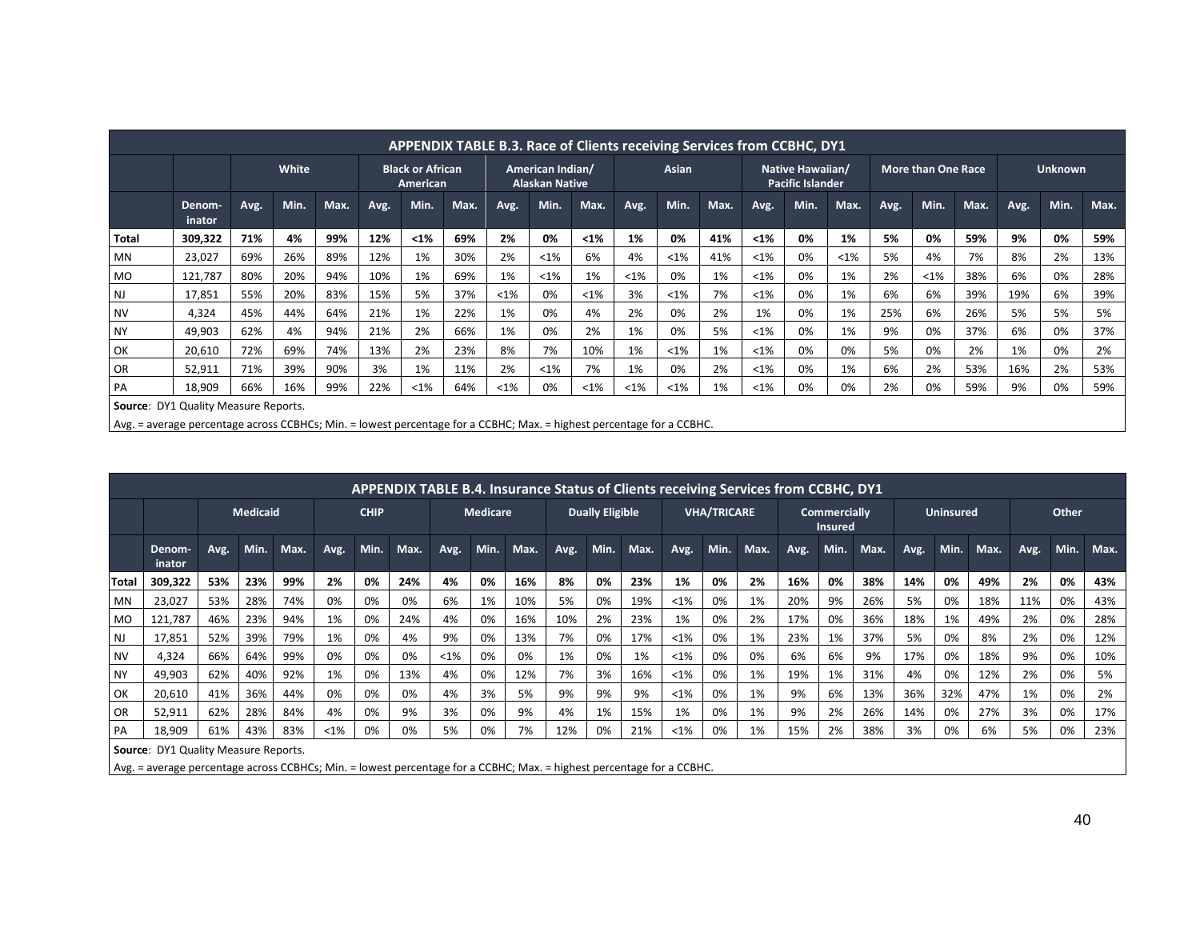| APPENDIX TABLE B.3. Race of Clients receiving Services from CCBHC, DY1 | | | | | | | | | | | | | | | | | | | | | | | |
|---|---|---|---|---|---|---|---|---|---|---|---|---|---|---|---|---|---|---|---|---|---|---|---|
| | | White | | | Black or African American | | | American Indian/ Alaskan Native | | | Asian | | | Native Hawaiian/ Pacific Islander | | | More than One Race | | | Unknown | | | |
| | Denom-inator | Avg. | Min. | Max. | Avg. | Min. | Max. | Avg. | Min. | Max. | Avg. | Min. | Max. | Avg. | Min. | Max. | Avg. | Min. | Max. | Avg. | Min. | Max. | |
| **Total** | **309,322** | **71%** | **4%** | **99%** | **12%** | **<1%** | **69%** | **2%** | **0%** | **<1%** | **1%** | **0%** | **41%** | **<1%** | **0%** | **1%** | **5%** | **0%** | **59%** | **9%** | **0%** | **59%** | |
| MN | 23,027 | 69% | 26% | 89% | 12% | 1% | 30% | 2% | <1% | 6% | 4% | <1% | 41% | <1% | 0% | <1% | 5% | 4% | 7% | 8% | 2% | 13% | |
| MO | 121,787 | 80% | 20% | 94% | 10% | 1% | 69% | 1% | <1% | 1% | <1% | 0% | 1% | <1% | 0% | 1% | 2% | <1% | 38% | 6% | 0% | 28% | |
| NJ | 17,851 | 55% | 20% | 83% | 15% | 5% | 37% | <1% | 0% | <1% | 3% | <1% | 7% | <1% | 0% | 1% | 6% | 6% | 39% | 19% | 6% | 39% | |
| NV | 4,324 | 45% | 44% | 64% | 21% | 1% | 22% | 1% | 0% | 4% | 2% | 0% | 2% | 1% | 0% | 1% | 25% | 6% | 26% | 5% | 5% | 5% | |
| NY | 49,903 | 62% | 4% | 94% | 21% | 2% | 66% | 1% | 0% | 2% | 1% | 0% | 5% | <1% | 0% | 1% | 9% | 0% | 37% | 6% | 0% | 37% | |
| OK | 20,610 | 72% | 69% | 74% | 13% | 2% | 23% | 8% | 7% | 10% | 1% | <1% | 1% | <1% | 0% | 0% | 5% | 0% | 2% | 1% | 0% | 2% | |
| OR | 52,911 | 71% | 39% | 90% | 3% | 1% | 11% | 2% | <1% | 7% | 1% | 0% | 2% | <1% | 0% | 1% | 6% | 2% | 53% | 16% | 2% | 53% | |
| PA | 18,909 | 66% | 16% | 99% | 22% | <1% | 64% | <1% | 0% | <1% | <1% | <1% | 1% | <1% | 0% | 0% | 2% | 0% | 59% | 9% | 0% | 59% | |

**Source**: DY1 Quality Measure Reports.

Avg. = average percentage across CCBHCs; Min. = lowest percentage for a CCBHC; Max. = highest percentage for a CCBHC.

| APPENDIX TABLE B.4. Insurance Status of Clients receiving Services from CCBHC, DY1 | | | | | | | | | | | | | | | | | | | | | | | | | |
|---|---|---|---|---|---|---|---|---|---|---|---|---|---|---|---|---|---|---|---|---|---|---|---|---|---|
| | | Medicaid | | | CHIP | | | Medicare | | | Dually Eligible | | | VHA/TRICARE | | | Commercially Insured | | | Uninsured | | | Other | | |
| | Denom-inator | Avg. | Min. | Max. | Avg. | Min. | Max. | Avg. | Min. | Max. | Avg. | Min. | Max. | Avg. | Min. | Max. | Avg. | Min. | Max. | Avg. | Min. | Max. | Avg. | Min. | Max. |
| **Total** | **309,322** | **53%** | **23%** | **99%** | **2%** | **0%** | **24%** | **4%** | **0%** | **16%** | **8%** | **0%** | **23%** | **1%** | **0%** | **2%** | **16%** | **0%** | **38%** | **14%** | **0%** | **49%** | **2%** | **0%** | **43%** |
| MN | 23,027 | 53% | 28% | 74% | 0% | 0% | 0% | 6% | 1% | 10% | 5% | 0% | 19% | <1% | 0% | 1% | 20% | 9% | 26% | 5% | 0% | 18% | 11% | 0% | 43% |
| MO | 121,787 | 46% | 23% | 94% | 1% | 0% | 24% | 4% | 0% | 16% | 10% | 2% | 23% | 1% | 0% | 2% | 17% | 0% | 36% | 18% | 1% | 49% | 2% | 0% | 28% |
| NJ | 17,851 | 52% | 39% | 79% | 1% | 0% | 4% | 9% | 0% | 13% | 7% | 0% | 17% | <1% | 0% | 1% | 23% | 1% | 37% | 5% | 0% | 8% | 2% | 0% | 12% |
| NV | 4,324 | 66% | 64% | 99% | 0% | 0% | 0% | <1% | 0% | 0% | 1% | 0% | 1% | <1% | 0% | 0% | 6% | 6% | 9% | 17% | 0% | 18% | 9% | 0% | 10% |
| NY | 49,903 | 62% | 40% | 92% | 1% | 0% | 13% | 4% | 0% | 12% | 7% | 3% | 16% | <1% | 0% | 1% | 19% | 1% | 31% | 4% | 0% | 12% | 2% | 0% | 5% |
| OK | 20,610 | 41% | 36% | 44% | 0% | 0% | 0% | 4% | 3% | 5% | 9% | 9% | 9% | <1% | 0% | 1% | 9% | 6% | 13% | 36% | 32% | 47% | 1% | 0% | 2% |
| OR | 52,911 | 62% | 28% | 84% | 4% | 0% | 9% | 3% | 0% | 9% | 4% | 1% | 15% | 1% | 0% | 1% | 9% | 2% | 26% | 14% | 0% | 27% | 3% | 0% | 17% |
| PA | 18,909 | 61% | 43% | 83% | <1% | 0% | 0% | 5% | 0% | 7% | 12% | 0% | 21% | <1% | 0% | 1% | 15% | 2% | 38% | 3% | 0% | 6% | 5% | 0% | 23% |

**Source**: DY1 Quality Measure Reports.

Avg. = average percentage across CCBHCs; Min. = lowest percentage for a CCBHC; Max. = highest percentage for a CCBHC.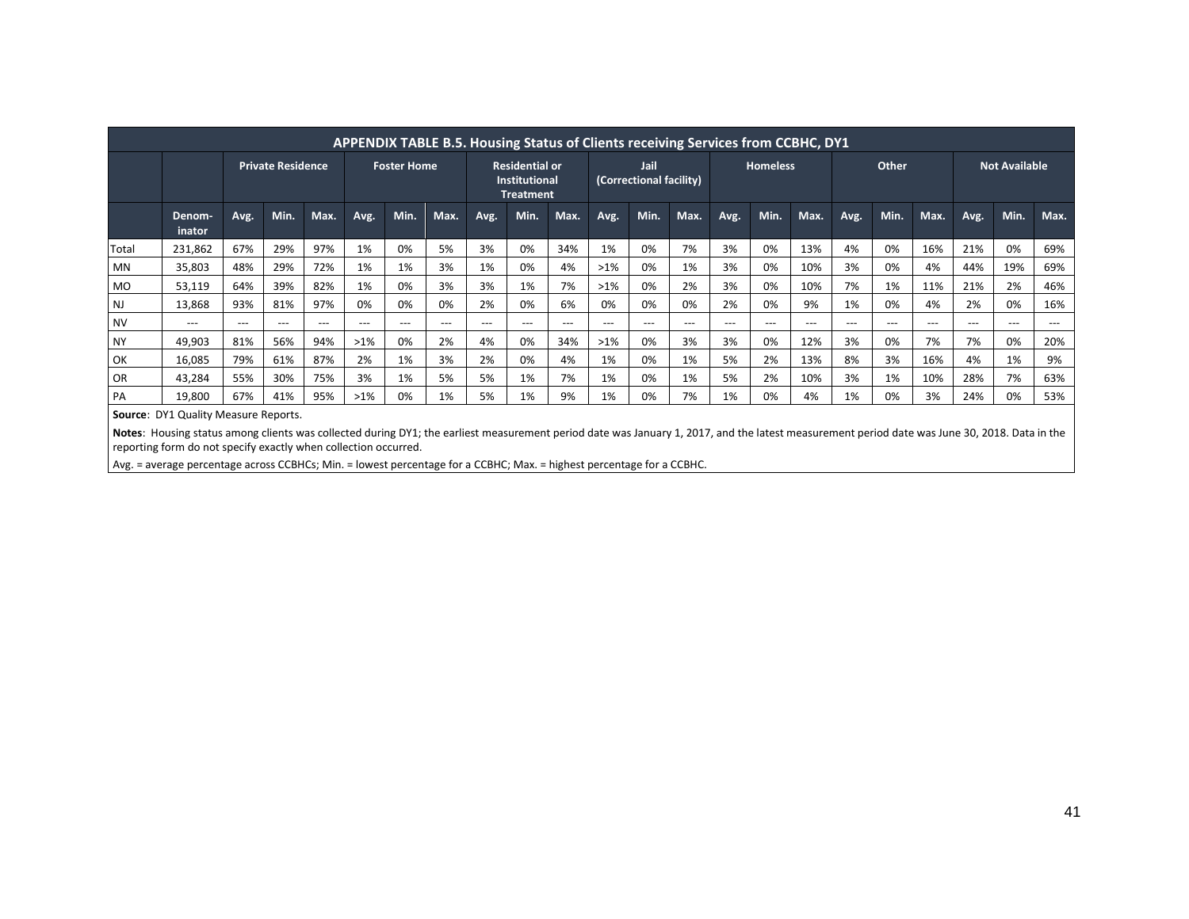| APPENDIX TABLE B.5. Housing Status of Clients receiving Services from CCBHC, DY1 | | | | | | | | | | | | | | | | | | | | | | |
|---|---|---|---|---|---|---|---|---|---|---|---|---|---|---|---|---|---|---|---|---|---|---|
| | | Private Residence | | | Foster Home | | | Residential or Institutional Treatment | | | Jail (Correctional facility) | | | Homeless | | | Other | | | Not Available | | |
| | Denom-inator | Avg. | Min. | Max. | Avg. | Min. | Max. | Avg. | Min. | Max. | Avg. | Min. | Max. | Avg. | Min. | Max. | Avg. | Min. | Max. | Avg. | Min. | Max. |
| Total | 231,862 | 67% | 29% | 97% | 1% | 0% | 5% | 3% | 0% | 34% | 1% | 0% | 7% | 3% | 0% | 13% | 4% | 0% | 16% | 21% | 0% | 69% |
| MN | 35,803 | 48% | 29% | 72% | 1% | 1% | 3% | 1% | 0% | 4% | >1% | 0% | 1% | 3% | 0% | 10% | 3% | 0% | 4% | 44% | 19% | 69% |
| MO | 53,119 | 64% | 39% | 82% | 1% | 0% | 3% | 3% | 1% | 7% | >1% | 0% | 2% | 3% | 0% | 10% | 7% | 1% | 11% | 21% | 2% | 46% |
| NJ | 13,868 | 93% | 81% | 97% | 0% | 0% | 0% | 2% | 0% | 6% | 0% | 0% | 0% | 2% | 0% | 9% | 1% | 0% | 4% | 2% | 0% | 16% |
| NV | --- | --- | --- | --- | --- | --- | --- | --- | --- | --- | --- | --- | --- | --- | --- | --- | --- | --- | --- | --- | --- | --- |
| NY | 49,903 | 81% | 56% | 94% | >1% | 0% | 2% | 4% | 0% | 34% | >1% | 0% | 3% | 3% | 0% | 12% | 3% | 0% | 7% | 7% | 0% | 20% |
| OK | 16,085 | 79% | 61% | 87% | 2% | 1% | 3% | 2% | 0% | 4% | 1% | 0% | 1% | 5% | 2% | 13% | 8% | 3% | 16% | 4% | 1% | 9% |
| OR | 43,284 | 55% | 30% | 75% | 3% | 1% | 5% | 5% | 1% | 7% | 1% | 0% | 1% | 5% | 2% | 10% | 3% | 1% | 10% | 28% | 7% | 63% |
| PA | 19,800 | 67% | 41% | 95% | >1% | 0% | 1% | 5% | 1% | 9% | 1% | 0% | 7% | 1% | 0% | 4% | 1% | 0% | 3% | 24% | 0% | 53% |

**Source**: DY1 Quality Measure Reports.

**Notes**: Housing status among clients was collected during DY1; the earliest measurement period date was January 1, 2017, and the latest measurement period date was June 30, 2018. Data in the reporting form do not specify exactly when collection occurred.

Avg. = average percentage across CCBHCs; Min. = lowest percentage for a CCBHC; Max. = highest percentage for a CCBHC.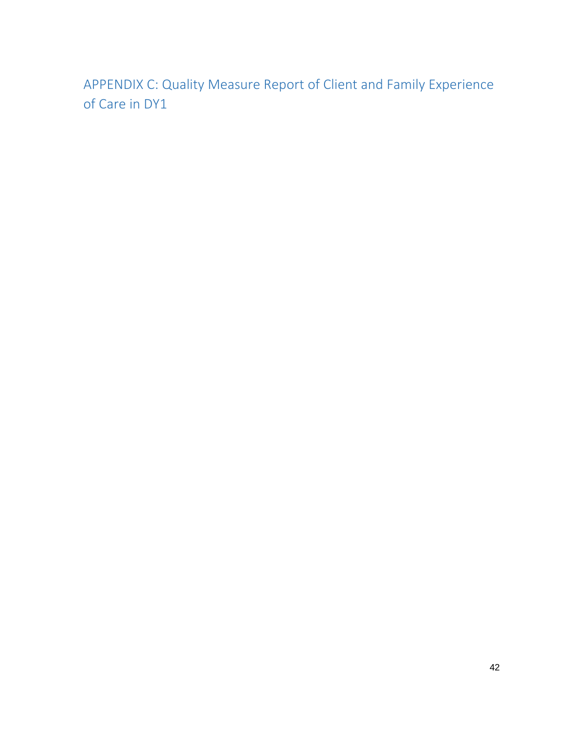# APPENDIX C: Quality Measure Report of Client and Family Experience of Care in DY1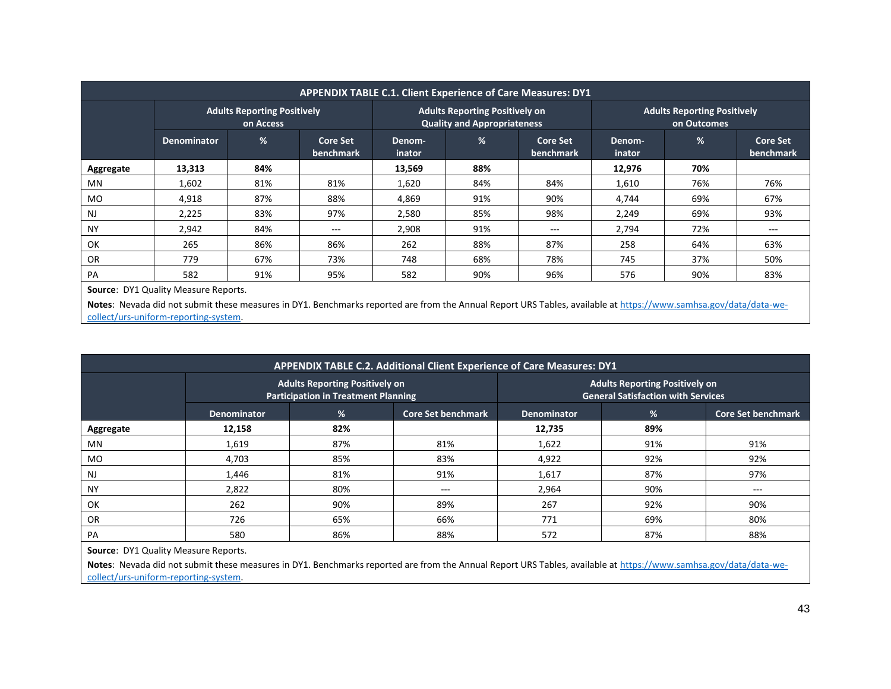| APPENDIX TABLE C.1. Client Experience of Care Measures: DY1 | | | | | | | | | |
|---|---|---|---|---|---|---|---|---|---|
| | Adults Reporting Positively on Access | | | Adults Reporting Positively on Quality and Appropriateness | | | Adults Reporting Positively on Outcomes | | |
| | Denominator | % | Core Set benchmark | Denom-inator | % | Core Set benchmark | Denom-inator | % | Core Set benchmark |
| **Aggregate** | **13,313** | **84%** | | **13,569** | **88%** | | **12,976** | **70%** | |
| MN | 1,602 | 81% | 81% | 1,620 | 84% | 84% | 1,610 | 76% | 76% |
| MO | 4,918 | 87% | 88% | 4,869 | 91% | 90% | 4,744 | 69% | 67% |
| NJ | 2,225 | 83% | 97% | 2,580 | 85% | 98% | 2,249 | 69% | 93% |
| NY | 2,942 | 84% | --- | 2,908 | 91% | --- | 2,794 | 72% | --- |
| OK | 265 | 86% | 86% | 262 | 88% | 87% | 258 | 64% | 63% |
| OR | 779 | 67% | 73% | 748 | 68% | 78% | 745 | 37% | 50% |
| PA | 582 | 91% | 95% | 582 | 90% | 96% | 576 | 90% | 83% |

**Source**: DY1 Quality Measure Reports.

**Notes**: Nevada did not submit these measures in DY1. Benchmarks reported are from the Annual Report URS Tables, available at https://www.samhsa.gov/data/data-we-collect/urs-uniform-reporting-system.

| APPENDIX TABLE C.2. Additional Client Experience of Care Measures: DY1 | | | | | | |
|---|---|---|---|---|---|---|
| | Adults Reporting Positively on Participation in Treatment Planning | | | Adults Reporting Positively on General Satisfaction with Services | | |
| | Denominator | % | Core Set benchmark | Denominator | % | Core Set benchmark |
| **Aggregate** | **12,158** | **82%** | | **12,735** | **89%** | |
| MN | 1,619 | 87% | 81% | 1,622 | 91% | 91% |
| MO | 4,703 | 85% | 83% | 4,922 | 92% | 92% |
| NJ | 1,446 | 81% | 91% | 1,617 | 87% | 97% |
| NY | 2,822 | 80% | --- | 2,964 | 90% | --- |
| OK | 262 | 90% | 89% | 267 | 92% | 90% |
| OR | 726 | 65% | 66% | 771 | 69% | 80% |
| PA | 580 | 86% | 88% | 572 | 87% | 88% |

**Source**: DY1 Quality Measure Reports.

**Notes**: Nevada did not submit these measures in DY1. Benchmarks reported are from the Annual Report URS Tables, available at https://www.samhsa.gov/data/data-we-collect/urs-uniform-reporting-system.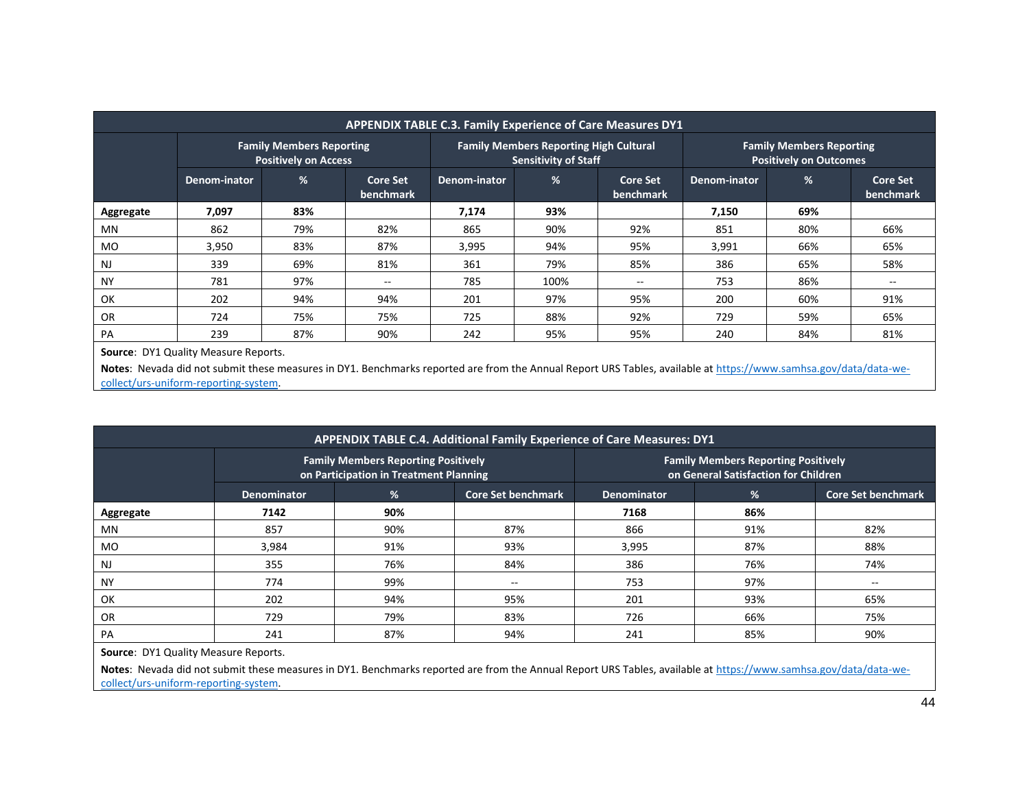| APPENDIX TABLE C.3. Family Experience of Care Measures DY1 | | | | | | | | | |
|---|---|---|---|---|---|---|---|---|---|
| | Family Members Reporting Positively on Access | | | Family Members Reporting High Cultural Sensitivity of Staff | | | Family Members Reporting Positively on Outcomes | | |
| | Denom-inator | % | Core Set benchmark | Denom-inator | % | Core Set benchmark | Denom-inator | % | Core Set benchmark |
| **Aggregate** | **7,097** | **83%** | | **7,174** | **93%** | | **7,150** | **69%** | |
| MN | 862 | 79% | 82% | 865 | 90% | 92% | 851 | 80% | 66% |
| MO | 3,950 | 83% | 87% | 3,995 | 94% | 95% | 3,991 | 66% | 65% |
| NJ | 339 | 69% | 81% | 361 | 79% | 85% | 386 | 65% | 58% |
| NY | 781 | 97% | -- | 785 | 100% | -- | 753 | 86% | -- |
| OK | 202 | 94% | 94% | 201 | 97% | 95% | 200 | 60% | 91% |
| OR | 724 | 75% | 75% | 725 | 88% | 92% | 729 | 59% | 65% |
| PA | 239 | 87% | 90% | 242 | 95% | 95% | 240 | 84% | 81% |

**Source**: DY1 Quality Measure Reports.

**Notes**: Nevada did not submit these measures in DY1. Benchmarks reported are from the Annual Report URS Tables, available at https://www.samhsa.gov/data/data-we-collect/urs-uniform-reporting-system.

| APPENDIX TABLE C.4. Additional Family Experience of Care Measures: DY1 | | | | | | |
|---|---|---|---|---|---|---|
| | Family Members Reporting Positively on Participation in Treatment Planning | | | Family Members Reporting Positively on General Satisfaction for Children | | |
| | Denominator | % | Core Set benchmark | Denominator | % | Core Set benchmark |
| **Aggregate** | **7142** | **90%** | | **7168** | **86%** | |
| MN | 857 | 90% | 87% | 866 | 91% | 82% |
| MO | 3,984 | 91% | 93% | 3,995 | 87% | 88% |
| NJ | 355 | 76% | 84% | 386 | 76% | 74% |
| NY | 774 | 99% | -- | 753 | 97% | -- |
| OK | 202 | 94% | 95% | 201 | 93% | 65% |
| OR | 729 | 79% | 83% | 726 | 66% | 75% |
| PA | 241 | 87% | 94% | 241 | 85% | 90% |

**Source**: DY1 Quality Measure Reports.

**Notes**: Nevada did not submit these measures in DY1. Benchmarks reported are from the Annual Report URS Tables, available at https://www.samhsa.gov/data/data-we-collect/urs-uniform-reporting-system.